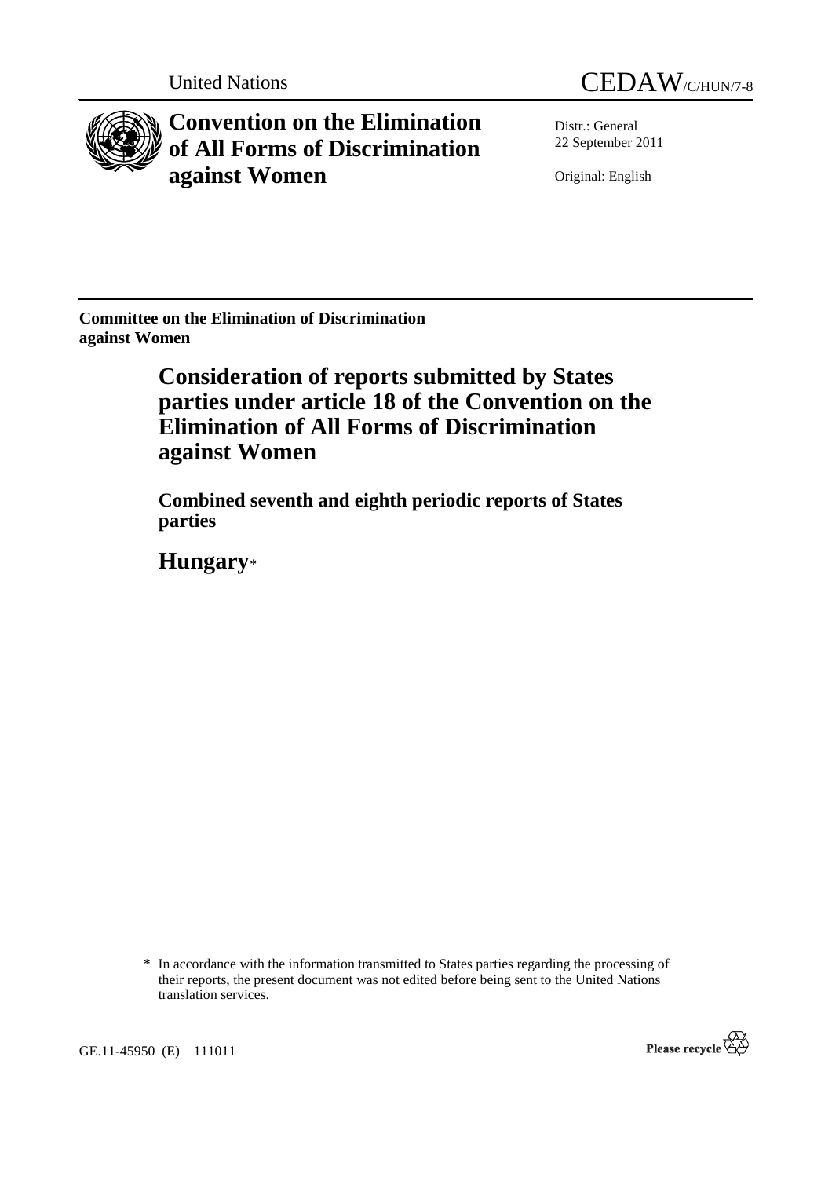United Nations

CEDAW/C/HUN/7-8

# Convention on the Elimination of All Forms of Discrimination against Women

Distr.: General
22 September 2011

Original: English

**Committee on the Elimination of Discrimination against Women**

## Consideration of reports submitted by States parties under article 18 of the Convention on the Elimination of All Forms of Discrimination against Women

### Combined seventh and eighth periodic reports of States parties

## Hungary*

\* In accordance with the information transmitted to States parties regarding the processing of their reports, the present document was not edited before being sent to the United Nations translation services.

GE.11-45950 (E) 111011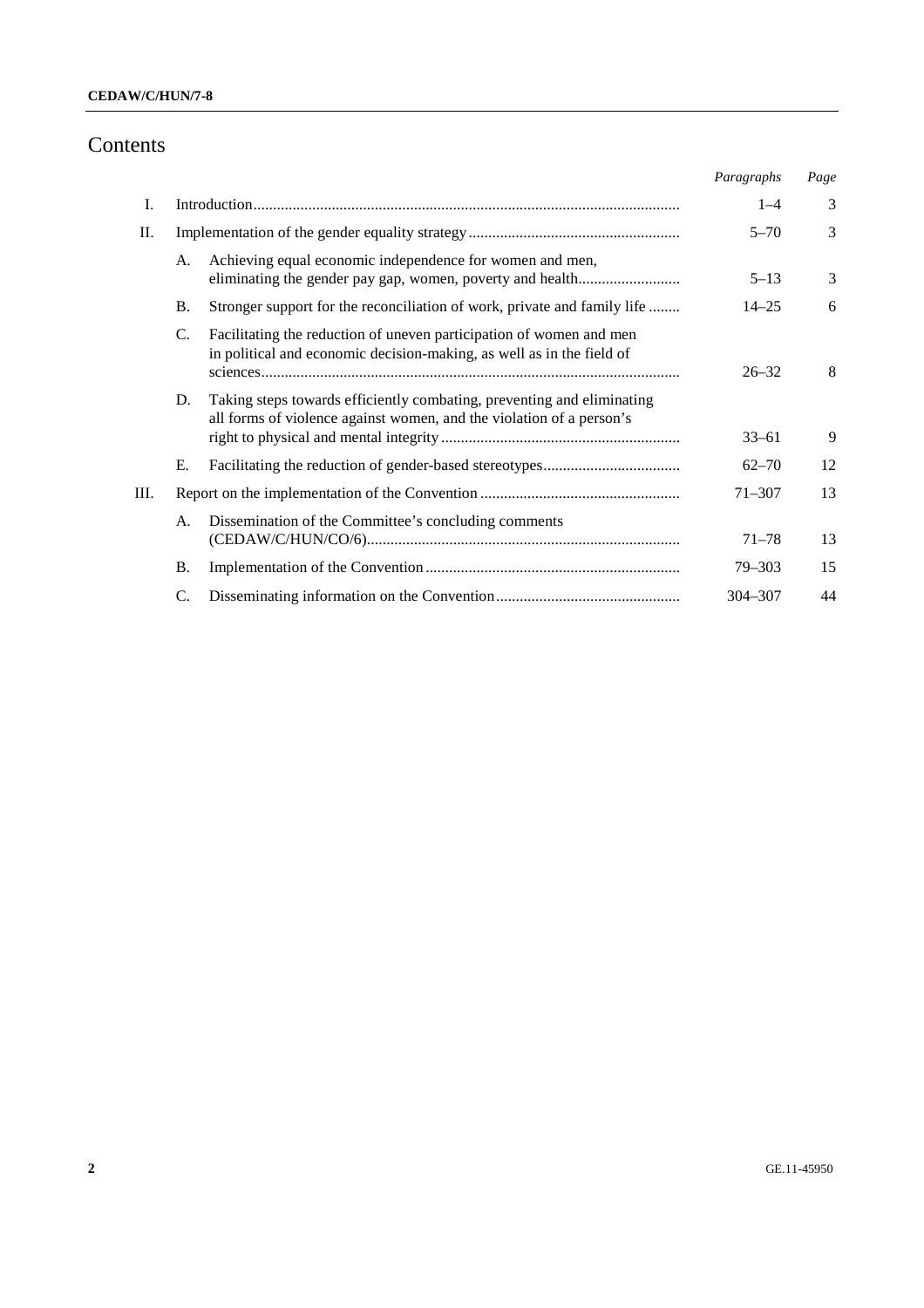# Contents

| | | | *Paragraphs* | *Page* |
|---|---|---|---|---|
| I. | | Introduction | 1–4 | 3 |
| II. | | Implementation of the gender equality strategy | 5–70 | 3 |
| | A. | Achieving equal economic independence for women and men, eliminating the gender pay gap, women, poverty and health | 5–13 | 3 |
| | B. | Stronger support for the reconciliation of work, private and family life | 14–25 | 6 |
| | C. | Facilitating the reduction of uneven participation of women and men in political and economic decision-making, as well as in the field of sciences | 26–32 | 8 |
| | D. | Taking steps towards efficiently combating, preventing and eliminating all forms of violence against women, and the violation of a person's right to physical and mental integrity | 33–61 | 9 |
| | E. | Facilitating the reduction of gender-based stereotypes | 62–70 | 12 |
| III. | | Report on the implementation of the Convention | 71–307 | 13 |
| | A. | Dissemination of the Committee's concluding comments (CEDAW/C/HUN/CO/6) | 71–78 | 13 |
| | B. | Implementation of the Convention | 79–303 | 15 |
| | C. | Disseminating information on the Convention | 304–307 | 44 |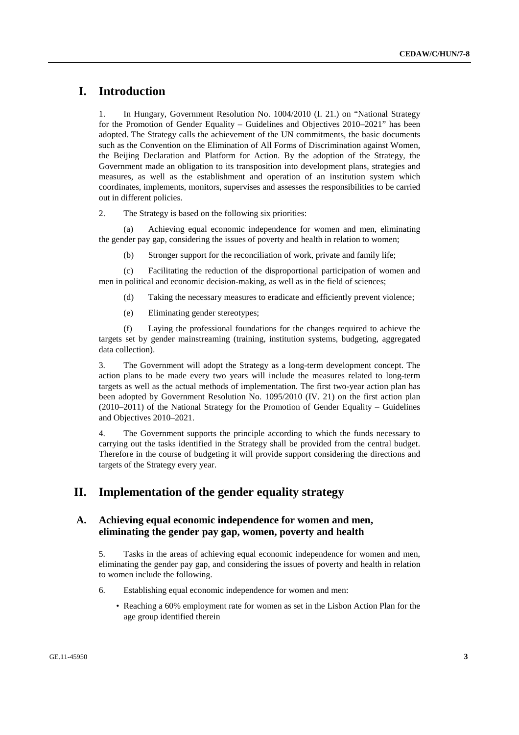# I. Introduction

1. In Hungary, Government Resolution No. 1004/2010 (I. 21.) on "National Strategy for the Promotion of Gender Equality – Guidelines and Objectives 2010–2021" has been adopted. The Strategy calls the achievement of the UN commitments, the basic documents such as the Convention on the Elimination of All Forms of Discrimination against Women, the Beijing Declaration and Platform for Action. By the adoption of the Strategy, the Government made an obligation to its transposition into development plans, strategies and measures, as well as the establishment and operation of an institution system which coordinates, implements, monitors, supervises and assesses the responsibilities to be carried out in different policies.

2. The Strategy is based on the following six priorities:

(a) Achieving equal economic independence for women and men, eliminating the gender pay gap, considering the issues of poverty and health in relation to women;

(b) Stronger support for the reconciliation of work, private and family life;

(c) Facilitating the reduction of the disproportional participation of women and men in political and economic decision-making, as well as in the field of sciences;

(d) Taking the necessary measures to eradicate and efficiently prevent violence;

(e) Eliminating gender stereotypes;

(f) Laying the professional foundations for the changes required to achieve the targets set by gender mainstreaming (training, institution systems, budgeting, aggregated data collection).

3. The Government will adopt the Strategy as a long-term development concept. The action plans to be made every two years will include the measures related to long-term targets as well as the actual methods of implementation. The first two-year action plan has been adopted by Government Resolution No. 1095/2010 (IV. 21) on the first action plan (2010–2011) of the National Strategy for the Promotion of Gender Equality – Guidelines and Objectives 2010–2021.

4. The Government supports the principle according to which the funds necessary to carrying out the tasks identified in the Strategy shall be provided from the central budget. Therefore in the course of budgeting it will provide support considering the directions and targets of the Strategy every year.

# II. Implementation of the gender equality strategy

## A. Achieving equal economic independence for women and men, eliminating the gender pay gap, women, poverty and health

5. Tasks in the areas of achieving equal economic independence for women and men, eliminating the gender pay gap, and considering the issues of poverty and health in relation to women include the following.

6. Establishing equal economic independence for women and men:

- Reaching a 60% employment rate for women as set in the Lisbon Action Plan for the age group identified therein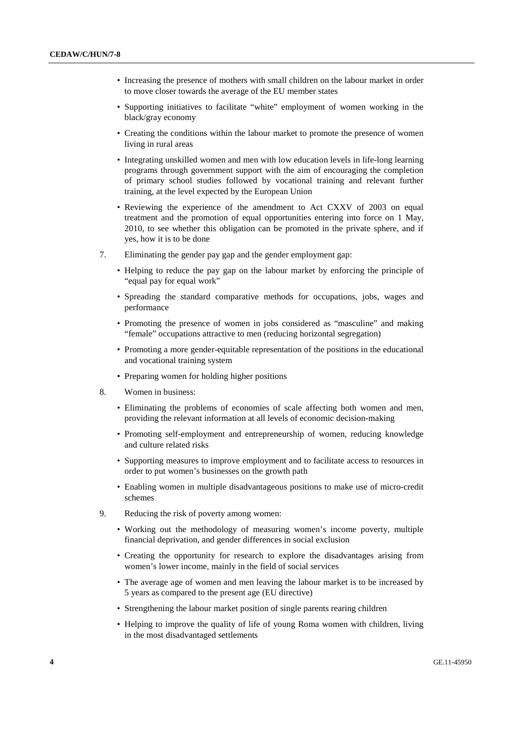- Increasing the presence of mothers with small children on the labour market in order to move closer towards the average of the EU member states
- Supporting initiatives to facilitate "white" employment of women working in the black/gray economy
- Creating the conditions within the labour market to promote the presence of women living in rural areas
- Integrating unskilled women and men with low education levels in life-long learning programs through government support with the aim of encouraging the completion of primary school studies followed by vocational training and relevant further training, at the level expected by the European Union
- Reviewing the experience of the amendment to Act CXXV of 2003 on equal treatment and the promotion of equal opportunities entering into force on 1 May, 2010, to see whether this obligation can be promoted in the private sphere, and if yes, how it is to be done

7. Eliminating the gender pay gap and the gender employment gap:

- Helping to reduce the pay gap on the labour market by enforcing the principle of "equal pay for equal work"
- Spreading the standard comparative methods for occupations, jobs, wages and performance
- Promoting the presence of women in jobs considered as "masculine" and making "female" occupations attractive to men (reducing horizontal segregation)
- Promoting a more gender-equitable representation of the positions in the educational and vocational training system
- Preparing women for holding higher positions

8. Women in business:

- Eliminating the problems of economies of scale affecting both women and men, providing the relevant information at all levels of economic decision-making
- Promoting self-employment and entrepreneurship of women, reducing knowledge and culture related risks
- Supporting measures to improve employment and to facilitate access to resources in order to put women's businesses on the growth path
- Enabling women in multiple disadvantageous positions to make use of micro-credit schemes

9. Reducing the risk of poverty among women:

- Working out the methodology of measuring women's income poverty, multiple financial deprivation, and gender differences in social exclusion
- Creating the opportunity for research to explore the disadvantages arising from women's lower income, mainly in the field of social services
- The average age of women and men leaving the labour market is to be increased by 5 years as compared to the present age (EU directive)
- Strengthening the labour market position of single parents rearing children
- Helping to improve the quality of life of young Roma women with children, living in the most disadvantaged settlements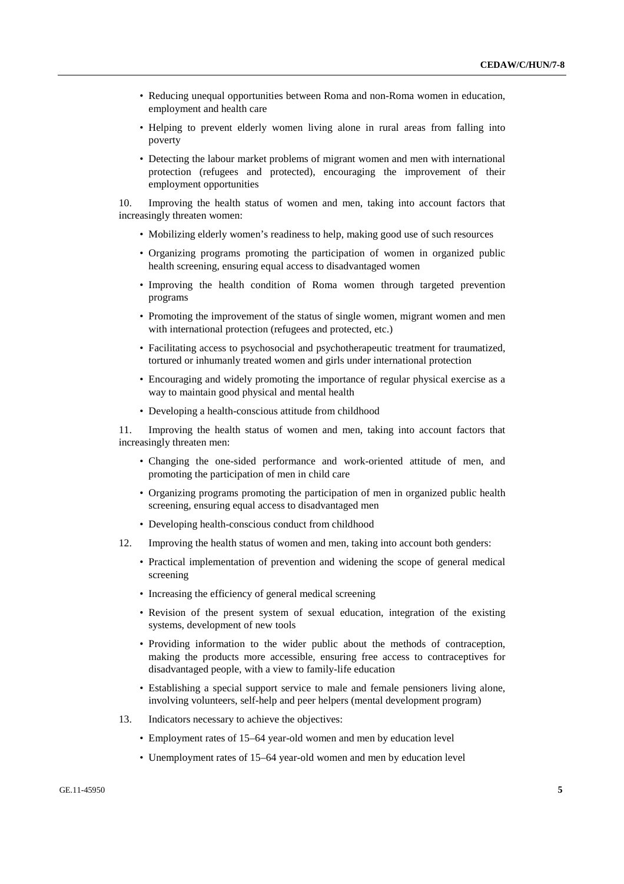- Reducing unequal opportunities between Roma and non-Roma women in education, employment and health care
- Helping to prevent elderly women living alone in rural areas from falling into poverty
- Detecting the labour market problems of migrant women and men with international protection (refugees and protected), encouraging the improvement of their employment opportunities

10. Improving the health status of women and men, taking into account factors that increasingly threaten women:

- Mobilizing elderly women's readiness to help, making good use of such resources
- Organizing programs promoting the participation of women in organized public health screening, ensuring equal access to disadvantaged women
- Improving the health condition of Roma women through targeted prevention programs
- Promoting the improvement of the status of single women, migrant women and men with international protection (refugees and protected, etc.)
- Facilitating access to psychosocial and psychotherapeutic treatment for traumatized, tortured or inhumanly treated women and girls under international protection
- Encouraging and widely promoting the importance of regular physical exercise as a way to maintain good physical and mental health
- Developing a health-conscious attitude from childhood

11. Improving the health status of women and men, taking into account factors that increasingly threaten men:

- Changing the one-sided performance and work-oriented attitude of men, and promoting the participation of men in child care
- Organizing programs promoting the participation of men in organized public health screening, ensuring equal access to disadvantaged men
- Developing health-conscious conduct from childhood

12. Improving the health status of women and men, taking into account both genders:

- Practical implementation of prevention and widening the scope of general medical screening
- Increasing the efficiency of general medical screening
- Revision of the present system of sexual education, integration of the existing systems, development of new tools
- Providing information to the wider public about the methods of contraception, making the products more accessible, ensuring free access to contraceptives for disadvantaged people, with a view to family-life education
- Establishing a special support service to male and female pensioners living alone, involving volunteers, self-help and peer helpers (mental development program)

13. Indicators necessary to achieve the objectives:

- Employment rates of 15–64 year-old women and men by education level
- Unemployment rates of 15–64 year-old women and men by education level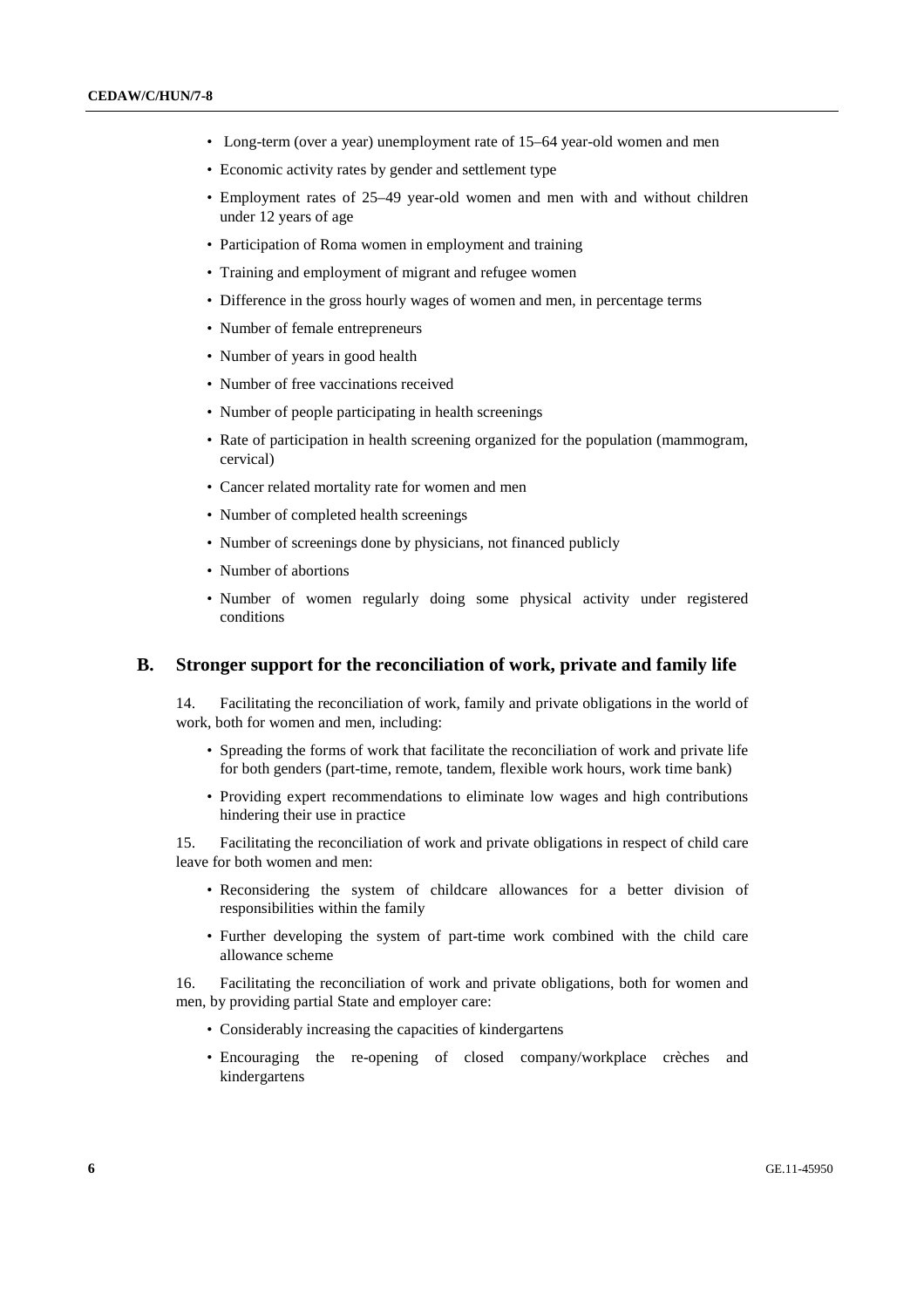- Long-term (over a year) unemployment rate of 15–64 year-old women and men
- Economic activity rates by gender and settlement type
- Employment rates of 25–49 year-old women and men with and without children under 12 years of age
- Participation of Roma women in employment and training
- Training and employment of migrant and refugee women
- Difference in the gross hourly wages of women and men, in percentage terms
- Number of female entrepreneurs
- Number of years in good health
- Number of free vaccinations received
- Number of people participating in health screenings
- Rate of participation in health screening organized for the population (mammogram, cervical)
- Cancer related mortality rate for women and men
- Number of completed health screenings
- Number of screenings done by physicians, not financed publicly
- Number of abortions
- Number of women regularly doing some physical activity under registered conditions

## B. Stronger support for the reconciliation of work, private and family life

14. Facilitating the reconciliation of work, family and private obligations in the world of work, both for women and men, including:

- Spreading the forms of work that facilitate the reconciliation of work and private life for both genders (part-time, remote, tandem, flexible work hours, work time bank)
- Providing expert recommendations to eliminate low wages and high contributions hindering their use in practice

15. Facilitating the reconciliation of work and private obligations in respect of child care leave for both women and men:

- Reconsidering the system of childcare allowances for a better division of responsibilities within the family
- Further developing the system of part-time work combined with the child care allowance scheme

16. Facilitating the reconciliation of work and private obligations, both for women and men, by providing partial State and employer care:

- Considerably increasing the capacities of kindergartens
- Encouraging the re-opening of closed company/workplace crèches and kindergartens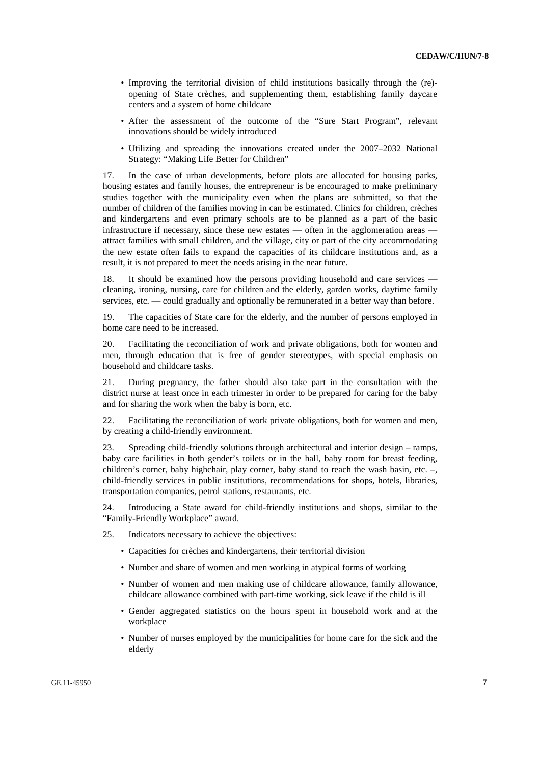- Improving the territorial division of child institutions basically through the (re)-opening of State crèches, and supplementing them, establishing family daycare centers and a system of home childcare
- After the assessment of the outcome of the "Sure Start Program", relevant innovations should be widely introduced
- Utilizing and spreading the innovations created under the 2007–2032 National Strategy: "Making Life Better for Children"

17. In the case of urban developments, before plots are allocated for housing parks, housing estates and family houses, the entrepreneur is be encouraged to make preliminary studies together with the municipality even when the plans are submitted, so that the number of children of the families moving in can be estimated. Clinics for children, crèches and kindergartens and even primary schools are to be planned as a part of the basic infrastructure if necessary, since these new estates — often in the agglomeration areas — attract families with small children, and the village, city or part of the city accommodating the new estate often fails to expand the capacities of its childcare institutions and, as a result, it is not prepared to meet the needs arising in the near future.

18. It should be examined how the persons providing household and care services — cleaning, ironing, nursing, care for children and the elderly, garden works, daytime family services, etc. — could gradually and optionally be remunerated in a better way than before.

19. The capacities of State care for the elderly, and the number of persons employed in home care need to be increased.

20. Facilitating the reconciliation of work and private obligations, both for women and men, through education that is free of gender stereotypes, with special emphasis on household and childcare tasks.

21. During pregnancy, the father should also take part in the consultation with the district nurse at least once in each trimester in order to be prepared for caring for the baby and for sharing the work when the baby is born, etc.

22. Facilitating the reconciliation of work private obligations, both for women and men, by creating a child-friendly environment.

23. Spreading child-friendly solutions through architectural and interior design – ramps, baby care facilities in both gender's toilets or in the hall, baby room for breast feeding, children's corner, baby highchair, play corner, baby stand to reach the wash basin, etc. –, child-friendly services in public institutions, recommendations for shops, hotels, libraries, transportation companies, petrol stations, restaurants, etc.

24. Introducing a State award for child-friendly institutions and shops, similar to the "Family-Friendly Workplace" award.

25. Indicators necessary to achieve the objectives:

- Capacities for crèches and kindergartens, their territorial division
- Number and share of women and men working in atypical forms of working
- Number of women and men making use of childcare allowance, family allowance, childcare allowance combined with part-time working, sick leave if the child is ill
- Gender aggregated statistics on the hours spent in household work and at the workplace
- Number of nurses employed by the municipalities for home care for the sick and the elderly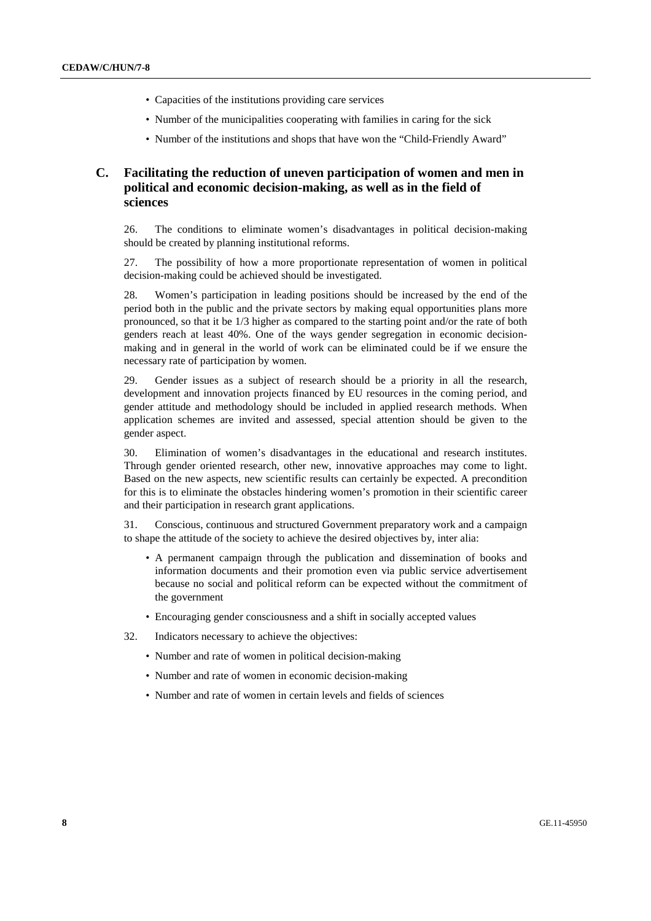- Capacities of the institutions providing care services
- Number of the municipalities cooperating with families in caring for the sick
- Number of the institutions and shops that have won the “Child-Friendly Award”

## C. Facilitating the reduction of uneven participation of women and men in political and economic decision-making, as well as in the field of sciences

26. The conditions to eliminate women’s disadvantages in political decision-making should be created by planning institutional reforms.

27. The possibility of how a more proportionate representation of women in political decision-making could be achieved should be investigated.

28. Women’s participation in leading positions should be increased by the end of the period both in the public and the private sectors by making equal opportunities plans more pronounced, so that it be 1/3 higher as compared to the starting point and/or the rate of both genders reach at least 40%. One of the ways gender segregation in economic decision-making and in general in the world of work can be eliminated could be if we ensure the necessary rate of participation by women.

29. Gender issues as a subject of research should be a priority in all the research, development and innovation projects financed by EU resources in the coming period, and gender attitude and methodology should be included in applied research methods. When application schemes are invited and assessed, special attention should be given to the gender aspect.

30. Elimination of women’s disadvantages in the educational and research institutes. Through gender oriented research, other new, innovative approaches may come to light. Based on the new aspects, new scientific results can certainly be expected. A precondition for this is to eliminate the obstacles hindering women’s promotion in their scientific career and their participation in research grant applications.

31. Conscious, continuous and structured Government preparatory work and a campaign to shape the attitude of the society to achieve the desired objectives by, inter alia:

- A permanent campaign through the publication and dissemination of books and information documents and their promotion even via public service advertisement because no social and political reform can be expected without the commitment of the government
- Encouraging gender consciousness and a shift in socially accepted values

32. Indicators necessary to achieve the objectives:

- Number and rate of women in political decision-making
- Number and rate of women in economic decision-making
- Number and rate of women in certain levels and fields of sciences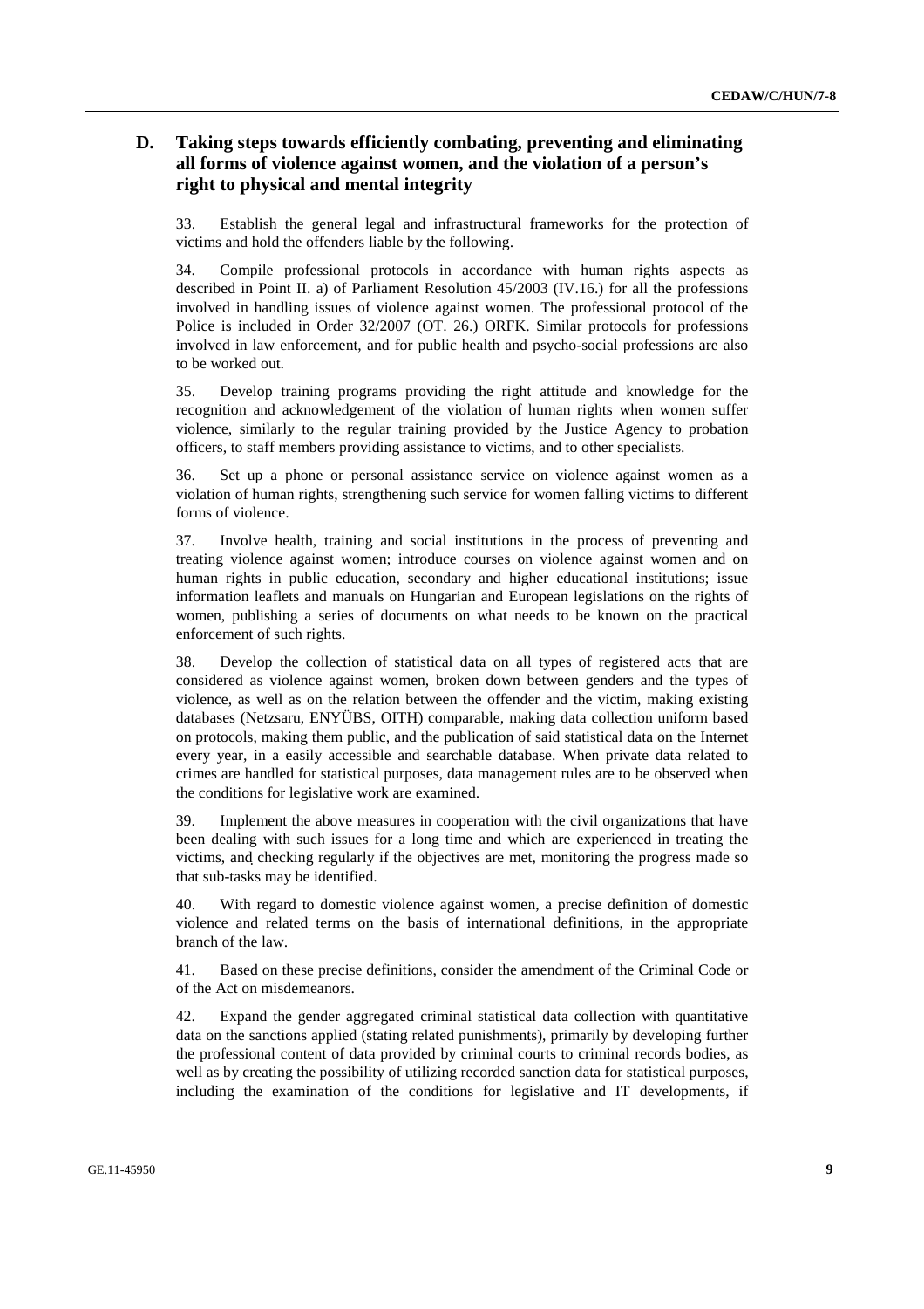## D. Taking steps towards efficiently combating, preventing and eliminating all forms of violence against women, and the violation of a person's right to physical and mental integrity

33. Establish the general legal and infrastructural frameworks for the protection of victims and hold the offenders liable by the following.

34. Compile professional protocols in accordance with human rights aspects as described in Point II. a) of Parliament Resolution 45/2003 (IV.16.) for all the professions involved in handling issues of violence against women. The professional protocol of the Police is included in Order 32/2007 (OT. 26.) ORFK. Similar protocols for professions involved in law enforcement, and for public health and psycho-social professions are also to be worked out.

35. Develop training programs providing the right attitude and knowledge for the recognition and acknowledgement of the violation of human rights when women suffer violence, similarly to the regular training provided by the Justice Agency to probation officers, to staff members providing assistance to victims, and to other specialists.

36. Set up a phone or personal assistance service on violence against women as a violation of human rights, strengthening such service for women falling victims to different forms of violence.

37. Involve health, training and social institutions in the process of preventing and treating violence against women; introduce courses on violence against women and on human rights in public education, secondary and higher educational institutions; issue information leaflets and manuals on Hungarian and European legislations on the rights of women, publishing a series of documents on what needs to be known on the practical enforcement of such rights.

38. Develop the collection of statistical data on all types of registered acts that are considered as violence against women, broken down between genders and the types of violence, as well as on the relation between the offender and the victim, making existing databases (Netzsaru, ENYÜBS, OITH) comparable, making data collection uniform based on protocols, making them public, and the publication of said statistical data on the Internet every year, in a easily accessible and searchable database. When private data related to crimes are handled for statistical purposes, data management rules are to be observed when the conditions for legislative work are examined.

39. Implement the above measures in cooperation with the civil organizations that have been dealing with such issues for a long time and which are experienced in treating the victims, and checking regularly if the objectives are met, monitoring the progress made so that sub-tasks may be identified.

40. With regard to domestic violence against women, a precise definition of domestic violence and related terms on the basis of international definitions, in the appropriate branch of the law.

41. Based on these precise definitions, consider the amendment of the Criminal Code or of the Act on misdemeanors.

42. Expand the gender aggregated criminal statistical data collection with quantitative data on the sanctions applied (stating related punishments), primarily by developing further the professional content of data provided by criminal courts to criminal records bodies, as well as by creating the possibility of utilizing recorded sanction data for statistical purposes, including the examination of the conditions for legislative and IT developments, if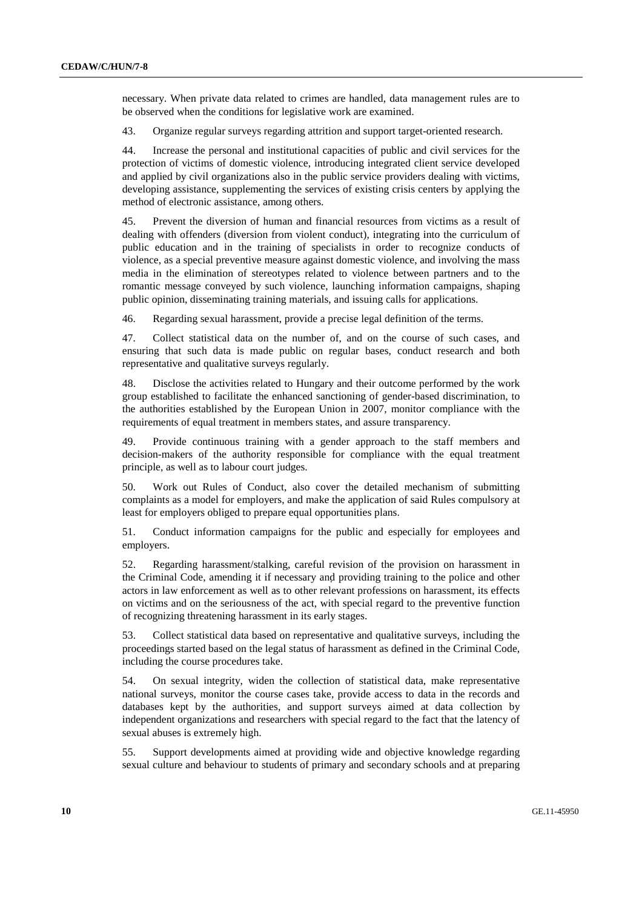necessary. When private data related to crimes are handled, data management rules are to be observed when the conditions for legislative work are examined.

43. Organize regular surveys regarding attrition and support target-oriented research.

44. Increase the personal and institutional capacities of public and civil services for the protection of victims of domestic violence, introducing integrated client service developed and applied by civil organizations also in the public service providers dealing with victims, developing assistance, supplementing the services of existing crisis centers by applying the method of electronic assistance, among others.

45. Prevent the diversion of human and financial resources from victims as a result of dealing with offenders (diversion from violent conduct), integrating into the curriculum of public education and in the training of specialists in order to recognize conducts of violence, as a special preventive measure against domestic violence, and involving the mass media in the elimination of stereotypes related to violence between partners and to the romantic message conveyed by such violence, launching information campaigns, shaping public opinion, disseminating training materials, and issuing calls for applications.

46. Regarding sexual harassment, provide a precise legal definition of the terms.

47. Collect statistical data on the number of, and on the course of such cases, and ensuring that such data is made public on regular bases, conduct research and both representative and qualitative surveys regularly.

48. Disclose the activities related to Hungary and their outcome performed by the work group established to facilitate the enhanced sanctioning of gender-based discrimination, to the authorities established by the European Union in 2007, monitor compliance with the requirements of equal treatment in members states, and assure transparency.

49. Provide continuous training with a gender approach to the staff members and decision-makers of the authority responsible for compliance with the equal treatment principle, as well as to labour court judges.

50. Work out Rules of Conduct, also cover the detailed mechanism of submitting complaints as a model for employers, and make the application of said Rules compulsory at least for employers obliged to prepare equal opportunities plans.

51. Conduct information campaigns for the public and especially for employees and employers.

52. Regarding harassment/stalking, careful revision of the provision on harassment in the Criminal Code, amending it if necessary and providing training to the police and other actors in law enforcement as well as to other relevant professions on harassment, its effects on victims and on the seriousness of the act, with special regard to the preventive function of recognizing threatening harassment in its early stages.

53. Collect statistical data based on representative and qualitative surveys, including the proceedings started based on the legal status of harassment as defined in the Criminal Code, including the course procedures take.

54. On sexual integrity, widen the collection of statistical data, make representative national surveys, monitor the course cases take, provide access to data in the records and databases kept by the authorities, and support surveys aimed at data collection by independent organizations and researchers with special regard to the fact that the latency of sexual abuses is extremely high.

55. Support developments aimed at providing wide and objective knowledge regarding sexual culture and behaviour to students of primary and secondary schools and at preparing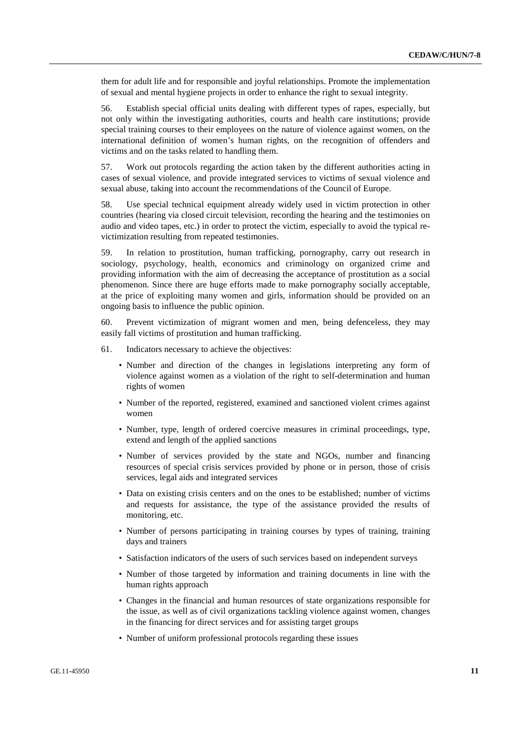them for adult life and for responsible and joyful relationships. Promote the implementation of sexual and mental hygiene projects in order to enhance the right to sexual integrity.

56. Establish special official units dealing with different types of rapes, especially, but not only within the investigating authorities, courts and health care institutions; provide special training courses to their employees on the nature of violence against women, on the international definition of women's human rights, on the recognition of offenders and victims and on the tasks related to handling them.

57. Work out protocols regarding the action taken by the different authorities acting in cases of sexual violence, and provide integrated services to victims of sexual violence and sexual abuse, taking into account the recommendations of the Council of Europe.

58. Use special technical equipment already widely used in victim protection in other countries (hearing via closed circuit television, recording the hearing and the testimonies on audio and video tapes, etc.) in order to protect the victim, especially to avoid the typical re-victimization resulting from repeated testimonies.

59. In relation to prostitution, human trafficking, pornography, carry out research in sociology, psychology, health, economics and criminology on organized crime and providing information with the aim of decreasing the acceptance of prostitution as a social phenomenon. Since there are huge efforts made to make pornography socially acceptable, at the price of exploiting many women and girls, information should be provided on an ongoing basis to influence the public opinion.

60. Prevent victimization of migrant women and men, being defenceless, they may easily fall victims of prostitution and human trafficking.

61. Indicators necessary to achieve the objectives:

- Number and direction of the changes in legislations interpreting any form of violence against women as a violation of the right to self-determination and human rights of women
- Number of the reported, registered, examined and sanctioned violent crimes against women
- Number, type, length of ordered coercive measures in criminal proceedings, type, extend and length of the applied sanctions
- Number of services provided by the state and NGOs, number and financing resources of special crisis services provided by phone or in person, those of crisis services, legal aids and integrated services
- Data on existing crisis centers and on the ones to be established; number of victims and requests for assistance, the type of the assistance provided the results of monitoring, etc.
- Number of persons participating in training courses by types of training, training days and trainers
- Satisfaction indicators of the users of such services based on independent surveys
- Number of those targeted by information and training documents in line with the human rights approach
- Changes in the financial and human resources of state organizations responsible for the issue, as well as of civil organizations tackling violence against women, changes in the financing for direct services and for assisting target groups
- Number of uniform professional protocols regarding these issues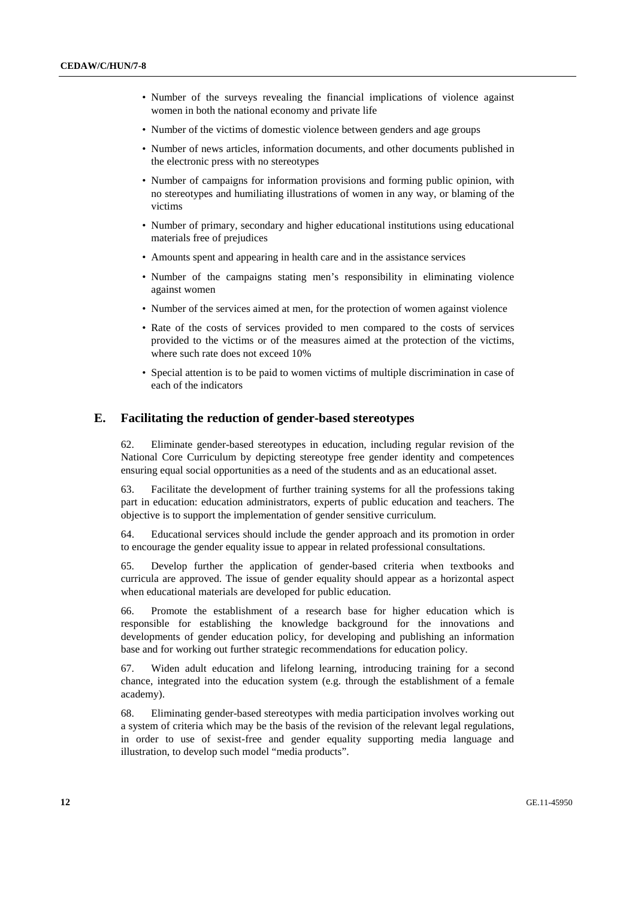- Number of the surveys revealing the financial implications of violence against women in both the national economy and private life
- Number of the victims of domestic violence between genders and age groups
- Number of news articles, information documents, and other documents published in the electronic press with no stereotypes
- Number of campaigns for information provisions and forming public opinion, with no stereotypes and humiliating illustrations of women in any way, or blaming of the victims
- Number of primary, secondary and higher educational institutions using educational materials free of prejudices
- Amounts spent and appearing in health care and in the assistance services
- Number of the campaigns stating men's responsibility in eliminating violence against women
- Number of the services aimed at men, for the protection of women against violence
- Rate of the costs of services provided to men compared to the costs of services provided to the victims or of the measures aimed at the protection of the victims, where such rate does not exceed 10%
- Special attention is to be paid to women victims of multiple discrimination in case of each of the indicators

## E. Facilitating the reduction of gender-based stereotypes

62. Eliminate gender-based stereotypes in education, including regular revision of the National Core Curriculum by depicting stereotype free gender identity and competences ensuring equal social opportunities as a need of the students and as an educational asset.

63. Facilitate the development of further training systems for all the professions taking part in education: education administrators, experts of public education and teachers. The objective is to support the implementation of gender sensitive curriculum.

64. Educational services should include the gender approach and its promotion in order to encourage the gender equality issue to appear in related professional consultations.

65. Develop further the application of gender-based criteria when textbooks and curricula are approved. The issue of gender equality should appear as a horizontal aspect when educational materials are developed for public education.

66. Promote the establishment of a research base for higher education which is responsible for establishing the knowledge background for the innovations and developments of gender education policy, for developing and publishing an information base and for working out further strategic recommendations for education policy.

67. Widen adult education and lifelong learning, introducing training for a second chance, integrated into the education system (e.g. through the establishment of a female academy).

68. Eliminating gender-based stereotypes with media participation involves working out a system of criteria which may be the basis of the revision of the relevant legal regulations, in order to use of sexist-free and gender equality supporting media language and illustration, to develop such model "media products".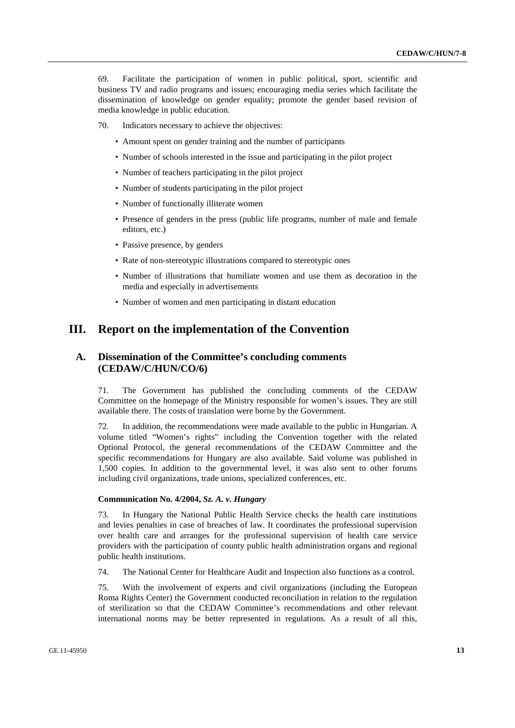69. Facilitate the participation of women in public political, sport, scientific and business TV and radio programs and issues; encouraging media series which facilitate the dissemination of knowledge on gender equality; promote the gender based revision of media knowledge in public education.

70. Indicators necessary to achieve the objectives:

- Amount spent on gender training and the number of participants
- Number of schools interested in the issue and participating in the pilot project
- Number of teachers participating in the pilot project
- Number of students participating in the pilot project
- Number of functionally illiterate women
- Presence of genders in the press (public life programs, number of male and female editors, etc.)
- Passive presence, by genders
- Rate of non-stereotypic illustrations compared to stereotypic ones
- Number of illustrations that humiliate women and use them as decoration in the media and especially in advertisements
- Number of women and men participating in distant education

# III. Report on the implementation of the Convention

## A. Dissemination of the Committee's concluding comments (CEDAW/C/HUN/CO/6)

71. The Government has published the concluding comments of the CEDAW Committee on the homepage of the Ministry responsible for women's issues. They are still available there. The costs of translation were borne by the Government.

72. In addition, the recommendations were made available to the public in Hungarian. A volume titled "Women's rights" including the Convention together with the related Optional Protocol, the general recommendations of the CEDAW Committee and the specific recommendations for Hungary are also available. Said volume was published in 1,500 copies. In addition to the governmental level, it was also sent to other forums including civil organizations, trade unions, specialized conferences, etc.

#### Communication No. 4/2004, *Sz. A. v. Hungary*

73. In Hungary the National Public Health Service checks the health care institutions and levies penalties in case of breaches of law. It coordinates the professional supervision over health care and arranges for the professional supervision of health care service providers with the participation of county public health administration organs and regional public health institutions.

74. The National Center for Healthcare Audit and Inspection also functions as a control.

75. With the involvement of experts and civil organizations (including the European Roma Rights Center) the Government conducted reconciliation in relation to the regulation of sterilization so that the CEDAW Committee's recommendations and other relevant international norms may be better represented in regulations. As a result of all this,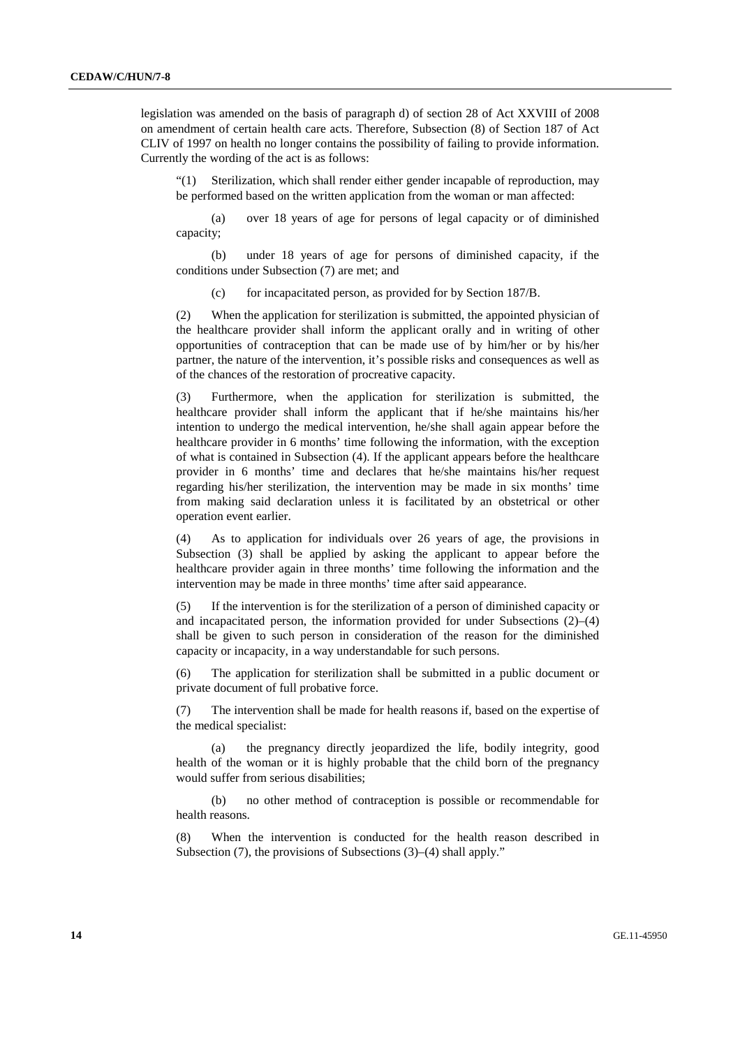legislation was amended on the basis of paragraph d) of section 28 of Act XXVIII of 2008 on amendment of certain health care acts. Therefore, Subsection (8) of Section 187 of Act CLIV of 1997 on health no longer contains the possibility of failing to provide information. Currently the wording of the act is as follows:

> "(1) Sterilization, which shall render either gender incapable of reproduction, may be performed based on the written application from the woman or man affected:
>
> (a) over 18 years of age for persons of legal capacity or of diminished capacity;
>
> (b) under 18 years of age for persons of diminished capacity, if the conditions under Subsection (7) are met; and
>
> (c) for incapacitated person, as provided for by Section 187/B.
>
> (2) When the application for sterilization is submitted, the appointed physician of the healthcare provider shall inform the applicant orally and in writing of other opportunities of contraception that can be made use of by him/her or by his/her partner, the nature of the intervention, it's possible risks and consequences as well as of the chances of the restoration of procreative capacity.
>
> (3) Furthermore, when the application for sterilization is submitted, the healthcare provider shall inform the applicant that if he/she maintains his/her intention to undergo the medical intervention, he/she shall again appear before the healthcare provider in 6 months' time following the information, with the exception of what is contained in Subsection (4). If the applicant appears before the healthcare provider in 6 months' time and declares that he/she maintains his/her request regarding his/her sterilization, the intervention may be made in six months' time from making said declaration unless it is facilitated by an obstetrical or other operation event earlier.
>
> (4) As to application for individuals over 26 years of age, the provisions in Subsection (3) shall be applied by asking the applicant to appear before the healthcare provider again in three months' time following the information and the intervention may be made in three months' time after said appearance.
>
> (5) If the intervention is for the sterilization of a person of diminished capacity or and incapacitated person, the information provided for under Subsections (2)–(4) shall be given to such person in consideration of the reason for the diminished capacity or incapacity, in a way understandable for such persons.
>
> (6) The application for sterilization shall be submitted in a public document or private document of full probative force.
>
> (7) The intervention shall be made for health reasons if, based on the expertise of the medical specialist:
>
> (a) the pregnancy directly jeopardized the life, bodily integrity, good health of the woman or it is highly probable that the child born of the pregnancy would suffer from serious disabilities;
>
> (b) no other method of contraception is possible or recommendable for health reasons.
>
> (8) When the intervention is conducted for the health reason described in Subsection (7), the provisions of Subsections (3)–(4) shall apply."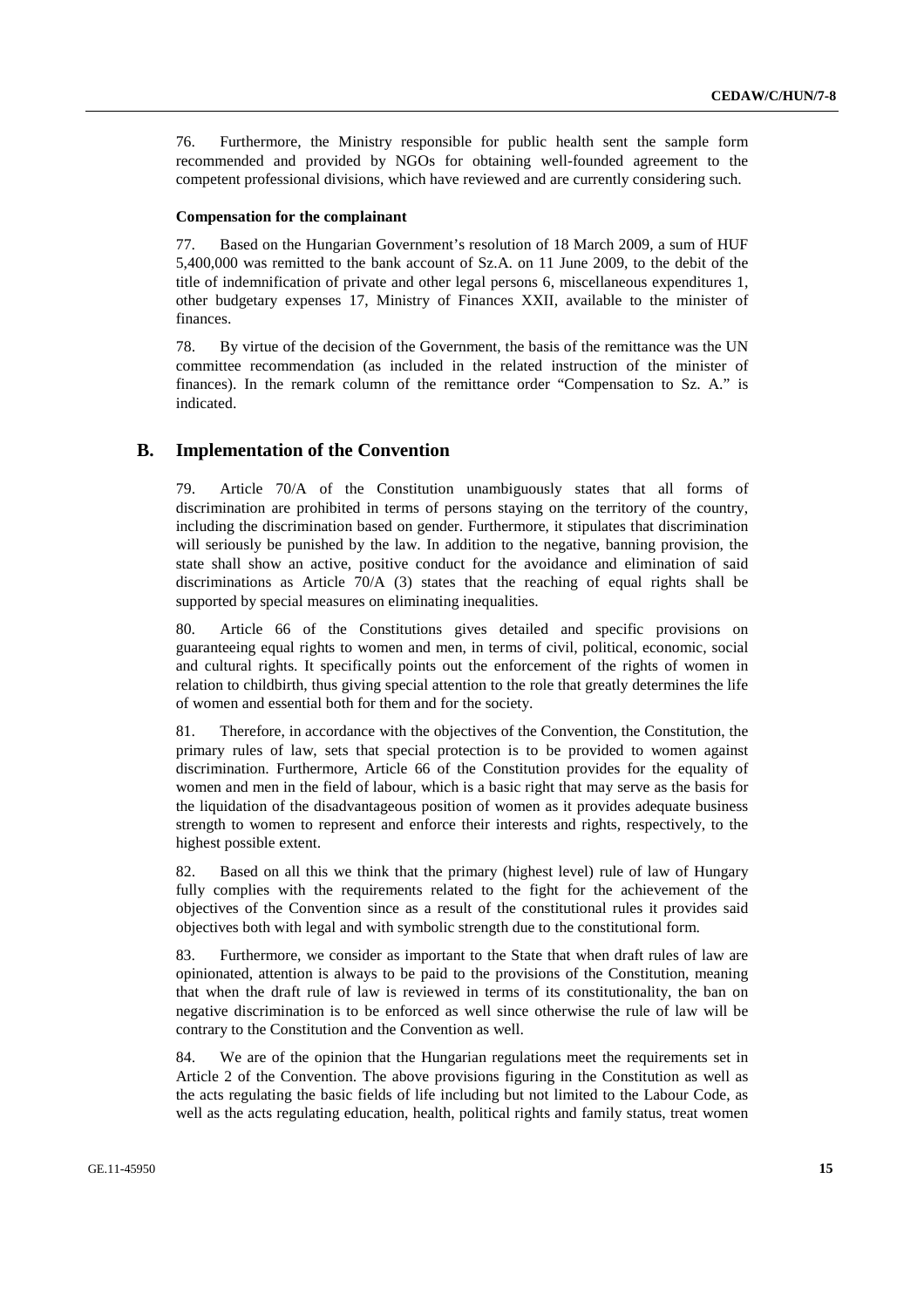76. Furthermore, the Ministry responsible for public health sent the sample form recommended and provided by NGOs for obtaining well-founded agreement to the competent professional divisions, which have reviewed and are currently considering such.

#### Compensation for the complainant

77. Based on the Hungarian Government's resolution of 18 March 2009, a sum of HUF 5,400,000 was remitted to the bank account of Sz.A. on 11 June 2009, to the debit of the title of indemnification of private and other legal persons 6, miscellaneous expenditures 1, other budgetary expenses 17, Ministry of Finances XXII, available to the minister of finances.

78. By virtue of the decision of the Government, the basis of the remittance was the UN committee recommendation (as included in the related instruction of the minister of finances). In the remark column of the remittance order "Compensation to Sz. A." is indicated.

## B. Implementation of the Convention

79. Article 70/A of the Constitution unambiguously states that all forms of discrimination are prohibited in terms of persons staying on the territory of the country, including the discrimination based on gender. Furthermore, it stipulates that discrimination will seriously be punished by the law. In addition to the negative, banning provision, the state shall show an active, positive conduct for the avoidance and elimination of said discriminations as Article 70/A (3) states that the reaching of equal rights shall be supported by special measures on eliminating inequalities.

80. Article 66 of the Constitutions gives detailed and specific provisions on guaranteeing equal rights to women and men, in terms of civil, political, economic, social and cultural rights. It specifically points out the enforcement of the rights of women in relation to childbirth, thus giving special attention to the role that greatly determines the life of women and essential both for them and for the society.

81. Therefore, in accordance with the objectives of the Convention, the Constitution, the primary rules of law, sets that special protection is to be provided to women against discrimination. Furthermore, Article 66 of the Constitution provides for the equality of women and men in the field of labour, which is a basic right that may serve as the basis for the liquidation of the disadvantageous position of women as it provides adequate business strength to women to represent and enforce their interests and rights, respectively, to the highest possible extent.

82. Based on all this we think that the primary (highest level) rule of law of Hungary fully complies with the requirements related to the fight for the achievement of the objectives of the Convention since as a result of the constitutional rules it provides said objectives both with legal and with symbolic strength due to the constitutional form.

83. Furthermore, we consider as important to the State that when draft rules of law are opinionated, attention is always to be paid to the provisions of the Constitution, meaning that when the draft rule of law is reviewed in terms of its constitutionality, the ban on negative discrimination is to be enforced as well since otherwise the rule of law will be contrary to the Constitution and the Convention as well.

84. We are of the opinion that the Hungarian regulations meet the requirements set in Article 2 of the Convention. The above provisions figuring in the Constitution as well as the acts regulating the basic fields of life including but not limited to the Labour Code, as well as the acts regulating education, health, political rights and family status, treat women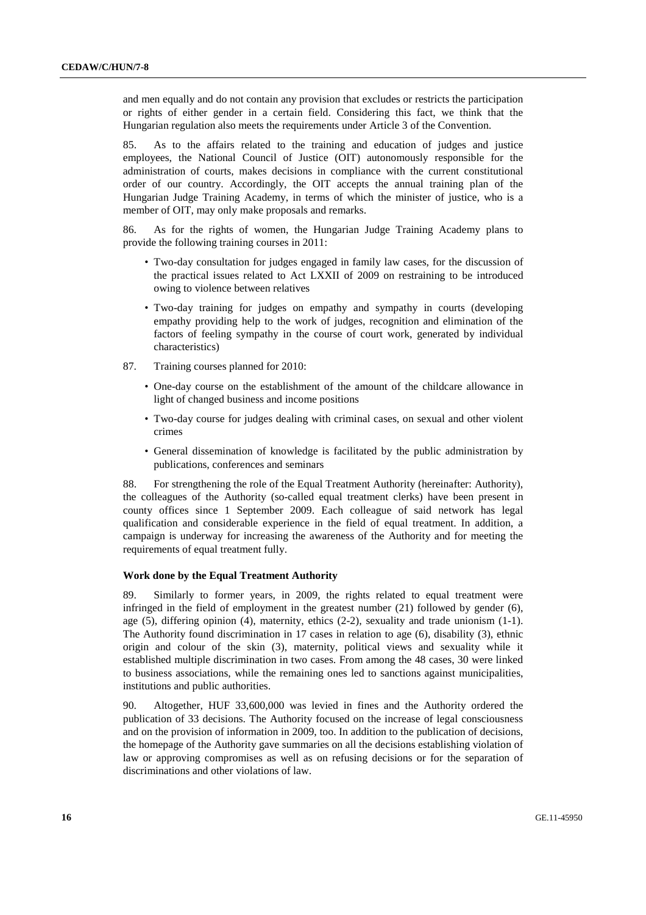and men equally and do not contain any provision that excludes or restricts the participation or rights of either gender in a certain field. Considering this fact, we think that the Hungarian regulation also meets the requirements under Article 3 of the Convention.

85. As to the affairs related to the training and education of judges and justice employees, the National Council of Justice (OIT) autonomously responsible for the administration of courts, makes decisions in compliance with the current constitutional order of our country. Accordingly, the OIT accepts the annual training plan of the Hungarian Judge Training Academy, in terms of which the minister of justice, who is a member of OIT, may only make proposals and remarks.

86. As for the rights of women, the Hungarian Judge Training Academy plans to provide the following training courses in 2011:

- Two-day consultation for judges engaged in family law cases, for the discussion of the practical issues related to Act LXXII of 2009 on restraining to be introduced owing to violence between relatives
- Two-day training for judges on empathy and sympathy in courts (developing empathy providing help to the work of judges, recognition and elimination of the factors of feeling sympathy in the course of court work, generated by individual characteristics)

87. Training courses planned for 2010:

- One-day course on the establishment of the amount of the childcare allowance in light of changed business and income positions
- Two-day course for judges dealing with criminal cases, on sexual and other violent crimes
- General dissemination of knowledge is facilitated by the public administration by publications, conferences and seminars

88. For strengthening the role of the Equal Treatment Authority (hereinafter: Authority), the colleagues of the Authority (so-called equal treatment clerks) have been present in county offices since 1 September 2009. Each colleague of said network has legal qualification and considerable experience in the field of equal treatment. In addition, a campaign is underway for increasing the awareness of the Authority and for meeting the requirements of equal treatment fully.

**Work done by the Equal Treatment Authority**

89. Similarly to former years, in 2009, the rights related to equal treatment were infringed in the field of employment in the greatest number (21) followed by gender (6), age (5), differing opinion (4), maternity, ethics (2-2), sexuality and trade unionism (1-1). The Authority found discrimination in 17 cases in relation to age (6), disability (3), ethnic origin and colour of the skin (3), maternity, political views and sexuality while it established multiple discrimination in two cases. From among the 48 cases, 30 were linked to business associations, while the remaining ones led to sanctions against municipalities, institutions and public authorities.

90. Altogether, HUF 33,600,000 was levied in fines and the Authority ordered the publication of 33 decisions. The Authority focused on the increase of legal consciousness and on the provision of information in 2009, too. In addition to the publication of decisions, the homepage of the Authority gave summaries on all the decisions establishing violation of law or approving compromises as well as on refusing decisions or for the separation of discriminations and other violations of law.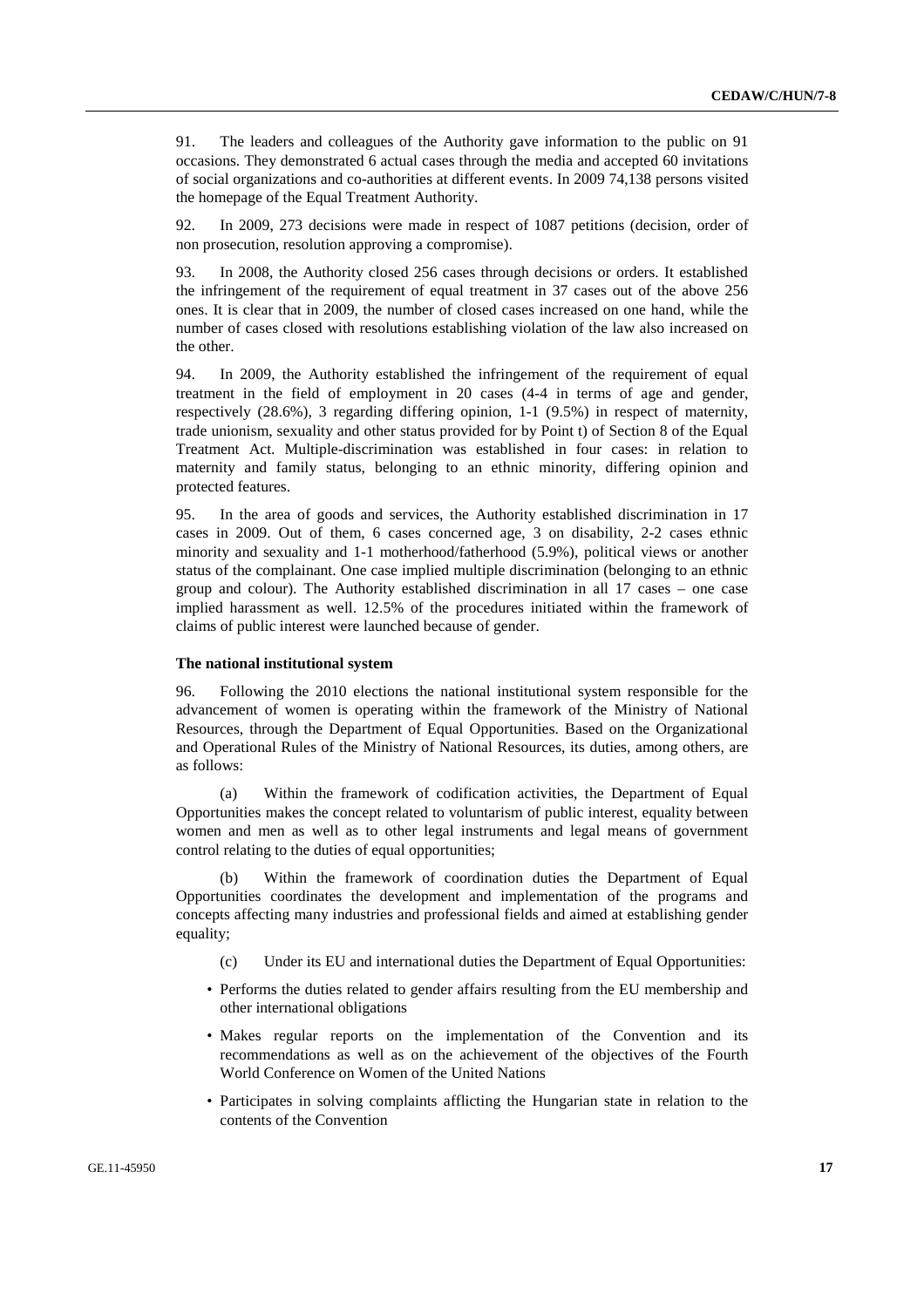91. The leaders and colleagues of the Authority gave information to the public on 91 occasions. They demonstrated 6 actual cases through the media and accepted 60 invitations of social organizations and co-authorities at different events. In 2009 74,138 persons visited the homepage of the Equal Treatment Authority.

92. In 2009, 273 decisions were made in respect of 1087 petitions (decision, order of non prosecution, resolution approving a compromise).

93. In 2008, the Authority closed 256 cases through decisions or orders. It established the infringement of the requirement of equal treatment in 37 cases out of the above 256 ones. It is clear that in 2009, the number of closed cases increased on one hand, while the number of cases closed with resolutions establishing violation of the law also increased on the other.

94. In 2009, the Authority established the infringement of the requirement of equal treatment in the field of employment in 20 cases (4-4 in terms of age and gender, respectively (28.6%), 3 regarding differing opinion, 1-1 (9.5%) in respect of maternity, trade unionism, sexuality and other status provided for by Point t) of Section 8 of the Equal Treatment Act. Multiple-discrimination was established in four cases: in relation to maternity and family status, belonging to an ethnic minority, differing opinion and protected features.

95. In the area of goods and services, the Authority established discrimination in 17 cases in 2009. Out of them, 6 cases concerned age, 3 on disability, 2-2 cases ethnic minority and sexuality and 1-1 motherhood/fatherhood (5.9%), political views or another status of the complainant. One case implied multiple discrimination (belonging to an ethnic group and colour). The Authority established discrimination in all 17 cases – one case implied harassment as well. 12.5% of the procedures initiated within the framework of claims of public interest were launched because of gender.

**The national institutional system**

96. Following the 2010 elections the national institutional system responsible for the advancement of women is operating within the framework of the Ministry of National Resources, through the Department of Equal Opportunities. Based on the Organizational and Operational Rules of the Ministry of National Resources, its duties, among others, are as follows:

(a) Within the framework of codification activities, the Department of Equal Opportunities makes the concept related to voluntarism of public interest, equality between women and men as well as to other legal instruments and legal means of government control relating to the duties of equal opportunities;

(b) Within the framework of coordination duties the Department of Equal Opportunities coordinates the development and implementation of the programs and concepts affecting many industries and professional fields and aimed at establishing gender equality;

(c) Under its EU and international duties the Department of Equal Opportunities:

- Performs the duties related to gender affairs resulting from the EU membership and other international obligations
- Makes regular reports on the implementation of the Convention and its recommendations as well as on the achievement of the objectives of the Fourth World Conference on Women of the United Nations
- Participates in solving complaints afflicting the Hungarian state in relation to the contents of the Convention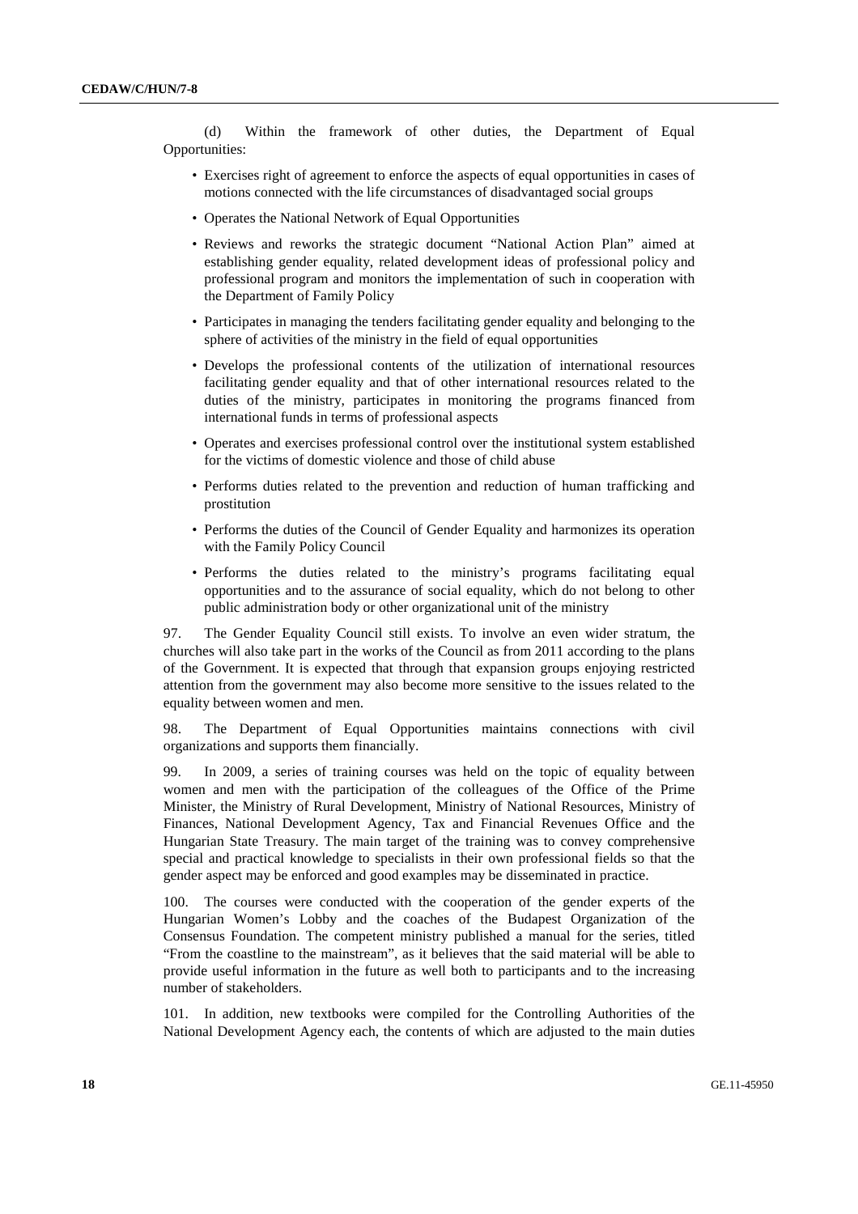(d) Within the framework of other duties, the Department of Equal Opportunities:

- Exercises right of agreement to enforce the aspects of equal opportunities in cases of motions connected with the life circumstances of disadvantaged social groups
- Operates the National Network of Equal Opportunities
- Reviews and reworks the strategic document "National Action Plan" aimed at establishing gender equality, related development ideas of professional policy and professional program and monitors the implementation of such in cooperation with the Department of Family Policy
- Participates in managing the tenders facilitating gender equality and belonging to the sphere of activities of the ministry in the field of equal opportunities
- Develops the professional contents of the utilization of international resources facilitating gender equality and that of other international resources related to the duties of the ministry, participates in monitoring the programs financed from international funds in terms of professional aspects
- Operates and exercises professional control over the institutional system established for the victims of domestic violence and those of child abuse
- Performs duties related to the prevention and reduction of human trafficking and prostitution
- Performs the duties of the Council of Gender Equality and harmonizes its operation with the Family Policy Council
- Performs the duties related to the ministry's programs facilitating equal opportunities and to the assurance of social equality, which do not belong to other public administration body or other organizational unit of the ministry

97. The Gender Equality Council still exists. To involve an even wider stratum, the churches will also take part in the works of the Council as from 2011 according to the plans of the Government. It is expected that through that expansion groups enjoying restricted attention from the government may also become more sensitive to the issues related to the equality between women and men.

98. The Department of Equal Opportunities maintains connections with civil organizations and supports them financially.

99. In 2009, a series of training courses was held on the topic of equality between women and men with the participation of the colleagues of the Office of the Prime Minister, the Ministry of Rural Development, Ministry of National Resources, Ministry of Finances, National Development Agency, Tax and Financial Revenues Office and the Hungarian State Treasury. The main target of the training was to convey comprehensive special and practical knowledge to specialists in their own professional fields so that the gender aspect may be enforced and good examples may be disseminated in practice.

100. The courses were conducted with the cooperation of the gender experts of the Hungarian Women's Lobby and the coaches of the Budapest Organization of the Consensus Foundation. The competent ministry published a manual for the series, titled "From the coastline to the mainstream", as it believes that the said material will be able to provide useful information in the future as well both to participants and to the increasing number of stakeholders.

101. In addition, new textbooks were compiled for the Controlling Authorities of the National Development Agency each, the contents of which are adjusted to the main duties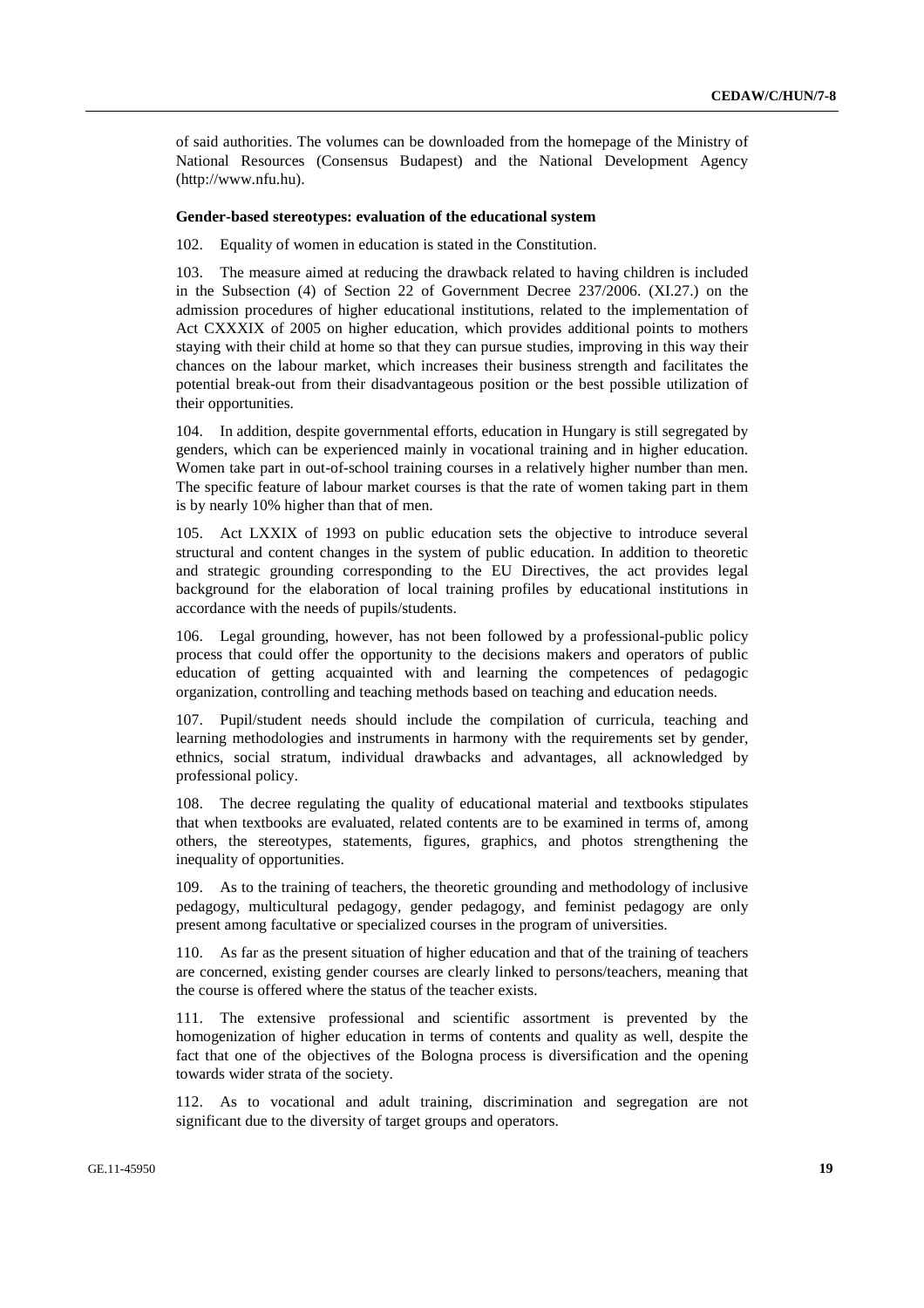of said authorities. The volumes can be downloaded from the homepage of the Ministry of National Resources (Consensus Budapest) and the National Development Agency (http://www.nfu.hu).

#### Gender-based stereotypes: evaluation of the educational system

102. Equality of women in education is stated in the Constitution.

103. The measure aimed at reducing the drawback related to having children is included in the Subsection (4) of Section 22 of Government Decree 237/2006. (XI.27.) on the admission procedures of higher educational institutions, related to the implementation of Act CXXXIX of 2005 on higher education, which provides additional points to mothers staying with their child at home so that they can pursue studies, improving in this way their chances on the labour market, which increases their business strength and facilitates the potential break-out from their disadvantageous position or the best possible utilization of their opportunities.

104. In addition, despite governmental efforts, education in Hungary is still segregated by genders, which can be experienced mainly in vocational training and in higher education. Women take part in out-of-school training courses in a relatively higher number than men. The specific feature of labour market courses is that the rate of women taking part in them is by nearly 10% higher than that of men.

105. Act LXXIX of 1993 on public education sets the objective to introduce several structural and content changes in the system of public education. In addition to theoretic and strategic grounding corresponding to the EU Directives, the act provides legal background for the elaboration of local training profiles by educational institutions in accordance with the needs of pupils/students.

106. Legal grounding, however, has not been followed by a professional-public policy process that could offer the opportunity to the decisions makers and operators of public education of getting acquainted with and learning the competences of pedagogic organization, controlling and teaching methods based on teaching and education needs.

107. Pupil/student needs should include the compilation of curricula, teaching and learning methodologies and instruments in harmony with the requirements set by gender, ethnics, social stratum, individual drawbacks and advantages, all acknowledged by professional policy.

108. The decree regulating the quality of educational material and textbooks stipulates that when textbooks are evaluated, related contents are to be examined in terms of, among others, the stereotypes, statements, figures, graphics, and photos strengthening the inequality of opportunities.

109. As to the training of teachers, the theoretic grounding and methodology of inclusive pedagogy, multicultural pedagogy, gender pedagogy, and feminist pedagogy are only present among facultative or specialized courses in the program of universities.

110. As far as the present situation of higher education and that of the training of teachers are concerned, existing gender courses are clearly linked to persons/teachers, meaning that the course is offered where the status of the teacher exists.

111. The extensive professional and scientific assortment is prevented by the homogenization of higher education in terms of contents and quality as well, despite the fact that one of the objectives of the Bologna process is diversification and the opening towards wider strata of the society.

112. As to vocational and adult training, discrimination and segregation are not significant due to the diversity of target groups and operators.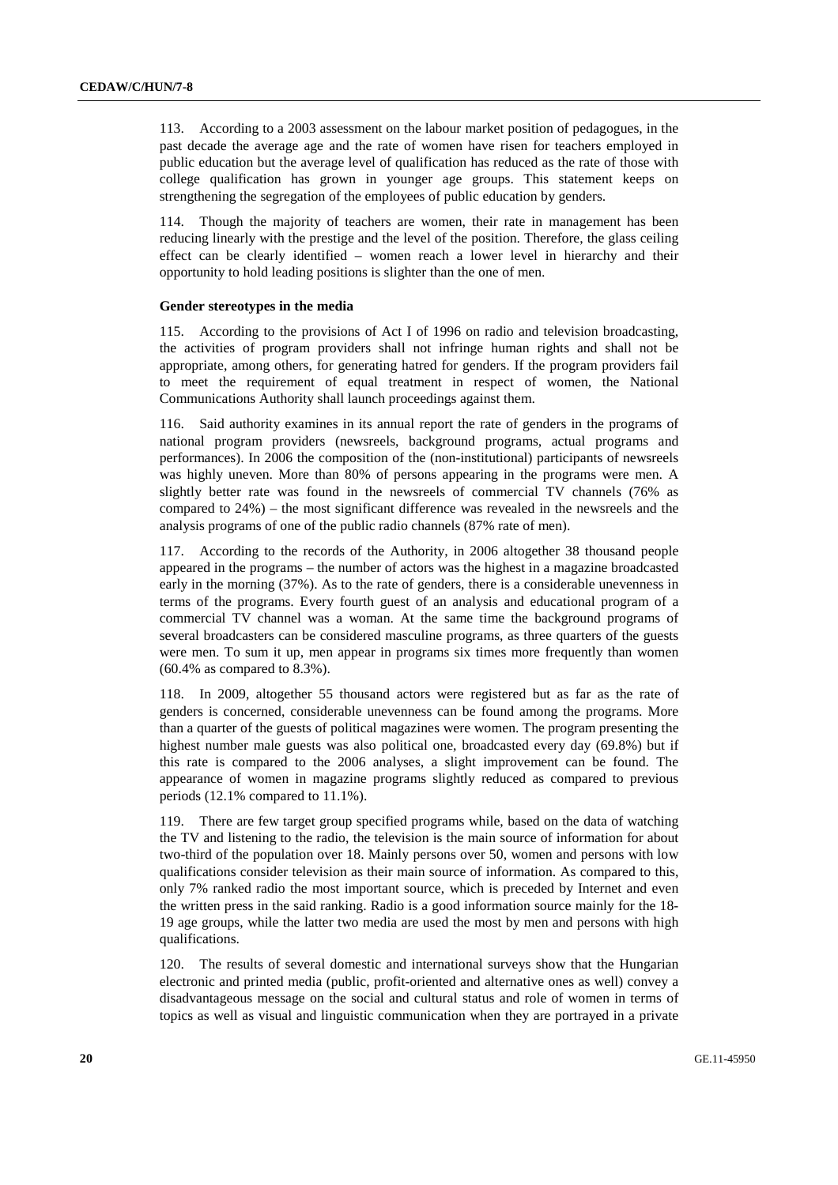113. According to a 2003 assessment on the labour market position of pedagogues, in the past decade the average age and the rate of women have risen for teachers employed in public education but the average level of qualification has reduced as the rate of those with college qualification has grown in younger age groups. This statement keeps on strengthening the segregation of the employees of public education by genders.

114. Though the majority of teachers are women, their rate in management has been reducing linearly with the prestige and the level of the position. Therefore, the glass ceiling effect can be clearly identified – women reach a lower level in hierarchy and their opportunity to hold leading positions is slighter than the one of men.

**Gender stereotypes in the media**

115. According to the provisions of Act I of 1996 on radio and television broadcasting, the activities of program providers shall not infringe human rights and shall not be appropriate, among others, for generating hatred for genders. If the program providers fail to meet the requirement of equal treatment in respect of women, the National Communications Authority shall launch proceedings against them.

116. Said authority examines in its annual report the rate of genders in the programs of national program providers (newsreels, background programs, actual programs and performances). In 2006 the composition of the (non-institutional) participants of newsreels was highly uneven. More than 80% of persons appearing in the programs were men. A slightly better rate was found in the newsreels of commercial TV channels (76% as compared to 24%) – the most significant difference was revealed in the newsreels and the analysis programs of one of the public radio channels (87% rate of men).

117. According to the records of the Authority, in 2006 altogether 38 thousand people appeared in the programs – the number of actors was the highest in a magazine broadcasted early in the morning (37%). As to the rate of genders, there is a considerable unevenness in terms of the programs. Every fourth guest of an analysis and educational program of a commercial TV channel was a woman. At the same time the background programs of several broadcasters can be considered masculine programs, as three quarters of the guests were men. To sum it up, men appear in programs six times more frequently than women (60.4% as compared to 8.3%).

118. In 2009, altogether 55 thousand actors were registered but as far as the rate of genders is concerned, considerable unevenness can be found among the programs. More than a quarter of the guests of political magazines were women. The program presenting the highest number male guests was also political one, broadcasted every day (69.8%) but if this rate is compared to the 2006 analyses, a slight improvement can be found. The appearance of women in magazine programs slightly reduced as compared to previous periods (12.1% compared to 11.1%).

119. There are few target group specified programs while, based on the data of watching the TV and listening to the radio, the television is the main source of information for about two-third of the population over 18. Mainly persons over 50, women and persons with low qualifications consider television as their main source of information. As compared to this, only 7% ranked radio the most important source, which is preceded by Internet and even the written press in the said ranking. Radio is a good information source mainly for the 18-19 age groups, while the latter two media are used the most by men and persons with high qualifications.

120. The results of several domestic and international surveys show that the Hungarian electronic and printed media (public, profit-oriented and alternative ones as well) convey a disadvantageous message on the social and cultural status and role of women in terms of topics as well as visual and linguistic communication when they are portrayed in a private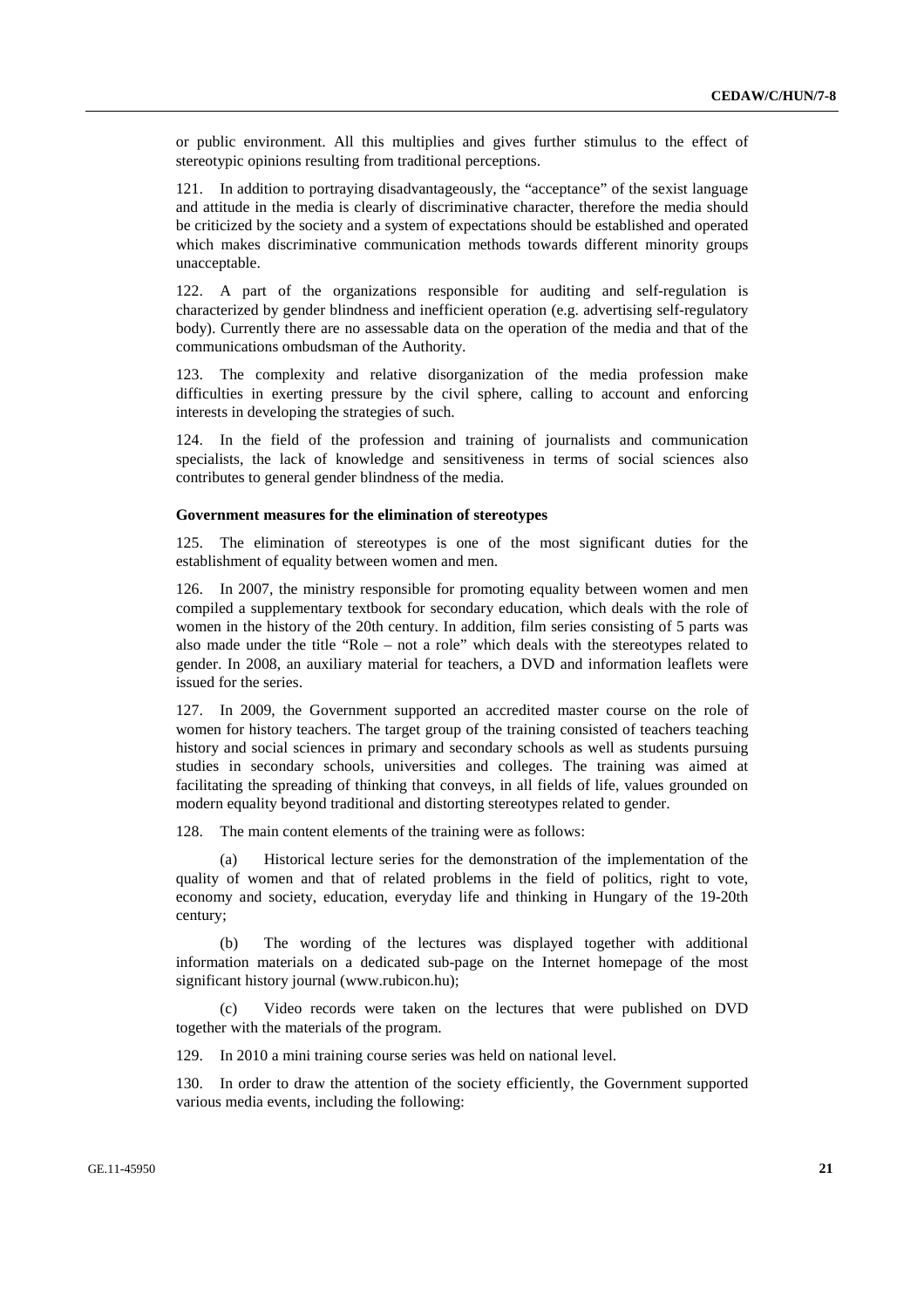or public environment. All this multiplies and gives further stimulus to the effect of stereotypic opinions resulting from traditional perceptions.

121. In addition to portraying disadvantageously, the "acceptance" of the sexist language and attitude in the media is clearly of discriminative character, therefore the media should be criticized by the society and a system of expectations should be established and operated which makes discriminative communication methods towards different minority groups unacceptable.

122. A part of the organizations responsible for auditing and self-regulation is characterized by gender blindness and inefficient operation (e.g. advertising self-regulatory body). Currently there are no assessable data on the operation of the media and that of the communications ombudsman of the Authority.

123. The complexity and relative disorganization of the media profession make difficulties in exerting pressure by the civil sphere, calling to account and enforcing interests in developing the strategies of such.

124. In the field of the profession and training of journalists and communication specialists, the lack of knowledge and sensitiveness in terms of social sciences also contributes to general gender blindness of the media.

**Government measures for the elimination of stereotypes**

125. The elimination of stereotypes is one of the most significant duties for the establishment of equality between women and men.

126. In 2007, the ministry responsible for promoting equality between women and men compiled a supplementary textbook for secondary education, which deals with the role of women in the history of the 20th century. In addition, film series consisting of 5 parts was also made under the title "Role – not a role" which deals with the stereotypes related to gender. In 2008, an auxiliary material for teachers, a DVD and information leaflets were issued for the series.

127. In 2009, the Government supported an accredited master course on the role of women for history teachers. The target group of the training consisted of teachers teaching history and social sciences in primary and secondary schools as well as students pursuing studies in secondary schools, universities and colleges. The training was aimed at facilitating the spreading of thinking that conveys, in all fields of life, values grounded on modern equality beyond traditional and distorting stereotypes related to gender.

128. The main content elements of the training were as follows:

(a) Historical lecture series for the demonstration of the implementation of the quality of women and that of related problems in the field of politics, right to vote, economy and society, education, everyday life and thinking in Hungary of the 19-20th century;

(b) The wording of the lectures was displayed together with additional information materials on a dedicated sub-page on the Internet homepage of the most significant history journal (www.rubicon.hu);

(c) Video records were taken on the lectures that were published on DVD together with the materials of the program.

129. In 2010 a mini training course series was held on national level.

130. In order to draw the attention of the society efficiently, the Government supported various media events, including the following: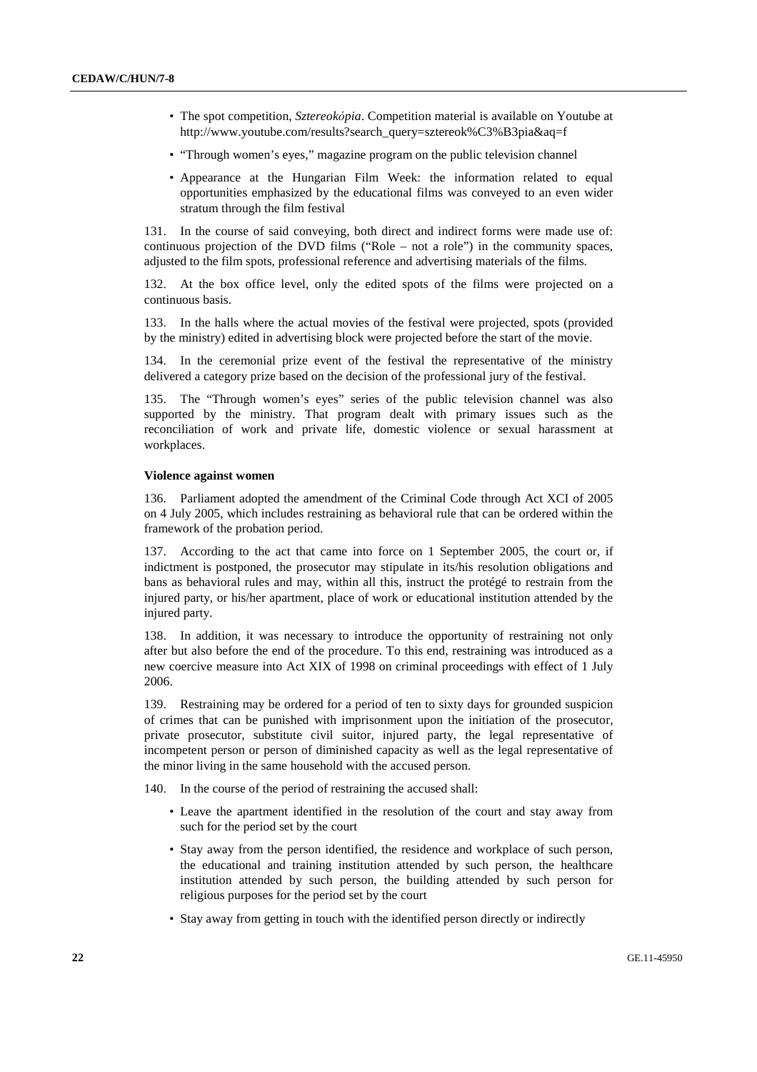- The spot competition, *Sztereokópia*. Competition material is available on Youtube at http://www.youtube.com/results?search_query=sztereok%C3%B3pia&aq=f
- "Through women's eyes," magazine program on the public television channel
- Appearance at the Hungarian Film Week: the information related to equal opportunities emphasized by the educational films was conveyed to an even wider stratum through the film festival

131. In the course of said conveying, both direct and indirect forms were made use of: continuous projection of the DVD films ("Role – not a role") in the community spaces, adjusted to the film spots, professional reference and advertising materials of the films.

132. At the box office level, only the edited spots of the films were projected on a continuous basis.

133. In the halls where the actual movies of the festival were projected, spots (provided by the ministry) edited in advertising block were projected before the start of the movie.

134. In the ceremonial prize event of the festival the representative of the ministry delivered a category prize based on the decision of the professional jury of the festival.

135. The "Through women's eyes" series of the public television channel was also supported by the ministry. That program dealt with primary issues such as the reconciliation of work and private life, domestic violence or sexual harassment at workplaces.

**Violence against women**

136. Parliament adopted the amendment of the Criminal Code through Act XCI of 2005 on 4 July 2005, which includes restraining as behavioral rule that can be ordered within the framework of the probation period.

137. According to the act that came into force on 1 September 2005, the court or, if indictment is postponed, the prosecutor may stipulate in its/his resolution obligations and bans as behavioral rules and may, within all this, instruct the protégé to restrain from the injured party, or his/her apartment, place of work or educational institution attended by the injured party.

138. In addition, it was necessary to introduce the opportunity of restraining not only after but also before the end of the procedure. To this end, restraining was introduced as a new coercive measure into Act XIX of 1998 on criminal proceedings with effect of 1 July 2006.

139. Restraining may be ordered for a period of ten to sixty days for grounded suspicion of crimes that can be punished with imprisonment upon the initiation of the prosecutor, private prosecutor, substitute civil suitor, injured party, the legal representative of incompetent person or person of diminished capacity as well as the legal representative of the minor living in the same household with the accused person.

140. In the course of the period of restraining the accused shall:

- Leave the apartment identified in the resolution of the court and stay away from such for the period set by the court
- Stay away from the person identified, the residence and workplace of such person, the educational and training institution attended by such person, the healthcare institution attended by such person, the building attended by such person for religious purposes for the period set by the court
- Stay away from getting in touch with the identified person directly or indirectly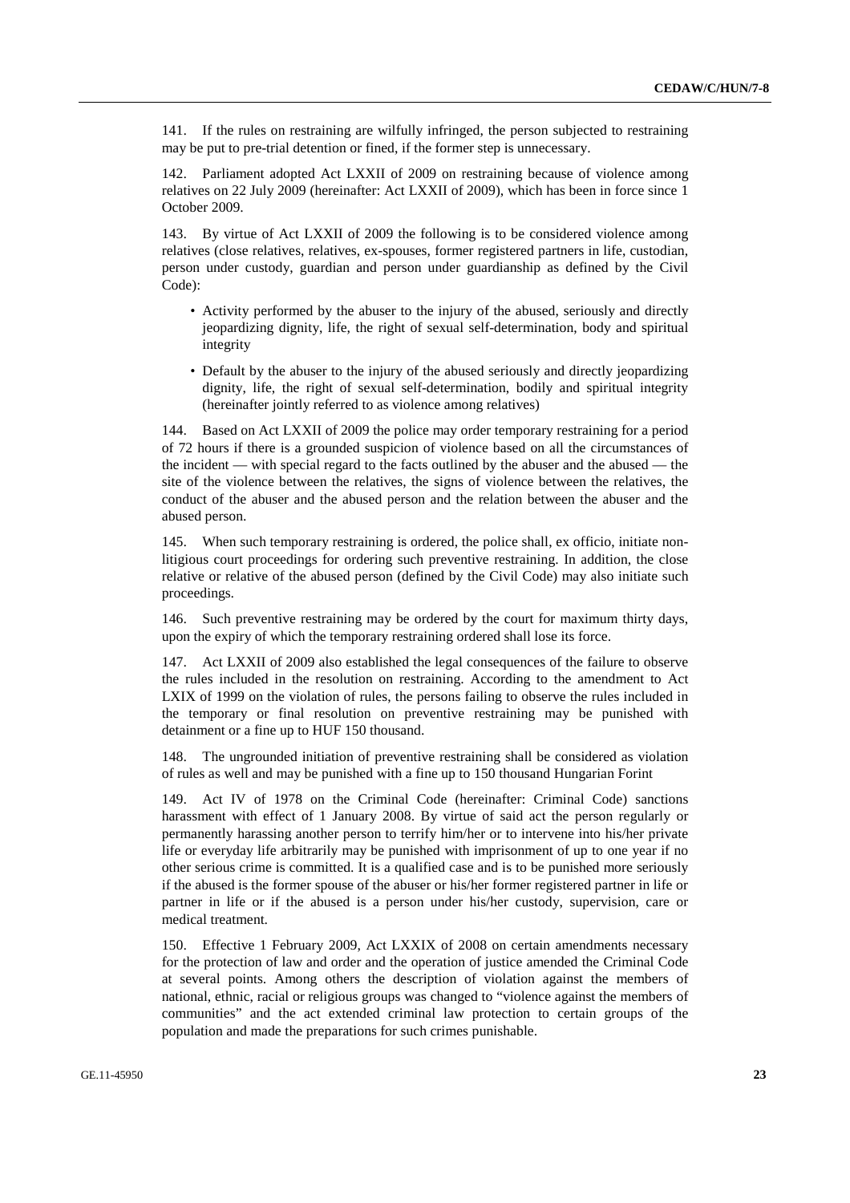141. If the rules on restraining are wilfully infringed, the person subjected to restraining may be put to pre-trial detention or fined, if the former step is unnecessary.

142. Parliament adopted Act LXXII of 2009 on restraining because of violence among relatives on 22 July 2009 (hereinafter: Act LXXII of 2009), which has been in force since 1 October 2009.

143. By virtue of Act LXXII of 2009 the following is to be considered violence among relatives (close relatives, relatives, ex-spouses, former registered partners in life, custodian, person under custody, guardian and person under guardianship as defined by the Civil Code):

- Activity performed by the abuser to the injury of the abused, seriously and directly jeopardizing dignity, life, the right of sexual self-determination, body and spiritual integrity
- Default by the abuser to the injury of the abused seriously and directly jeopardizing dignity, life, the right of sexual self-determination, bodily and spiritual integrity (hereinafter jointly referred to as violence among relatives)

144. Based on Act LXXII of 2009 the police may order temporary restraining for a period of 72 hours if there is a grounded suspicion of violence based on all the circumstances of the incident — with special regard to the facts outlined by the abuser and the abused — the site of the violence between the relatives, the signs of violence between the relatives, the conduct of the abuser and the abused person and the relation between the abuser and the abused person.

145. When such temporary restraining is ordered, the police shall, ex officio, initiate non-litigious court proceedings for ordering such preventive restraining. In addition, the close relative or relative of the abused person (defined by the Civil Code) may also initiate such proceedings.

146. Such preventive restraining may be ordered by the court for maximum thirty days, upon the expiry of which the temporary restraining ordered shall lose its force.

147. Act LXXII of 2009 also established the legal consequences of the failure to observe the rules included in the resolution on restraining. According to the amendment to Act LXIX of 1999 on the violation of rules, the persons failing to observe the rules included in the temporary or final resolution on preventive restraining may be punished with detainment or a fine up to HUF 150 thousand.

148. The ungrounded initiation of preventive restraining shall be considered as violation of rules as well and may be punished with a fine up to 150 thousand Hungarian Forint

149. Act IV of 1978 on the Criminal Code (hereinafter: Criminal Code) sanctions harassment with effect of 1 January 2008. By virtue of said act the person regularly or permanently harassing another person to terrify him/her or to intervene into his/her private life or everyday life arbitrarily may be punished with imprisonment of up to one year if no other serious crime is committed. It is a qualified case and is to be punished more seriously if the abused is the former spouse of the abuser or his/her former registered partner in life or partner in life or if the abused is a person under his/her custody, supervision, care or medical treatment.

150. Effective 1 February 2009, Act LXXIX of 2008 on certain amendments necessary for the protection of law and order and the operation of justice amended the Criminal Code at several points. Among others the description of violation against the members of national, ethnic, racial or religious groups was changed to "violence against the members of communities" and the act extended criminal law protection to certain groups of the population and made the preparations for such crimes punishable.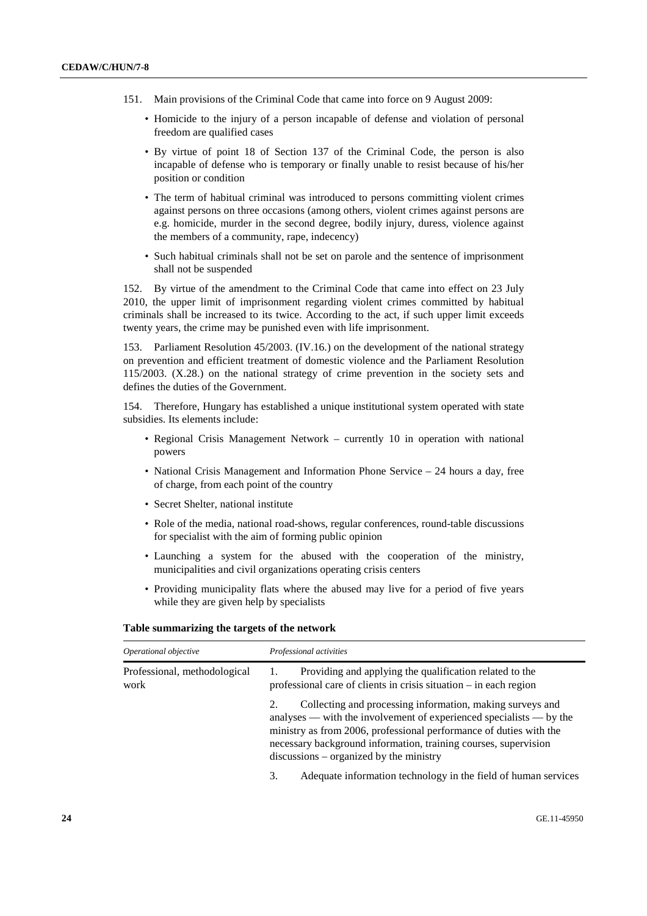151. Main provisions of the Criminal Code that came into force on 9 August 2009:

- Homicide to the injury of a person incapable of defense and violation of personal freedom are qualified cases
- By virtue of point 18 of Section 137 of the Criminal Code, the person is also incapable of defense who is temporary or finally unable to resist because of his/her position or condition
- The term of habitual criminal was introduced to persons committing violent crimes against persons on three occasions (among others, violent crimes against persons are e.g. homicide, murder in the second degree, bodily injury, duress, violence against the members of a community, rape, indecency)
- Such habitual criminals shall not be set on parole and the sentence of imprisonment shall not be suspended

152. By virtue of the amendment to the Criminal Code that came into effect on 23 July 2010, the upper limit of imprisonment regarding violent crimes committed by habitual criminals shall be increased to its twice. According to the act, if such upper limit exceeds twenty years, the crime may be punished even with life imprisonment.

153. Parliament Resolution 45/2003. (IV.16.) on the development of the national strategy on prevention and efficient treatment of domestic violence and the Parliament Resolution 115/2003. (X.28.) on the national strategy of crime prevention in the society sets and defines the duties of the Government.

154. Therefore, Hungary has established a unique institutional system operated with state subsidies. Its elements include:

- Regional Crisis Management Network – currently 10 in operation with national powers
- National Crisis Management and Information Phone Service – 24 hours a day, free of charge, from each point of the country
- Secret Shelter, national institute
- Role of the media, national road-shows, regular conferences, round-table discussions for specialist with the aim of forming public opinion
- Launching a system for the abused with the cooperation of the ministry, municipalities and civil organizations operating crisis centers
- Providing municipality flats where the abused may live for a period of five years while they are given help by specialists

**Table summarizing the targets of the network**

| *Operational objective* | *Professional activities* |
|---|---|
| Professional, methodological work | 1. Providing and applying the qualification related to the professional care of clients in crisis situation – in each region |
| | 2. Collecting and processing information, making surveys and analyses — with the involvement of experienced specialists — by the ministry as from 2006, professional performance of duties with the necessary background information, training courses, supervision discussions – organized by the ministry |
| | 3. Adequate information technology in the field of human services |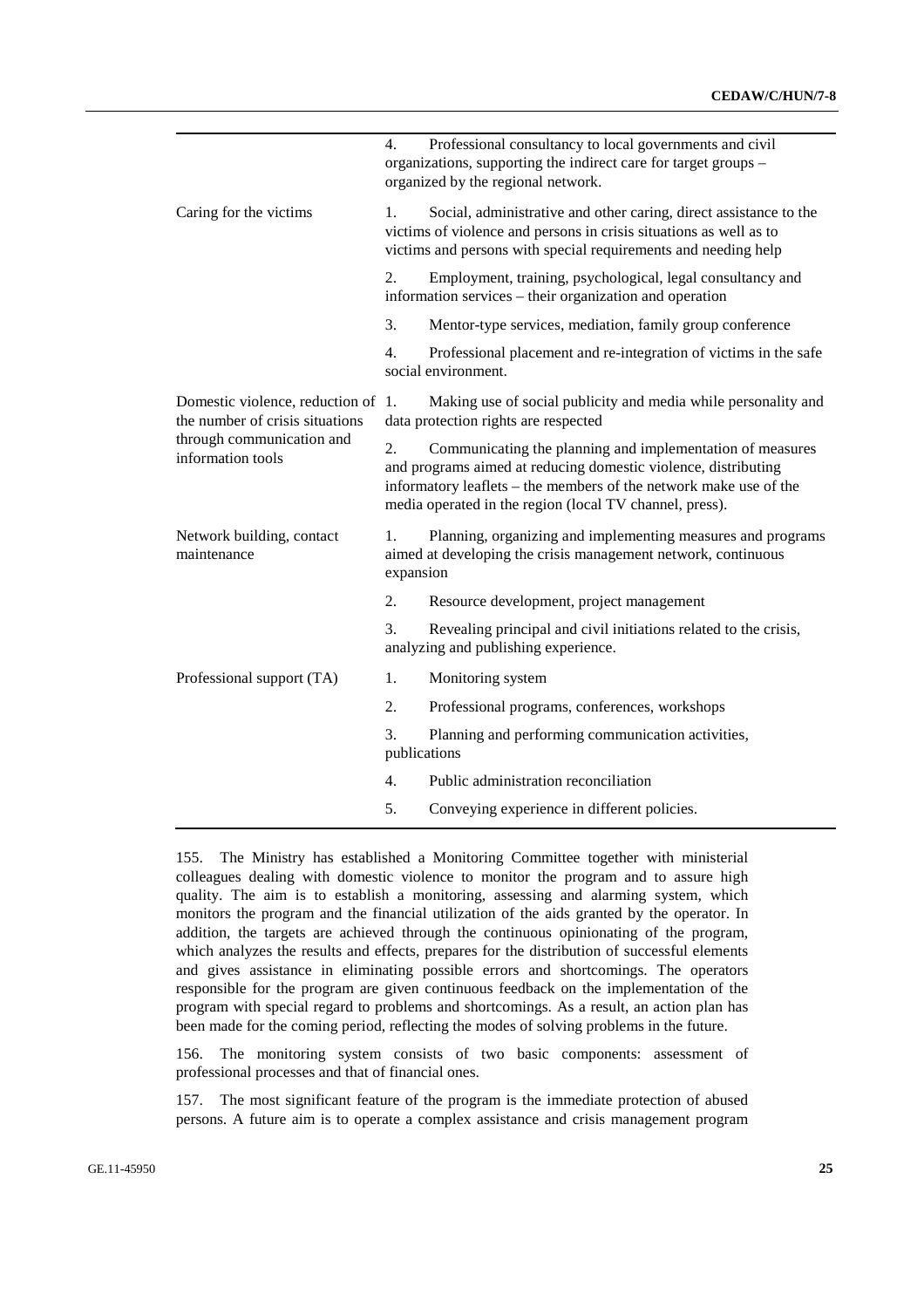| | |
|---|---|
| | 4. Professional consultancy to local governments and civil organizations, supporting the indirect care for target groups – organized by the regional network. |
| Caring for the victims | 1. Social, administrative and other caring, direct assistance to the victims of violence and persons in crisis situations as well as to victims and persons with special requirements and needing help |
| | 2. Employment, training, psychological, legal consultancy and information services – their organization and operation |
| | 3. Mentor-type services, mediation, family group conference |
| | 4. Professional placement and re-integration of victims in the safe social environment. |
| Domestic violence, reduction of the number of crisis situations through communication and information tools | 1. Making use of social publicity and media while personality and data protection rights are respected |
| | 2. Communicating the planning and implementation of measures and programs aimed at reducing domestic violence, distributing informatory leaflets – the members of the network make use of the media operated in the region (local TV channel, press). |
| Network building, contact maintenance | 1. Planning, organizing and implementing measures and programs aimed at developing the crisis management network, continuous expansion |
| | 2. Resource development, project management |
| | 3. Revealing principal and civil initiations related to the crisis, analyzing and publishing experience. |
| Professional support (TA) | 1. Monitoring system |
| | 2. Professional programs, conferences, workshops |
| | 3. Planning and performing communication activities, publications |
| | 4. Public administration reconciliation |
| | 5. Conveying experience in different policies. |

155. The Ministry has established a Monitoring Committee together with ministerial colleagues dealing with domestic violence to monitor the program and to assure high quality. The aim is to establish a monitoring, assessing and alarming system, which monitors the program and the financial utilization of the aids granted by the operator. In addition, the targets are achieved through the continuous opinionating of the program, which analyzes the results and effects, prepares for the distribution of successful elements and gives assistance in eliminating possible errors and shortcomings. The operators responsible for the program are given continuous feedback on the implementation of the program with special regard to problems and shortcomings. As a result, an action plan has been made for the coming period, reflecting the modes of solving problems in the future.

156. The monitoring system consists of two basic components: assessment of professional processes and that of financial ones.

157. The most significant feature of the program is the immediate protection of abused persons. A future aim is to operate a complex assistance and crisis management program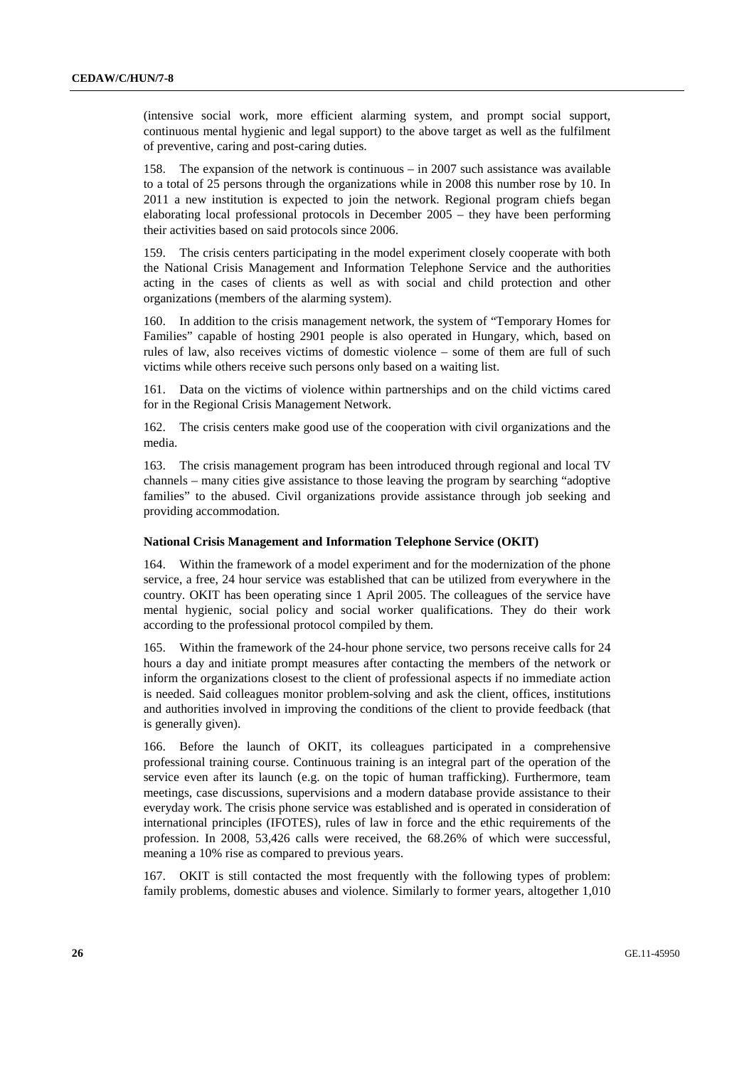(intensive social work, more efficient alarming system, and prompt social support, continuous mental hygienic and legal support) to the above target as well as the fulfilment of preventive, caring and post-caring duties.

158. The expansion of the network is continuous – in 2007 such assistance was available to a total of 25 persons through the organizations while in 2008 this number rose by 10. In 2011 a new institution is expected to join the network. Regional program chiefs began elaborating local professional protocols in December 2005 – they have been performing their activities based on said protocols since 2006.

159. The crisis centers participating in the model experiment closely cooperate with both the National Crisis Management and Information Telephone Service and the authorities acting in the cases of clients as well as with social and child protection and other organizations (members of the alarming system).

160. In addition to the crisis management network, the system of "Temporary Homes for Families" capable of hosting 2901 people is also operated in Hungary, which, based on rules of law, also receives victims of domestic violence – some of them are full of such victims while others receive such persons only based on a waiting list.

161. Data on the victims of violence within partnerships and on the child victims cared for in the Regional Crisis Management Network.

162. The crisis centers make good use of the cooperation with civil organizations and the media.

163. The crisis management program has been introduced through regional and local TV channels – many cities give assistance to those leaving the program by searching "adoptive families" to the abused. Civil organizations provide assistance through job seeking and providing accommodation.

#### National Crisis Management and Information Telephone Service (OKIT)

164. Within the framework of a model experiment and for the modernization of the phone service, a free, 24 hour service was established that can be utilized from everywhere in the country. OKIT has been operating since 1 April 2005. The colleagues of the service have mental hygienic, social policy and social worker qualifications. They do their work according to the professional protocol compiled by them.

165. Within the framework of the 24-hour phone service, two persons receive calls for 24 hours a day and initiate prompt measures after contacting the members of the network or inform the organizations closest to the client of professional aspects if no immediate action is needed. Said colleagues monitor problem-solving and ask the client, offices, institutions and authorities involved in improving the conditions of the client to provide feedback (that is generally given).

166. Before the launch of OKIT, its colleagues participated in a comprehensive professional training course. Continuous training is an integral part of the operation of the service even after its launch (e.g. on the topic of human trafficking). Furthermore, team meetings, case discussions, supervisions and a modern database provide assistance to their everyday work. The crisis phone service was established and is operated in consideration of international principles (IFOTES), rules of law in force and the ethic requirements of the profession. In 2008, 53,426 calls were received, the 68.26% of which were successful, meaning a 10% rise as compared to previous years.

167. OKIT is still contacted the most frequently with the following types of problem: family problems, domestic abuses and violence. Similarly to former years, altogether 1,010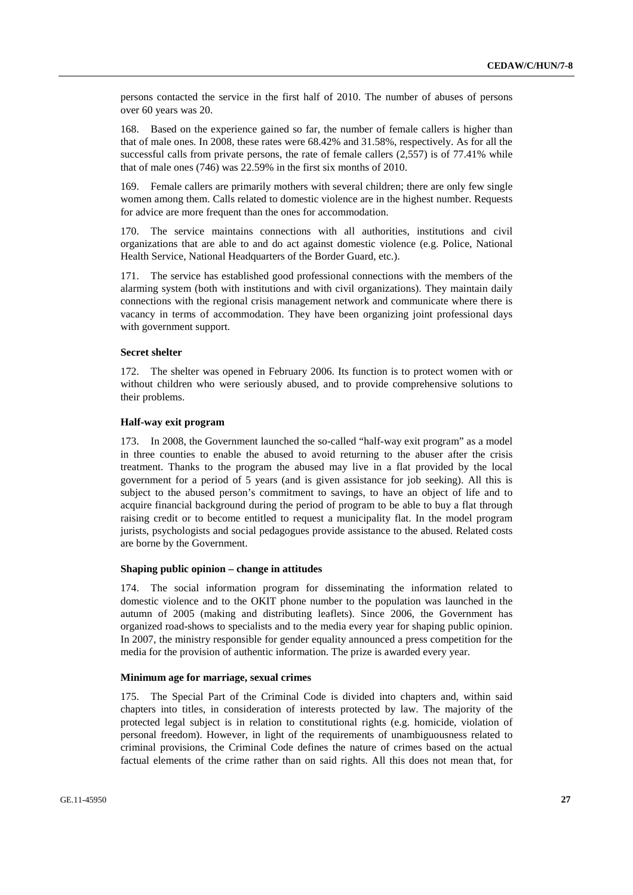persons contacted the service in the first half of 2010. The number of abuses of persons over 60 years was 20.

168. Based on the experience gained so far, the number of female callers is higher than that of male ones. In 2008, these rates were 68.42% and 31.58%, respectively. As for all the successful calls from private persons, the rate of female callers (2,557) is of 77.41% while that of male ones (746) was 22.59% in the first six months of 2010.

169. Female callers are primarily mothers with several children; there are only few single women among them. Calls related to domestic violence are in the highest number. Requests for advice are more frequent than the ones for accommodation.

170. The service maintains connections with all authorities, institutions and civil organizations that are able to and do act against domestic violence (e.g. Police, National Health Service, National Headquarters of the Border Guard, etc.).

171. The service has established good professional connections with the members of the alarming system (both with institutions and with civil organizations). They maintain daily connections with the regional crisis management network and communicate where there is vacancy in terms of accommodation. They have been organizing joint professional days with government support.

#### Secret shelter

172. The shelter was opened in February 2006. Its function is to protect women with or without children who were seriously abused, and to provide comprehensive solutions to their problems.

#### Half-way exit program

173. In 2008, the Government launched the so-called "half-way exit program" as a model in three counties to enable the abused to avoid returning to the abuser after the crisis treatment. Thanks to the program the abused may live in a flat provided by the local government for a period of 5 years (and is given assistance for job seeking). All this is subject to the abused person's commitment to savings, to have an object of life and to acquire financial background during the period of program to be able to buy a flat through raising credit or to become entitled to request a municipality flat. In the model program jurists, psychologists and social pedagogues provide assistance to the abused. Related costs are borne by the Government.

#### Shaping public opinion – change in attitudes

174. The social information program for disseminating the information related to domestic violence and to the OKIT phone number to the population was launched in the autumn of 2005 (making and distributing leaflets). Since 2006, the Government has organized road-shows to specialists and to the media every year for shaping public opinion. In 2007, the ministry responsible for gender equality announced a press competition for the media for the provision of authentic information. The prize is awarded every year.

#### Minimum age for marriage, sexual crimes

175. The Special Part of the Criminal Code is divided into chapters and, within said chapters into titles, in consideration of interests protected by law. The majority of the protected legal subject is in relation to constitutional rights (e.g. homicide, violation of personal freedom). However, in light of the requirements of unambiguousness related to criminal provisions, the Criminal Code defines the nature of crimes based on the actual factual elements of the crime rather than on said rights. All this does not mean that, for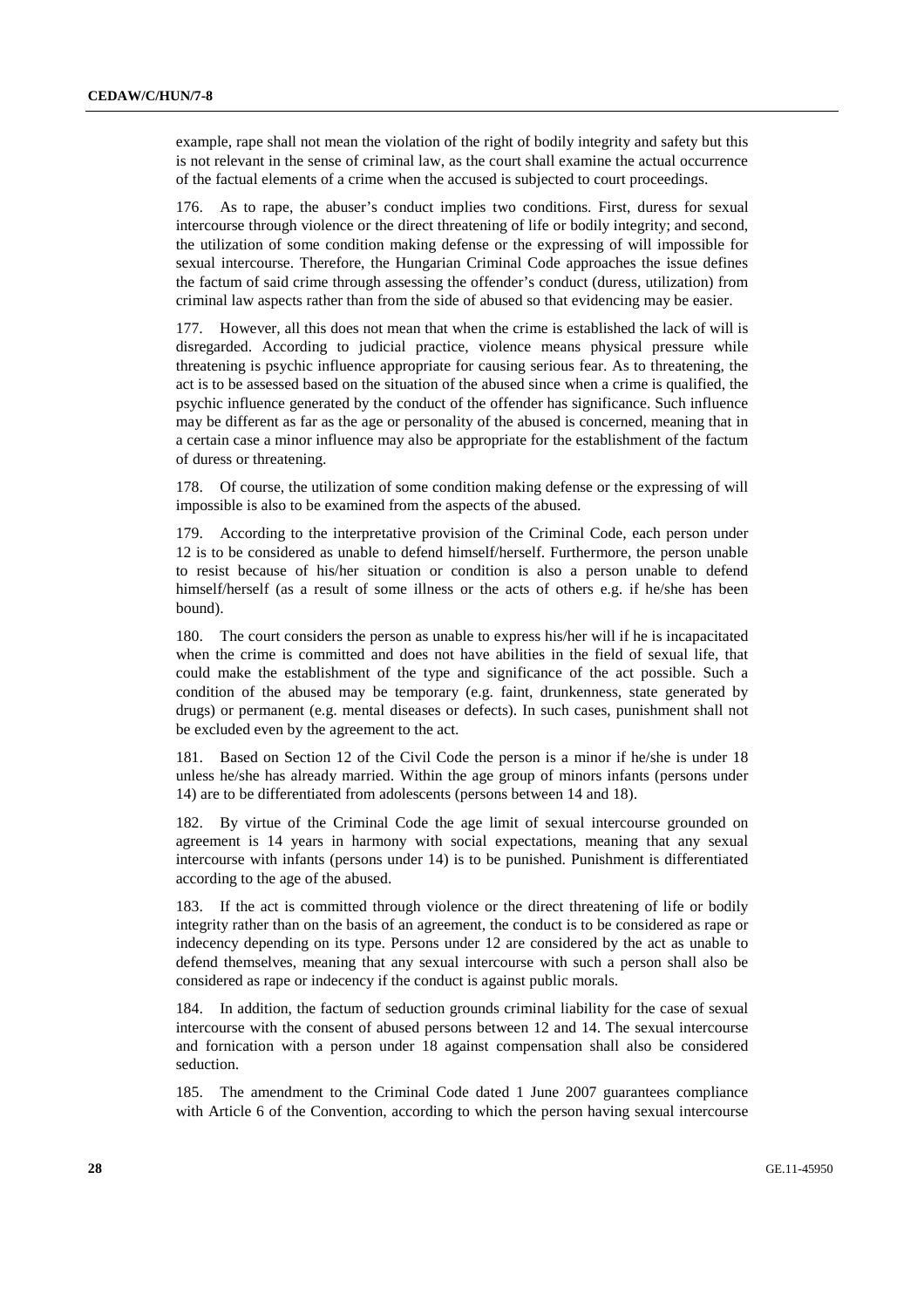example, rape shall not mean the violation of the right of bodily integrity and safety but this is not relevant in the sense of criminal law, as the court shall examine the actual occurrence of the factual elements of a crime when the accused is subjected to court proceedings.

176. As to rape, the abuser's conduct implies two conditions. First, duress for sexual intercourse through violence or the direct threatening of life or bodily integrity; and second, the utilization of some condition making defense or the expressing of will impossible for sexual intercourse. Therefore, the Hungarian Criminal Code approaches the issue defines the factum of said crime through assessing the offender's conduct (duress, utilization) from criminal law aspects rather than from the side of abused so that evidencing may be easier.

177. However, all this does not mean that when the crime is established the lack of will is disregarded. According to judicial practice, violence means physical pressure while threatening is psychic influence appropriate for causing serious fear. As to threatening, the act is to be assessed based on the situation of the abused since when a crime is qualified, the psychic influence generated by the conduct of the offender has significance. Such influence may be different as far as the age or personality of the abused is concerned, meaning that in a certain case a minor influence may also be appropriate for the establishment of the factum of duress or threatening.

178. Of course, the utilization of some condition making defense or the expressing of will impossible is also to be examined from the aspects of the abused.

179. According to the interpretative provision of the Criminal Code, each person under 12 is to be considered as unable to defend himself/herself. Furthermore, the person unable to resist because of his/her situation or condition is also a person unable to defend himself/herself (as a result of some illness or the acts of others e.g. if he/she has been bound).

180. The court considers the person as unable to express his/her will if he is incapacitated when the crime is committed and does not have abilities in the field of sexual life, that could make the establishment of the type and significance of the act possible. Such a condition of the abused may be temporary (e.g. faint, drunkenness, state generated by drugs) or permanent (e.g. mental diseases or defects). In such cases, punishment shall not be excluded even by the agreement to the act.

181. Based on Section 12 of the Civil Code the person is a minor if he/she is under 18 unless he/she has already married. Within the age group of minors infants (persons under 14) are to be differentiated from adolescents (persons between 14 and 18).

182. By virtue of the Criminal Code the age limit of sexual intercourse grounded on agreement is 14 years in harmony with social expectations, meaning that any sexual intercourse with infants (persons under 14) is to be punished. Punishment is differentiated according to the age of the abused.

183. If the act is committed through violence or the direct threatening of life or bodily integrity rather than on the basis of an agreement, the conduct is to be considered as rape or indecency depending on its type. Persons under 12 are considered by the act as unable to defend themselves, meaning that any sexual intercourse with such a person shall also be considered as rape or indecency if the conduct is against public morals.

184. In addition, the factum of seduction grounds criminal liability for the case of sexual intercourse with the consent of abused persons between 12 and 14. The sexual intercourse and fornication with a person under 18 against compensation shall also be considered seduction.

185. The amendment to the Criminal Code dated 1 June 2007 guarantees compliance with Article 6 of the Convention, according to which the person having sexual intercourse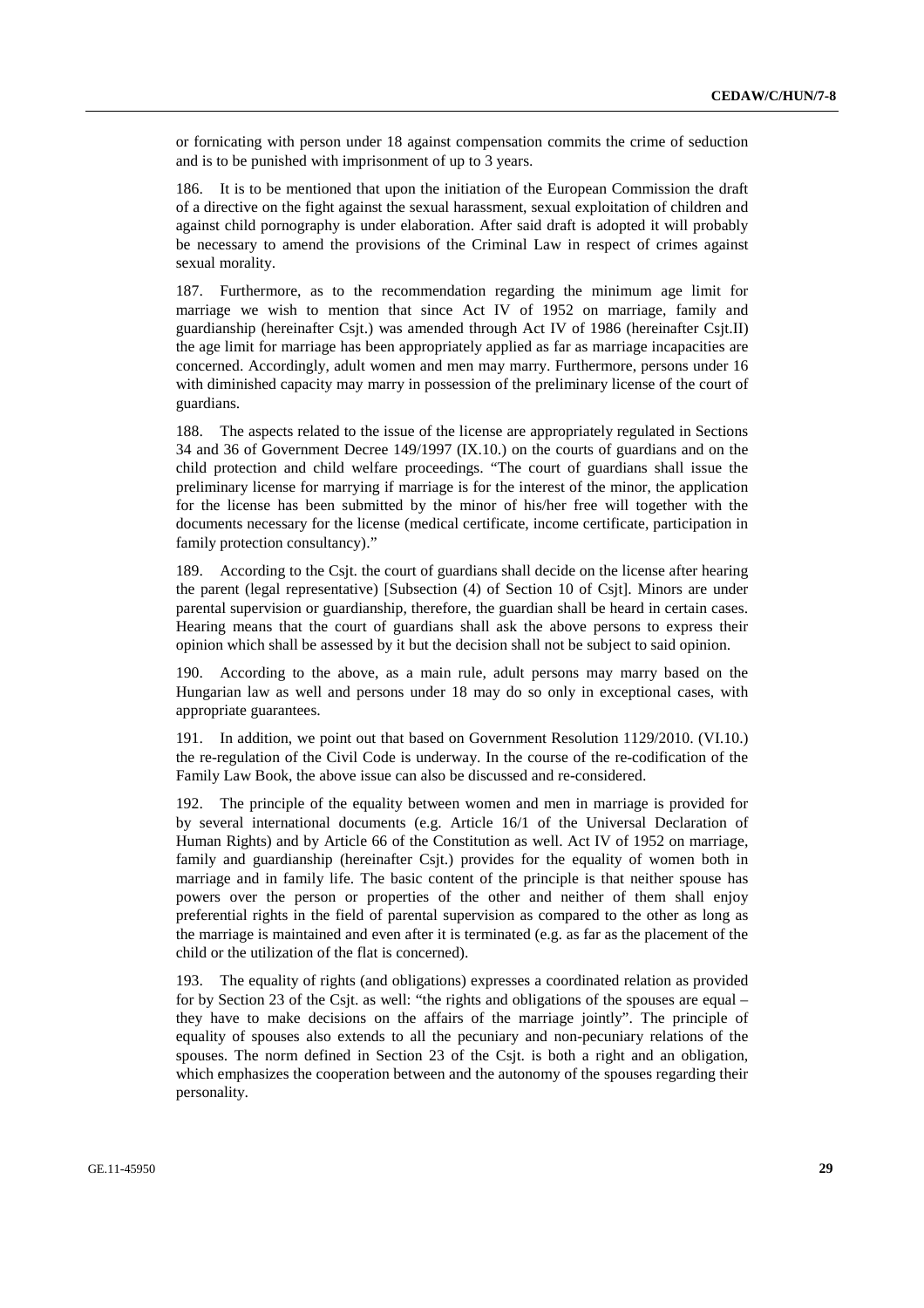or fornicating with person under 18 against compensation commits the crime of seduction and is to be punished with imprisonment of up to 3 years.

186. It is to be mentioned that upon the initiation of the European Commission the draft of a directive on the fight against the sexual harassment, sexual exploitation of children and against child pornography is under elaboration. After said draft is adopted it will probably be necessary to amend the provisions of the Criminal Law in respect of crimes against sexual morality.

187. Furthermore, as to the recommendation regarding the minimum age limit for marriage we wish to mention that since Act IV of 1952 on marriage, family and guardianship (hereinafter Csjt.) was amended through Act IV of 1986 (hereinafter Csjt.II) the age limit for marriage has been appropriately applied as far as marriage incapacities are concerned. Accordingly, adult women and men may marry. Furthermore, persons under 16 with diminished capacity may marry in possession of the preliminary license of the court of guardians.

188. The aspects related to the issue of the license are appropriately regulated in Sections 34 and 36 of Government Decree 149/1997 (IX.10.) on the courts of guardians and on the child protection and child welfare proceedings. "The court of guardians shall issue the preliminary license for marrying if marriage is for the interest of the minor, the application for the license has been submitted by the minor of his/her free will together with the documents necessary for the license (medical certificate, income certificate, participation in family protection consultancy)."

189. According to the Csjt. the court of guardians shall decide on the license after hearing the parent (legal representative) [Subsection (4) of Section 10 of Csjt]. Minors are under parental supervision or guardianship, therefore, the guardian shall be heard in certain cases. Hearing means that the court of guardians shall ask the above persons to express their opinion which shall be assessed by it but the decision shall not be subject to said opinion.

190. According to the above, as a main rule, adult persons may marry based on the Hungarian law as well and persons under 18 may do so only in exceptional cases, with appropriate guarantees.

191. In addition, we point out that based on Government Resolution 1129/2010. (VI.10.) the re-regulation of the Civil Code is underway. In the course of the re-codification of the Family Law Book, the above issue can also be discussed and re-considered.

192. The principle of the equality between women and men in marriage is provided for by several international documents (e.g. Article 16/1 of the Universal Declaration of Human Rights) and by Article 66 of the Constitution as well. Act IV of 1952 on marriage, family and guardianship (hereinafter Csjt.) provides for the equality of women both in marriage and in family life. The basic content of the principle is that neither spouse has powers over the person or properties of the other and neither of them shall enjoy preferential rights in the field of parental supervision as compared to the other as long as the marriage is maintained and even after it is terminated (e.g. as far as the placement of the child or the utilization of the flat is concerned).

193. The equality of rights (and obligations) expresses a coordinated relation as provided for by Section 23 of the Csjt. as well: "the rights and obligations of the spouses are equal – they have to make decisions on the affairs of the marriage jointly". The principle of equality of spouses also extends to all the pecuniary and non-pecuniary relations of the spouses. The norm defined in Section 23 of the Csjt. is both a right and an obligation, which emphasizes the cooperation between and the autonomy of the spouses regarding their personality.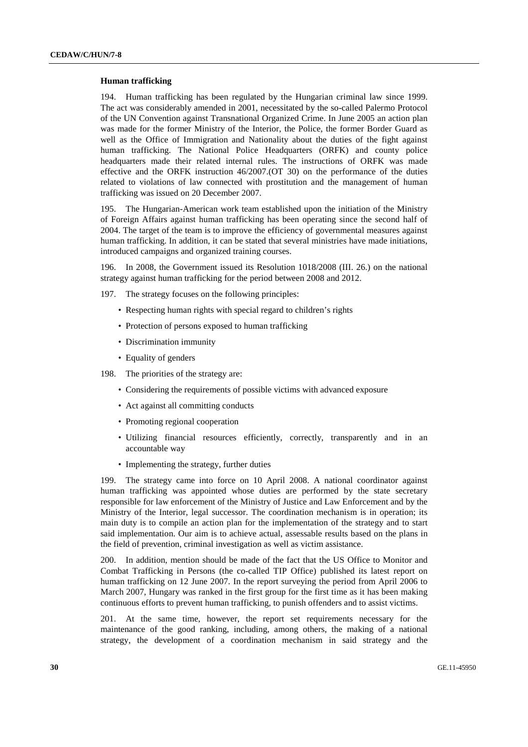### Human trafficking

194. Human trafficking has been regulated by the Hungarian criminal law since 1999. The act was considerably amended in 2001, necessitated by the so-called Palermo Protocol of the UN Convention against Transnational Organized Crime. In June 2005 an action plan was made for the former Ministry of the Interior, the Police, the former Border Guard as well as the Office of Immigration and Nationality about the duties of the fight against human trafficking. The National Police Headquarters (ORFK) and county police headquarters made their related internal rules. The instructions of ORFK was made effective and the ORFK instruction 46/2007.(OT 30) on the performance of the duties related to violations of law connected with prostitution and the management of human trafficking was issued on 20 December 2007.

195. The Hungarian-American work team established upon the initiation of the Ministry of Foreign Affairs against human trafficking has been operating since the second half of 2004. The target of the team is to improve the efficiency of governmental measures against human trafficking. In addition, it can be stated that several ministries have made initiations, introduced campaigns and organized training courses.

196. In 2008, the Government issued its Resolution 1018/2008 (III. 26.) on the national strategy against human trafficking for the period between 2008 and 2012.

197. The strategy focuses on the following principles:

- Respecting human rights with special regard to children's rights
- Protection of persons exposed to human trafficking
- Discrimination immunity
- Equality of genders

198. The priorities of the strategy are:

- Considering the requirements of possible victims with advanced exposure
- Act against all committing conducts
- Promoting regional cooperation
- Utilizing financial resources efficiently, correctly, transparently and in an accountable way
- Implementing the strategy, further duties

199. The strategy came into force on 10 April 2008. A national coordinator against human trafficking was appointed whose duties are performed by the state secretary responsible for law enforcement of the Ministry of Justice and Law Enforcement and by the Ministry of the Interior, legal successor. The coordination mechanism is in operation; its main duty is to compile an action plan for the implementation of the strategy and to start said implementation. Our aim is to achieve actual, assessable results based on the plans in the field of prevention, criminal investigation as well as victim assistance.

200. In addition, mention should be made of the fact that the US Office to Monitor and Combat Trafficking in Persons (the co-called TIP Office) published its latest report on human trafficking on 12 June 2007. In the report surveying the period from April 2006 to March 2007, Hungary was ranked in the first group for the first time as it has been making continuous efforts to prevent human trafficking, to punish offenders and to assist victims.

201. At the same time, however, the report set requirements necessary for the maintenance of the good ranking, including, among others, the making of a national strategy, the development of a coordination mechanism in said strategy and the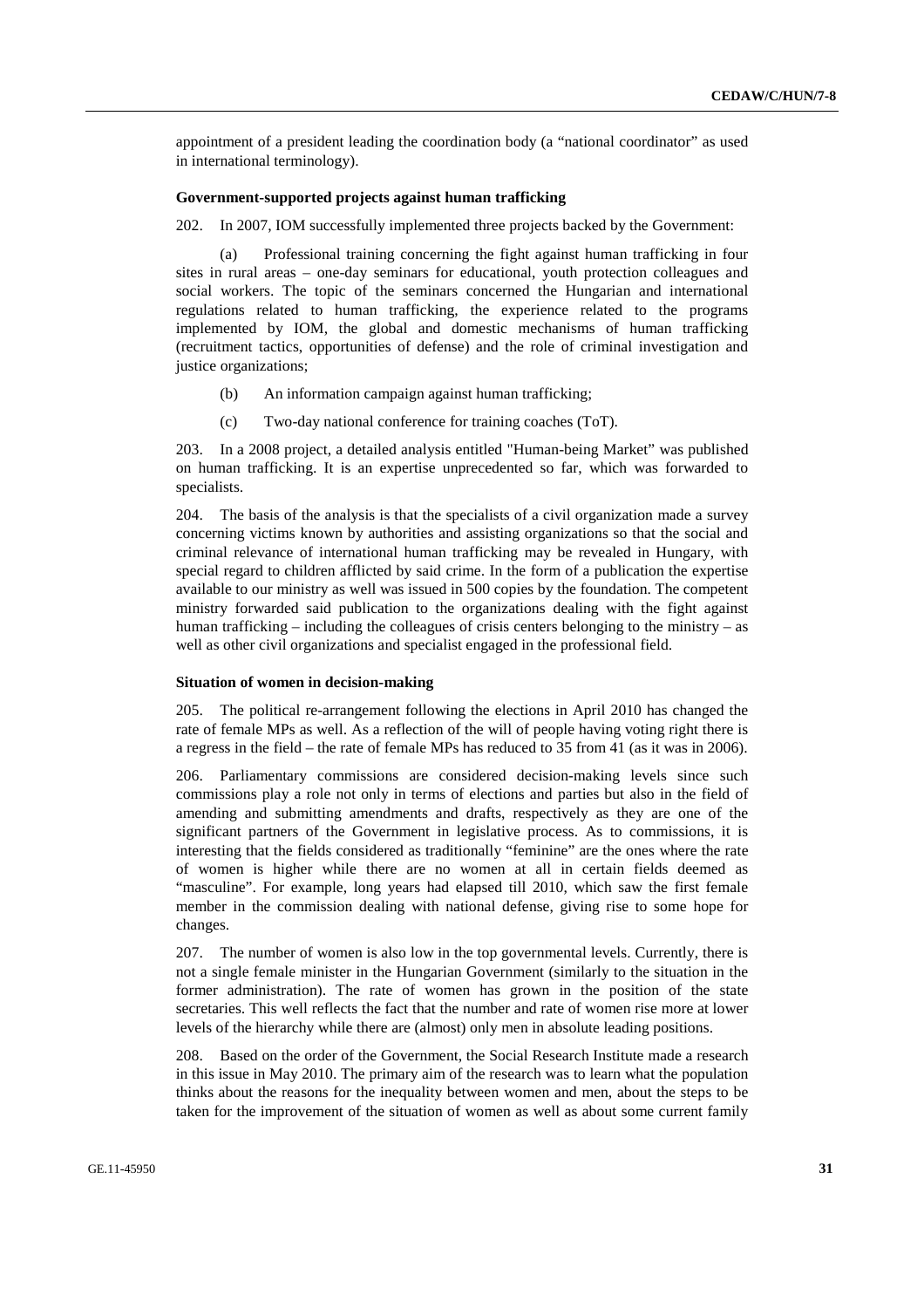appointment of a president leading the coordination body (a "national coordinator" as used in international terminology).

### Government-supported projects against human trafficking

202. In 2007, IOM successfully implemented three projects backed by the Government:

(a) Professional training concerning the fight against human trafficking in four sites in rural areas – one-day seminars for educational, youth protection colleagues and social workers. The topic of the seminars concerned the Hungarian and international regulations related to human trafficking, the experience related to the programs implemented by IOM, the global and domestic mechanisms of human trafficking (recruitment tactics, opportunities of defense) and the role of criminal investigation and justice organizations;

(b) An information campaign against human trafficking;

(c) Two-day national conference for training coaches (ToT).

203. In a 2008 project, a detailed analysis entitled "Human-being Market" was published on human trafficking. It is an expertise unprecedented so far, which was forwarded to specialists.

204. The basis of the analysis is that the specialists of a civil organization made a survey concerning victims known by authorities and assisting organizations so that the social and criminal relevance of international human trafficking may be revealed in Hungary, with special regard to children afflicted by said crime. In the form of a publication the expertise available to our ministry as well was issued in 500 copies by the foundation. The competent ministry forwarded said publication to the organizations dealing with the fight against human trafficking – including the colleagues of crisis centers belonging to the ministry – as well as other civil organizations and specialist engaged in the professional field.

### Situation of women in decision-making

205. The political re-arrangement following the elections in April 2010 has changed the rate of female MPs as well. As a reflection of the will of people having voting right there is a regress in the field – the rate of female MPs has reduced to 35 from 41 (as it was in 2006).

206. Parliamentary commissions are considered decision-making levels since such commissions play a role not only in terms of elections and parties but also in the field of amending and submitting amendments and drafts, respectively as they are one of the significant partners of the Government in legislative process. As to commissions, it is interesting that the fields considered as traditionally "feminine" are the ones where the rate of women is higher while there are no women at all in certain fields deemed as "masculine". For example, long years had elapsed till 2010, which saw the first female member in the commission dealing with national defense, giving rise to some hope for changes.

207. The number of women is also low in the top governmental levels. Currently, there is not a single female minister in the Hungarian Government (similarly to the situation in the former administration). The rate of women has grown in the position of the state secretaries. This well reflects the fact that the number and rate of women rise more at lower levels of the hierarchy while there are (almost) only men in absolute leading positions.

208. Based on the order of the Government, the Social Research Institute made a research in this issue in May 2010. The primary aim of the research was to learn what the population thinks about the reasons for the inequality between women and men, about the steps to be taken for the improvement of the situation of women as well as about some current family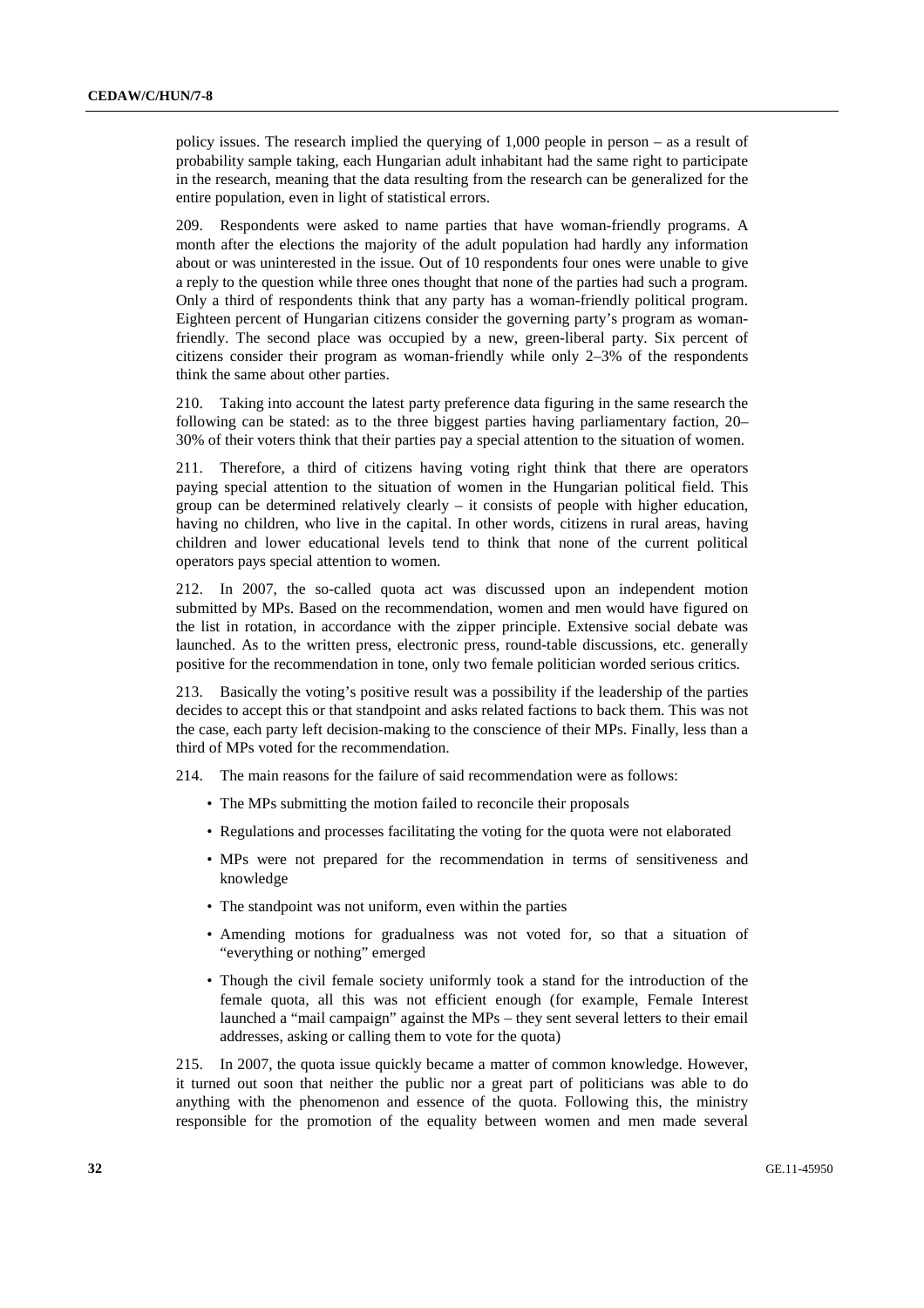policy issues. The research implied the querying of 1,000 people in person – as a result of probability sample taking, each Hungarian adult inhabitant had the same right to participate in the research, meaning that the data resulting from the research can be generalized for the entire population, even in light of statistical errors.

209. Respondents were asked to name parties that have woman-friendly programs. A month after the elections the majority of the adult population had hardly any information about or was uninterested in the issue. Out of 10 respondents four ones were unable to give a reply to the question while three ones thought that none of the parties had such a program. Only a third of respondents think that any party has a woman-friendly political program. Eighteen percent of Hungarian citizens consider the governing party's program as woman-friendly. The second place was occupied by a new, green-liberal party. Six percent of citizens consider their program as woman-friendly while only 2–3% of the respondents think the same about other parties.

210. Taking into account the latest party preference data figuring in the same research the following can be stated: as to the three biggest parties having parliamentary faction, 20–30% of their voters think that their parties pay a special attention to the situation of women.

211. Therefore, a third of citizens having voting right think that there are operators paying special attention to the situation of women in the Hungarian political field. This group can be determined relatively clearly – it consists of people with higher education, having no children, who live in the capital. In other words, citizens in rural areas, having children and lower educational levels tend to think that none of the current political operators pays special attention to women.

212. In 2007, the so-called quota act was discussed upon an independent motion submitted by MPs. Based on the recommendation, women and men would have figured on the list in rotation, in accordance with the zipper principle. Extensive social debate was launched. As to the written press, electronic press, round-table discussions, etc. generally positive for the recommendation in tone, only two female politician worded serious critics.

213. Basically the voting's positive result was a possibility if the leadership of the parties decides to accept this or that standpoint and asks related factions to back them. This was not the case, each party left decision-making to the conscience of their MPs. Finally, less than a third of MPs voted for the recommendation.

214. The main reasons for the failure of said recommendation were as follows:

- The MPs submitting the motion failed to reconcile their proposals
- Regulations and processes facilitating the voting for the quota were not elaborated
- MPs were not prepared for the recommendation in terms of sensitiveness and knowledge
- The standpoint was not uniform, even within the parties
- Amending motions for gradualness was not voted for, so that a situation of "everything or nothing" emerged
- Though the civil female society uniformly took a stand for the introduction of the female quota, all this was not efficient enough (for example, Female Interest launched a "mail campaign" against the MPs – they sent several letters to their email addresses, asking or calling them to vote for the quota)

215. In 2007, the quota issue quickly became a matter of common knowledge. However, it turned out soon that neither the public nor a great part of politicians was able to do anything with the phenomenon and essence of the quota. Following this, the ministry responsible for the promotion of the equality between women and men made several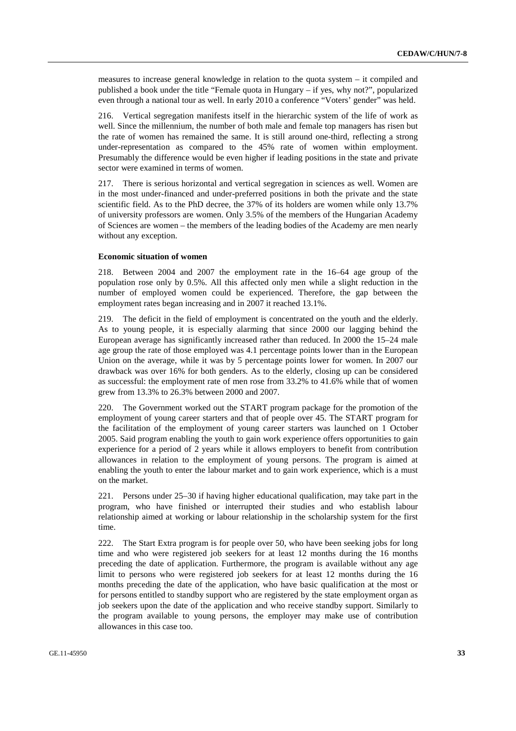measures to increase general knowledge in relation to the quota system – it compiled and published a book under the title "Female quota in Hungary – if yes, why not?", popularized even through a national tour as well. In early 2010 a conference "Voters' gender" was held.

216. Vertical segregation manifests itself in the hierarchic system of the life of work as well. Since the millennium, the number of both male and female top managers has risen but the rate of women has remained the same. It is still around one-third, reflecting a strong under-representation as compared to the 45% rate of women within employment. Presumably the difference would be even higher if leading positions in the state and private sector were examined in terms of women.

217. There is serious horizontal and vertical segregation in sciences as well. Women are in the most under-financed and under-preferred positions in both the private and the state scientific field. As to the PhD decree, the 37% of its holders are women while only 13.7% of university professors are women. Only 3.5% of the members of the Hungarian Academy of Sciences are women – the members of the leading bodies of the Academy are men nearly without any exception.

#### Economic situation of women

218. Between 2004 and 2007 the employment rate in the 16–64 age group of the population rose only by 0.5%. All this affected only men while a slight reduction in the number of employed women could be experienced. Therefore, the gap between the employment rates began increasing and in 2007 it reached 13.1%.

219. The deficit in the field of employment is concentrated on the youth and the elderly. As to young people, it is especially alarming that since 2000 our lagging behind the European average has significantly increased rather than reduced. In 2000 the 15–24 male age group the rate of those employed was 4.1 percentage points lower than in the European Union on the average, while it was by 5 percentage points lower for women. In 2007 our drawback was over 16% for both genders. As to the elderly, closing up can be considered as successful: the employment rate of men rose from 33.2% to 41.6% while that of women grew from 13.3% to 26.3% between 2000 and 2007.

220. The Government worked out the START program package for the promotion of the employment of young career starters and that of people over 45. The START program for the facilitation of the employment of young career starters was launched on 1 October 2005. Said program enabling the youth to gain work experience offers opportunities to gain experience for a period of 2 years while it allows employers to benefit from contribution allowances in relation to the employment of young persons. The program is aimed at enabling the youth to enter the labour market and to gain work experience, which is a must on the market.

221. Persons under 25–30 if having higher educational qualification, may take part in the program, who have finished or interrupted their studies and who establish labour relationship aimed at working or labour relationship in the scholarship system for the first time.

222. The Start Extra program is for people over 50, who have been seeking jobs for long time and who were registered job seekers for at least 12 months during the 16 months preceding the date of application. Furthermore, the program is available without any age limit to persons who were registered job seekers for at least 12 months during the 16 months preceding the date of the application, who have basic qualification at the most or for persons entitled to standby support who are registered by the state employment organ as job seekers upon the date of the application and who receive standby support. Similarly to the program available to young persons, the employer may make use of contribution allowances in this case too.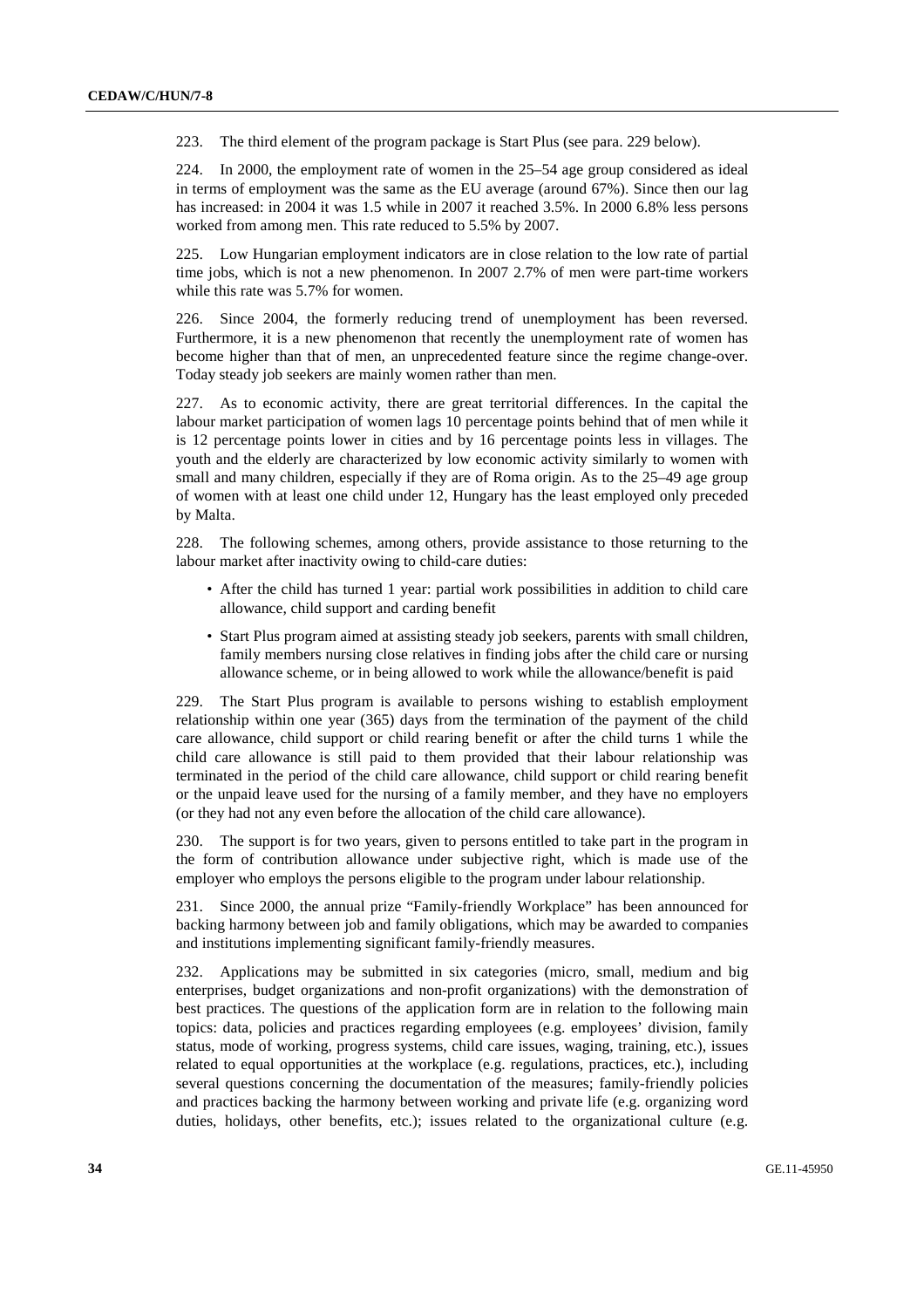223. The third element of the program package is Start Plus (see para. 229 below).

224. In 2000, the employment rate of women in the 25–54 age group considered as ideal in terms of employment was the same as the EU average (around 67%). Since then our lag has increased: in 2004 it was 1.5 while in 2007 it reached 3.5%. In 2000 6.8% less persons worked from among men. This rate reduced to 5.5% by 2007.

225. Low Hungarian employment indicators are in close relation to the low rate of partial time jobs, which is not a new phenomenon. In 2007 2.7% of men were part-time workers while this rate was 5.7% for women.

226. Since 2004, the formerly reducing trend of unemployment has been reversed. Furthermore, it is a new phenomenon that recently the unemployment rate of women has become higher than that of men, an unprecedented feature since the regime change-over. Today steady job seekers are mainly women rather than men.

227. As to economic activity, there are great territorial differences. In the capital the labour market participation of women lags 10 percentage points behind that of men while it is 12 percentage points lower in cities and by 16 percentage points less in villages. The youth and the elderly are characterized by low economic activity similarly to women with small and many children, especially if they are of Roma origin. As to the 25–49 age group of women with at least one child under 12, Hungary has the least employed only preceded by Malta.

228. The following schemes, among others, provide assistance to those returning to the labour market after inactivity owing to child-care duties:

- After the child has turned 1 year: partial work possibilities in addition to child care allowance, child support and carding benefit
- Start Plus program aimed at assisting steady job seekers, parents with small children, family members nursing close relatives in finding jobs after the child care or nursing allowance scheme, or in being allowed to work while the allowance/benefit is paid

229. The Start Plus program is available to persons wishing to establish employment relationship within one year (365) days from the termination of the payment of the child care allowance, child support or child rearing benefit or after the child turns 1 while the child care allowance is still paid to them provided that their labour relationship was terminated in the period of the child care allowance, child support or child rearing benefit or the unpaid leave used for the nursing of a family member, and they have no employers (or they had not any even before the allocation of the child care allowance).

230. The support is for two years, given to persons entitled to take part in the program in the form of contribution allowance under subjective right, which is made use of the employer who employs the persons eligible to the program under labour relationship.

231. Since 2000, the annual prize "Family-friendly Workplace" has been announced for backing harmony between job and family obligations, which may be awarded to companies and institutions implementing significant family-friendly measures.

232. Applications may be submitted in six categories (micro, small, medium and big enterprises, budget organizations and non-profit organizations) with the demonstration of best practices. The questions of the application form are in relation to the following main topics: data, policies and practices regarding employees (e.g. employees' division, family status, mode of working, progress systems, child care issues, waging, training, etc.), issues related to equal opportunities at the workplace (e.g. regulations, practices, etc.), including several questions concerning the documentation of the measures; family-friendly policies and practices backing the harmony between working and private life (e.g. organizing word duties, holidays, other benefits, etc.); issues related to the organizational culture (e.g.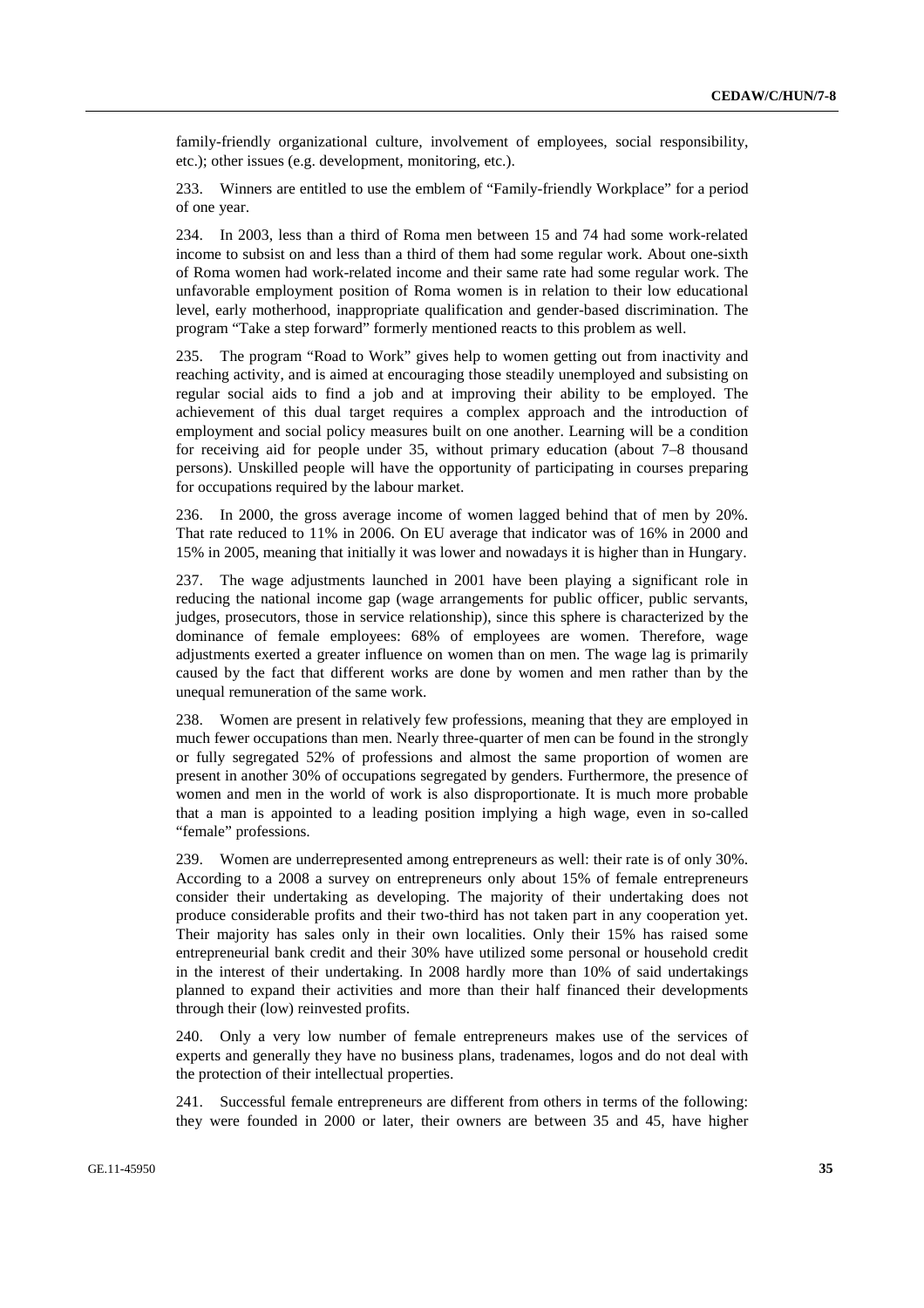family-friendly organizational culture, involvement of employees, social responsibility, etc.); other issues (e.g. development, monitoring, etc.).

233. Winners are entitled to use the emblem of "Family-friendly Workplace" for a period of one year.

234. In 2003, less than a third of Roma men between 15 and 74 had some work-related income to subsist on and less than a third of them had some regular work. About one-sixth of Roma women had work-related income and their same rate had some regular work. The unfavorable employment position of Roma women is in relation to their low educational level, early motherhood, inappropriate qualification and gender-based discrimination. The program "Take a step forward" formerly mentioned reacts to this problem as well.

235. The program "Road to Work" gives help to women getting out from inactivity and reaching activity, and is aimed at encouraging those steadily unemployed and subsisting on regular social aids to find a job and at improving their ability to be employed. The achievement of this dual target requires a complex approach and the introduction of employment and social policy measures built on one another. Learning will be a condition for receiving aid for people under 35, without primary education (about 7–8 thousand persons). Unskilled people will have the opportunity of participating in courses preparing for occupations required by the labour market.

236. In 2000, the gross average income of women lagged behind that of men by 20%. That rate reduced to 11% in 2006. On EU average that indicator was of 16% in 2000 and 15% in 2005, meaning that initially it was lower and nowadays it is higher than in Hungary.

237. The wage adjustments launched in 2001 have been playing a significant role in reducing the national income gap (wage arrangements for public officer, public servants, judges, prosecutors, those in service relationship), since this sphere is characterized by the dominance of female employees: 68% of employees are women. Therefore, wage adjustments exerted a greater influence on women than on men. The wage lag is primarily caused by the fact that different works are done by women and men rather than by the unequal remuneration of the same work.

238. Women are present in relatively few professions, meaning that they are employed in much fewer occupations than men. Nearly three-quarter of men can be found in the strongly or fully segregated 52% of professions and almost the same proportion of women are present in another 30% of occupations segregated by genders. Furthermore, the presence of women and men in the world of work is also disproportionate. It is much more probable that a man is appointed to a leading position implying a high wage, even in so-called "female" professions.

239. Women are underrepresented among entrepreneurs as well: their rate is of only 30%. According to a 2008 a survey on entrepreneurs only about 15% of female entrepreneurs consider their undertaking as developing. The majority of their undertaking does not produce considerable profits and their two-third has not taken part in any cooperation yet. Their majority has sales only in their own localities. Only their 15% has raised some entrepreneurial bank credit and their 30% have utilized some personal or household credit in the interest of their undertaking. In 2008 hardly more than 10% of said undertakings planned to expand their activities and more than their half financed their developments through their (low) reinvested profits.

240. Only a very low number of female entrepreneurs makes use of the services of experts and generally they have no business plans, tradenames, logos and do not deal with the protection of their intellectual properties.

241. Successful female entrepreneurs are different from others in terms of the following: they were founded in 2000 or later, their owners are between 35 and 45, have higher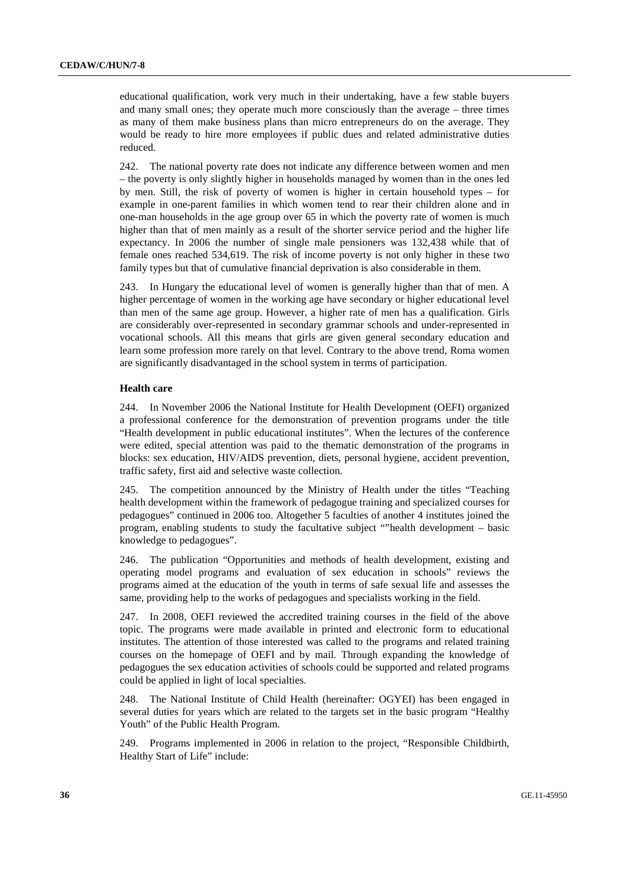educational qualification, work very much in their undertaking, have a few stable buyers and many small ones; they operate much more consciously than the average – three times as many of them make business plans than micro entrepreneurs do on the average. They would be ready to hire more employees if public dues and related administrative duties reduced.

242. The national poverty rate does not indicate any difference between women and men – the poverty is only slightly higher in households managed by women than in the ones led by men. Still, the risk of poverty of women is higher in certain household types – for example in one-parent families in which women tend to rear their children alone and in one-man households in the age group over 65 in which the poverty rate of women is much higher than that of men mainly as a result of the shorter service period and the higher life expectancy. In 2006 the number of single male pensioners was 132,438 while that of female ones reached 534,619. The risk of income poverty is not only higher in these two family types but that of cumulative financial deprivation is also considerable in them.

243. In Hungary the educational level of women is generally higher than that of men. A higher percentage of women in the working age have secondary or higher educational level than men of the same age group. However, a higher rate of men has a qualification. Girls are considerably over-represented in secondary grammar schools and under-represented in vocational schools. All this means that girls are given general secondary education and learn some profession more rarely on that level. Contrary to the above trend, Roma women are significantly disadvantaged in the school system in terms of participation.

**Health care**

244. In November 2006 the National Institute for Health Development (OEFI) organized a professional conference for the demonstration of prevention programs under the title "Health development in public educational institutes". When the lectures of the conference were edited, special attention was paid to the thematic demonstration of the programs in blocks: sex education, HIV/AIDS prevention, diets, personal hygiene, accident prevention, traffic safety, first aid and selective waste collection.

245. The competition announced by the Ministry of Health under the titles "Teaching health development within the framework of pedagogue training and specialized courses for pedagogues" continued in 2006 too. Altogether 5 faculties of another 4 institutes joined the program, enabling students to study the facultative subject ""health development – basic knowledge to pedagogues".

246. The publication "Opportunities and methods of health development, existing and operating model programs and evaluation of sex education in schools" reviews the programs aimed at the education of the youth in terms of safe sexual life and assesses the same, providing help to the works of pedagogues and specialists working in the field.

247. In 2008, OEFI reviewed the accredited training courses in the field of the above topic. The programs were made available in printed and electronic form to educational institutes. The attention of those interested was called to the programs and related training courses on the homepage of OEFI and by mail. Through expanding the knowledge of pedagogues the sex education activities of schools could be supported and related programs could be applied in light of local specialties.

248. The National Institute of Child Health (hereinafter: OGYEI) has been engaged in several duties for years which are related to the targets set in the basic program "Healthy Youth" of the Public Health Program.

249. Programs implemented in 2006 in relation to the project, "Responsible Childbirth, Healthy Start of Life" include: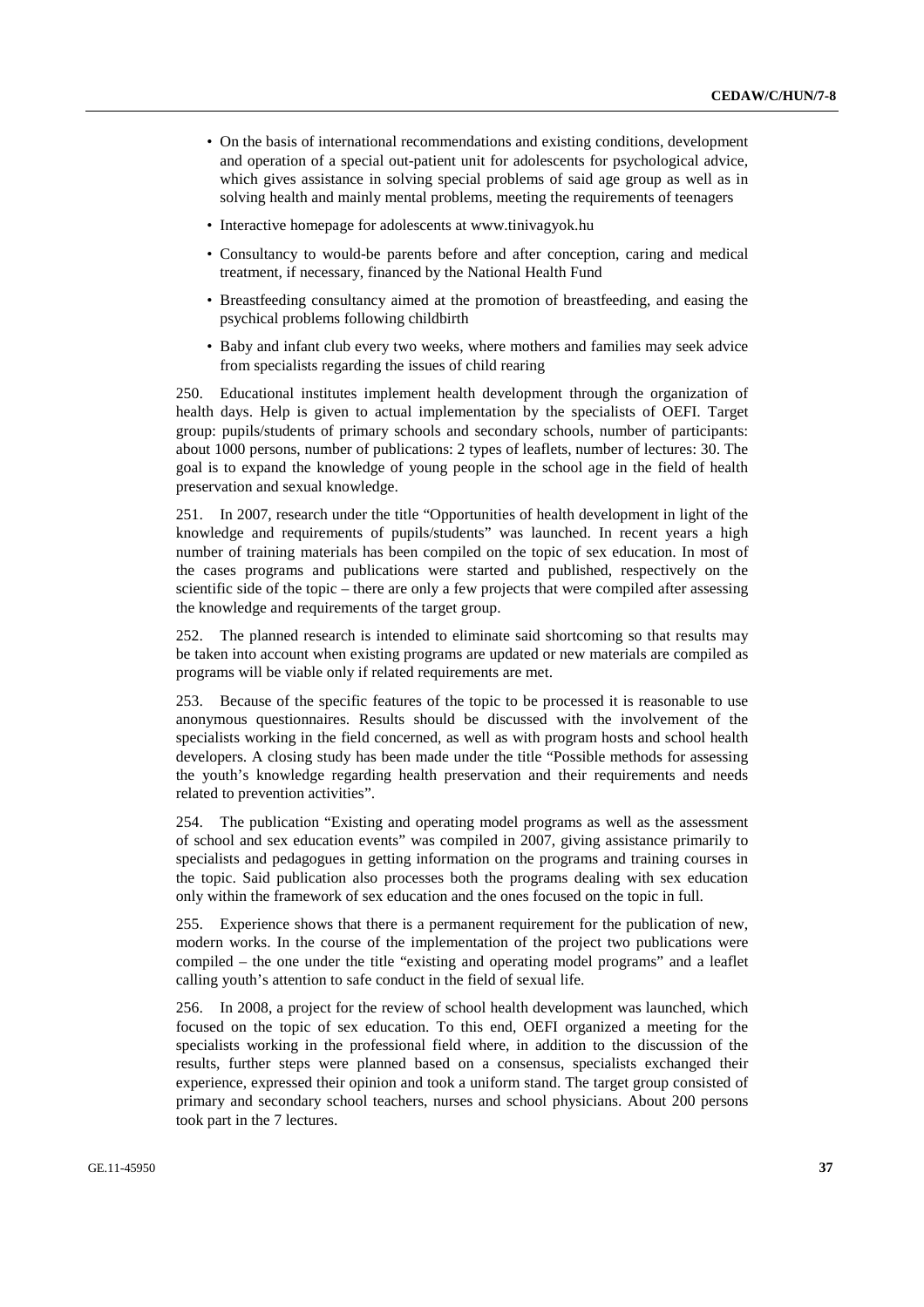- On the basis of international recommendations and existing conditions, development and operation of a special out-patient unit for adolescents for psychological advice, which gives assistance in solving special problems of said age group as well as in solving health and mainly mental problems, meeting the requirements of teenagers
- Interactive homepage for adolescents at www.tinivagyok.hu
- Consultancy to would-be parents before and after conception, caring and medical treatment, if necessary, financed by the National Health Fund
- Breastfeeding consultancy aimed at the promotion of breastfeeding, and easing the psychical problems following childbirth
- Baby and infant club every two weeks, where mothers and families may seek advice from specialists regarding the issues of child rearing

250. Educational institutes implement health development through the organization of health days. Help is given to actual implementation by the specialists of OEFI. Target group: pupils/students of primary schools and secondary schools, number of participants: about 1000 persons, number of publications: 2 types of leaflets, number of lectures: 30. The goal is to expand the knowledge of young people in the school age in the field of health preservation and sexual knowledge.

251. In 2007, research under the title "Opportunities of health development in light of the knowledge and requirements of pupils/students" was launched. In recent years a high number of training materials has been compiled on the topic of sex education. In most of the cases programs and publications were started and published, respectively on the scientific side of the topic – there are only a few projects that were compiled after assessing the knowledge and requirements of the target group.

252. The planned research is intended to eliminate said shortcoming so that results may be taken into account when existing programs are updated or new materials are compiled as programs will be viable only if related requirements are met.

253. Because of the specific features of the topic to be processed it is reasonable to use anonymous questionnaires. Results should be discussed with the involvement of the specialists working in the field concerned, as well as with program hosts and school health developers. A closing study has been made under the title "Possible methods for assessing the youth's knowledge regarding health preservation and their requirements and needs related to prevention activities".

254. The publication "Existing and operating model programs as well as the assessment of school and sex education events" was compiled in 2007, giving assistance primarily to specialists and pedagogues in getting information on the programs and training courses in the topic. Said publication also processes both the programs dealing with sex education only within the framework of sex education and the ones focused on the topic in full.

255. Experience shows that there is a permanent requirement for the publication of new, modern works. In the course of the implementation of the project two publications were compiled – the one under the title "existing and operating model programs" and a leaflet calling youth's attention to safe conduct in the field of sexual life.

256. In 2008, a project for the review of school health development was launched, which focused on the topic of sex education. To this end, OEFI organized a meeting for the specialists working in the professional field where, in addition to the discussion of the results, further steps were planned based on a consensus, specialists exchanged their experience, expressed their opinion and took a uniform stand. The target group consisted of primary and secondary school teachers, nurses and school physicians. About 200 persons took part in the 7 lectures.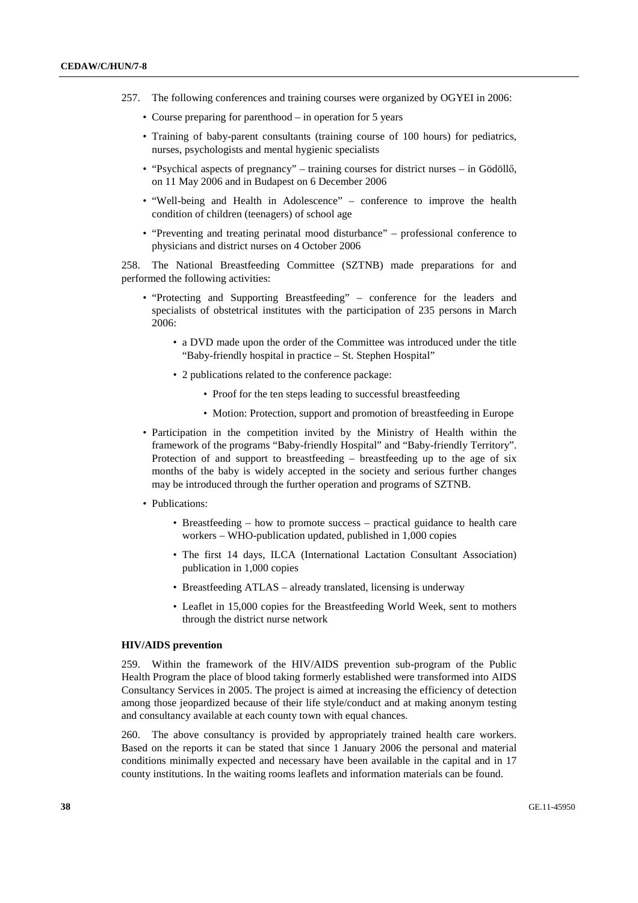257. The following conferences and training courses were organized by OGYEI in 2006:

- Course preparing for parenthood – in operation for 5 years
- Training of baby-parent consultants (training course of 100 hours) for pediatrics, nurses, psychologists and mental hygienic specialists
- "Psychical aspects of pregnancy" – training courses for district nurses – in Gödöllő, on 11 May 2006 and in Budapest on 6 December 2006
- "Well-being and Health in Adolescence" – conference to improve the health condition of children (teenagers) of school age
- "Preventing and treating perinatal mood disturbance" – professional conference to physicians and district nurses on 4 October 2006

258. The National Breastfeeding Committee (SZTNB) made preparations for and performed the following activities:

- "Protecting and Supporting Breastfeeding" – conference for the leaders and specialists of obstetrical institutes with the participation of 235 persons in March 2006:
  - a DVD made upon the order of the Committee was introduced under the title "Baby-friendly hospital in practice – St. Stephen Hospital"
  - 2 publications related to the conference package:
    - Proof for the ten steps leading to successful breastfeeding
    - Motion: Protection, support and promotion of breastfeeding in Europe
- Participation in the competition invited by the Ministry of Health within the framework of the programs "Baby-friendly Hospital" and "Baby-friendly Territory". Protection of and support to breastfeeding – breastfeeding up to the age of six months of the baby is widely accepted in the society and serious further changes may be introduced through the further operation and programs of SZTNB.
- Publications:
  - Breastfeeding – how to promote success – practical guidance to health care workers – WHO-publication updated, published in 1,000 copies
  - The first 14 days, ILCA (International Lactation Consultant Association) publication in 1,000 copies
  - Breastfeeding ATLAS – already translated, licensing is underway
  - Leaflet in 15,000 copies for the Breastfeeding World Week, sent to mothers through the district nurse network

**HIV/AIDS prevention**

259. Within the framework of the HIV/AIDS prevention sub-program of the Public Health Program the place of blood taking formerly established were transformed into AIDS Consultancy Services in 2005. The project is aimed at increasing the efficiency of detection among those jeopardized because of their life style/conduct and at making anonym testing and consultancy available at each county town with equal chances.

260. The above consultancy is provided by appropriately trained health care workers. Based on the reports it can be stated that since 1 January 2006 the personal and material conditions minimally expected and necessary have been available in the capital and in 17 county institutions. In the waiting rooms leaflets and information materials can be found.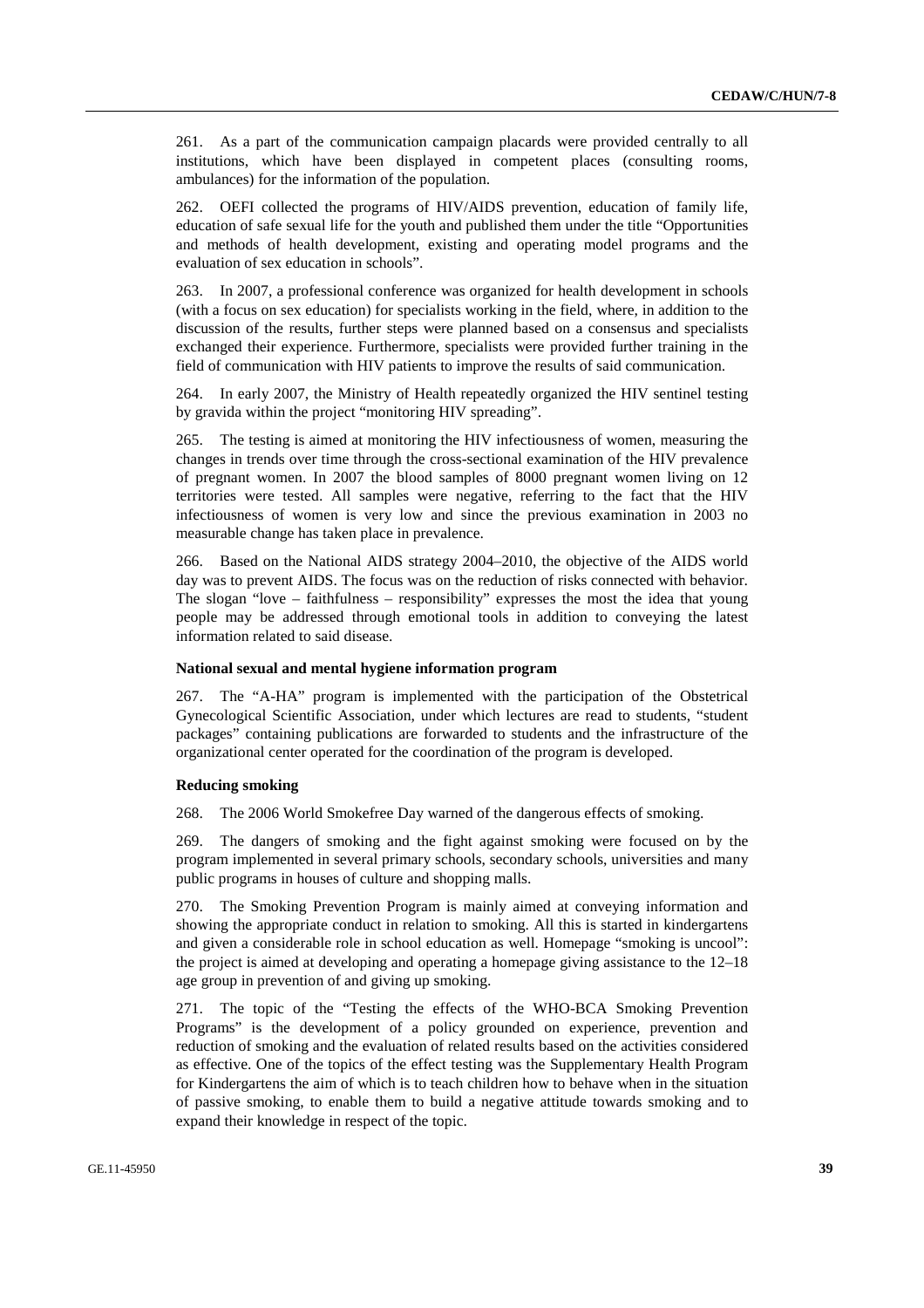261. As a part of the communication campaign placards were provided centrally to all institutions, which have been displayed in competent places (consulting rooms, ambulances) for the information of the population.

262. OEFI collected the programs of HIV/AIDS prevention, education of family life, education of safe sexual life for the youth and published them under the title "Opportunities and methods of health development, existing and operating model programs and the evaluation of sex education in schools".

263. In 2007, a professional conference was organized for health development in schools (with a focus on sex education) for specialists working in the field, where, in addition to the discussion of the results, further steps were planned based on a consensus and specialists exchanged their experience. Furthermore, specialists were provided further training in the field of communication with HIV patients to improve the results of said communication.

264. In early 2007, the Ministry of Health repeatedly organized the HIV sentinel testing by gravida within the project "monitoring HIV spreading".

265. The testing is aimed at monitoring the HIV infectiousness of women, measuring the changes in trends over time through the cross-sectional examination of the HIV prevalence of pregnant women. In 2007 the blood samples of 8000 pregnant women living on 12 territories were tested. All samples were negative, referring to the fact that the HIV infectiousness of women is very low and since the previous examination in 2003 no measurable change has taken place in prevalence.

266. Based on the National AIDS strategy 2004–2010, the objective of the AIDS world day was to prevent AIDS. The focus was on the reduction of risks connected with behavior. The slogan "love – faithfulness – responsibility" expresses the most the idea that young people may be addressed through emotional tools in addition to conveying the latest information related to said disease.

### National sexual and mental hygiene information program

267. The "A-HA" program is implemented with the participation of the Obstetrical Gynecological Scientific Association, under which lectures are read to students, "student packages" containing publications are forwarded to students and the infrastructure of the organizational center operated for the coordination of the program is developed.

### Reducing smoking

268. The 2006 World Smokefree Day warned of the dangerous effects of smoking.

269. The dangers of smoking and the fight against smoking were focused on by the program implemented in several primary schools, secondary schools, universities and many public programs in houses of culture and shopping malls.

270. The Smoking Prevention Program is mainly aimed at conveying information and showing the appropriate conduct in relation to smoking. All this is started in kindergartens and given a considerable role in school education as well. Homepage "smoking is uncool": the project is aimed at developing and operating a homepage giving assistance to the 12–18 age group in prevention of and giving up smoking.

271. The topic of the "Testing the effects of the WHO-BCA Smoking Prevention Programs" is the development of a policy grounded on experience, prevention and reduction of smoking and the evaluation of related results based on the activities considered as effective. One of the topics of the effect testing was the Supplementary Health Program for Kindergartens the aim of which is to teach children how to behave when in the situation of passive smoking, to enable them to build a negative attitude towards smoking and to expand their knowledge in respect of the topic.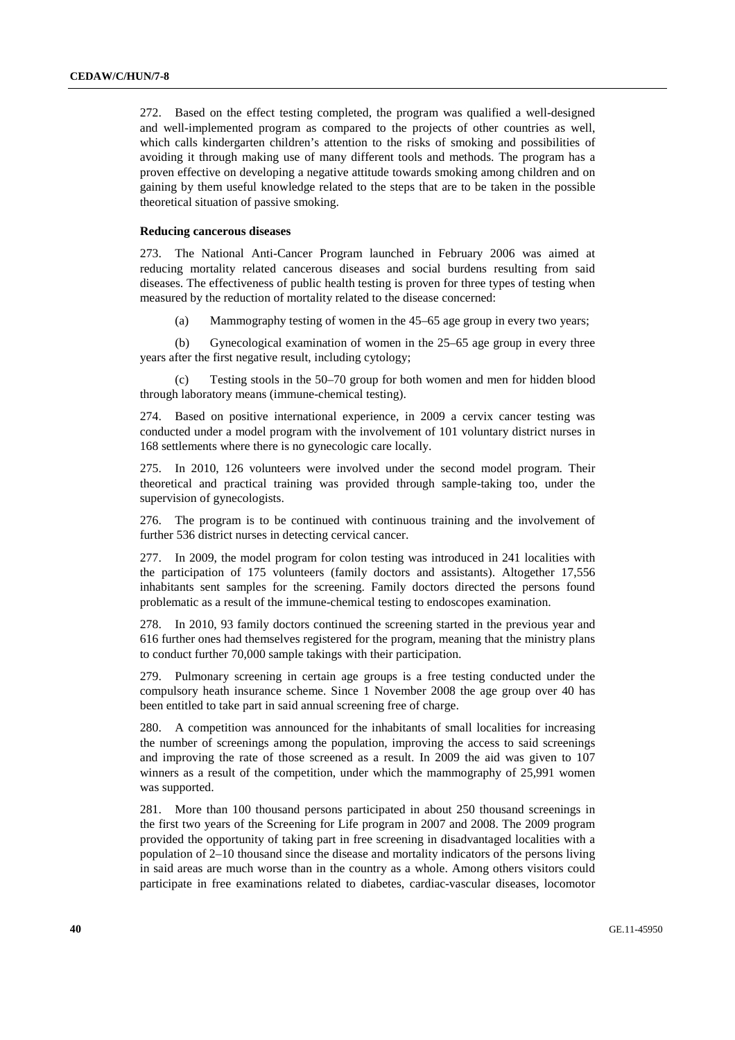272. Based on the effect testing completed, the program was qualified a well-designed and well-implemented program as compared to the projects of other countries as well, which calls kindergarten children's attention to the risks of smoking and possibilities of avoiding it through making use of many different tools and methods. The program has a proven effective on developing a negative attitude towards smoking among children and on gaining by them useful knowledge related to the steps that are to be taken in the possible theoretical situation of passive smoking.

**Reducing cancerous diseases**

273. The National Anti-Cancer Program launched in February 2006 was aimed at reducing mortality related cancerous diseases and social burdens resulting from said diseases. The effectiveness of public health testing is proven for three types of testing when measured by the reduction of mortality related to the disease concerned:

(a) Mammography testing of women in the 45–65 age group in every two years;

(b) Gynecological examination of women in the 25–65 age group in every three years after the first negative result, including cytology;

(c) Testing stools in the 50–70 group for both women and men for hidden blood through laboratory means (immune-chemical testing).

274. Based on positive international experience, in 2009 a cervix cancer testing was conducted under a model program with the involvement of 101 voluntary district nurses in 168 settlements where there is no gynecologic care locally.

275. In 2010, 126 volunteers were involved under the second model program. Their theoretical and practical training was provided through sample-taking too, under the supervision of gynecologists.

276. The program is to be continued with continuous training and the involvement of further 536 district nurses in detecting cervical cancer.

277. In 2009, the model program for colon testing was introduced in 241 localities with the participation of 175 volunteers (family doctors and assistants). Altogether 17,556 inhabitants sent samples for the screening. Family doctors directed the persons found problematic as a result of the immune-chemical testing to endoscopes examination.

278. In 2010, 93 family doctors continued the screening started in the previous year and 616 further ones had themselves registered for the program, meaning that the ministry plans to conduct further 70,000 sample takings with their participation.

279. Pulmonary screening in certain age groups is a free testing conducted under the compulsory heath insurance scheme. Since 1 November 2008 the age group over 40 has been entitled to take part in said annual screening free of charge.

280. A competition was announced for the inhabitants of small localities for increasing the number of screenings among the population, improving the access to said screenings and improving the rate of those screened as a result. In 2009 the aid was given to 107 winners as a result of the competition, under which the mammography of 25,991 women was supported.

281. More than 100 thousand persons participated in about 250 thousand screenings in the first two years of the Screening for Life program in 2007 and 2008. The 2009 program provided the opportunity of taking part in free screening in disadvantaged localities with a population of 2–10 thousand since the disease and mortality indicators of the persons living in said areas are much worse than in the country as a whole. Among others visitors could participate in free examinations related to diabetes, cardiac-vascular diseases, locomotor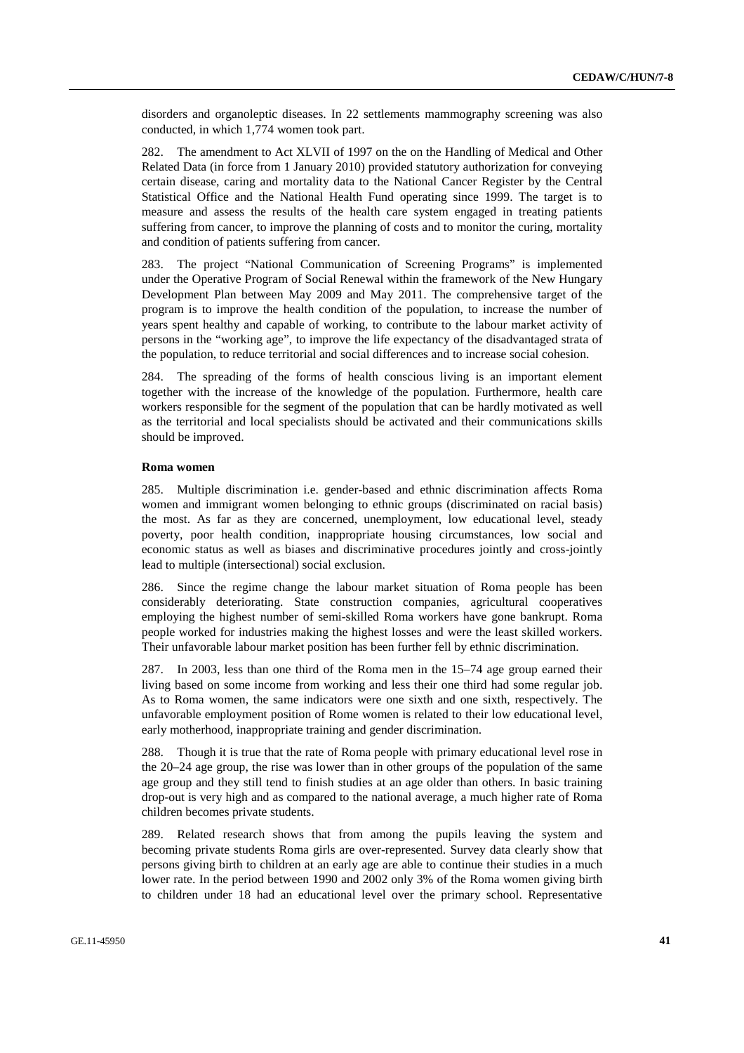disorders and organoleptic diseases. In 22 settlements mammography screening was also conducted, in which 1,774 women took part.

282. The amendment to Act XLVII of 1997 on the on the Handling of Medical and Other Related Data (in force from 1 January 2010) provided statutory authorization for conveying certain disease, caring and mortality data to the National Cancer Register by the Central Statistical Office and the National Health Fund operating since 1999. The target is to measure and assess the results of the health care system engaged in treating patients suffering from cancer, to improve the planning of costs and to monitor the curing, mortality and condition of patients suffering from cancer.

283. The project "National Communication of Screening Programs" is implemented under the Operative Program of Social Renewal within the framework of the New Hungary Development Plan between May 2009 and May 2011. The comprehensive target of the program is to improve the health condition of the population, to increase the number of years spent healthy and capable of working, to contribute to the labour market activity of persons in the "working age", to improve the life expectancy of the disadvantaged strata of the population, to reduce territorial and social differences and to increase social cohesion.

284. The spreading of the forms of health conscious living is an important element together with the increase of the knowledge of the population. Furthermore, health care workers responsible for the segment of the population that can be hardly motivated as well as the territorial and local specialists should be activated and their communications skills should be improved.

**Roma women**

285. Multiple discrimination i.e. gender-based and ethnic discrimination affects Roma women and immigrant women belonging to ethnic groups (discriminated on racial basis) the most. As far as they are concerned, unemployment, low educational level, steady poverty, poor health condition, inappropriate housing circumstances, low social and economic status as well as biases and discriminative procedures jointly and cross-jointly lead to multiple (intersectional) social exclusion.

286. Since the regime change the labour market situation of Roma people has been considerably deteriorating. State construction companies, agricultural cooperatives employing the highest number of semi-skilled Roma workers have gone bankrupt. Roma people worked for industries making the highest losses and were the least skilled workers. Their unfavorable labour market position has been further fell by ethnic discrimination.

287. In 2003, less than one third of the Roma men in the 15–74 age group earned their living based on some income from working and less their one third had some regular job. As to Roma women, the same indicators were one sixth and one sixth, respectively. The unfavorable employment position of Rome women is related to their low educational level, early motherhood, inappropriate training and gender discrimination.

288. Though it is true that the rate of Roma people with primary educational level rose in the 20–24 age group, the rise was lower than in other groups of the population of the same age group and they still tend to finish studies at an age older than others. In basic training drop-out is very high and as compared to the national average, a much higher rate of Roma children becomes private students.

289. Related research shows that from among the pupils leaving the system and becoming private students Roma girls are over-represented. Survey data clearly show that persons giving birth to children at an early age are able to continue their studies in a much lower rate. In the period between 1990 and 2002 only 3% of the Roma women giving birth to children under 18 had an educational level over the primary school. Representative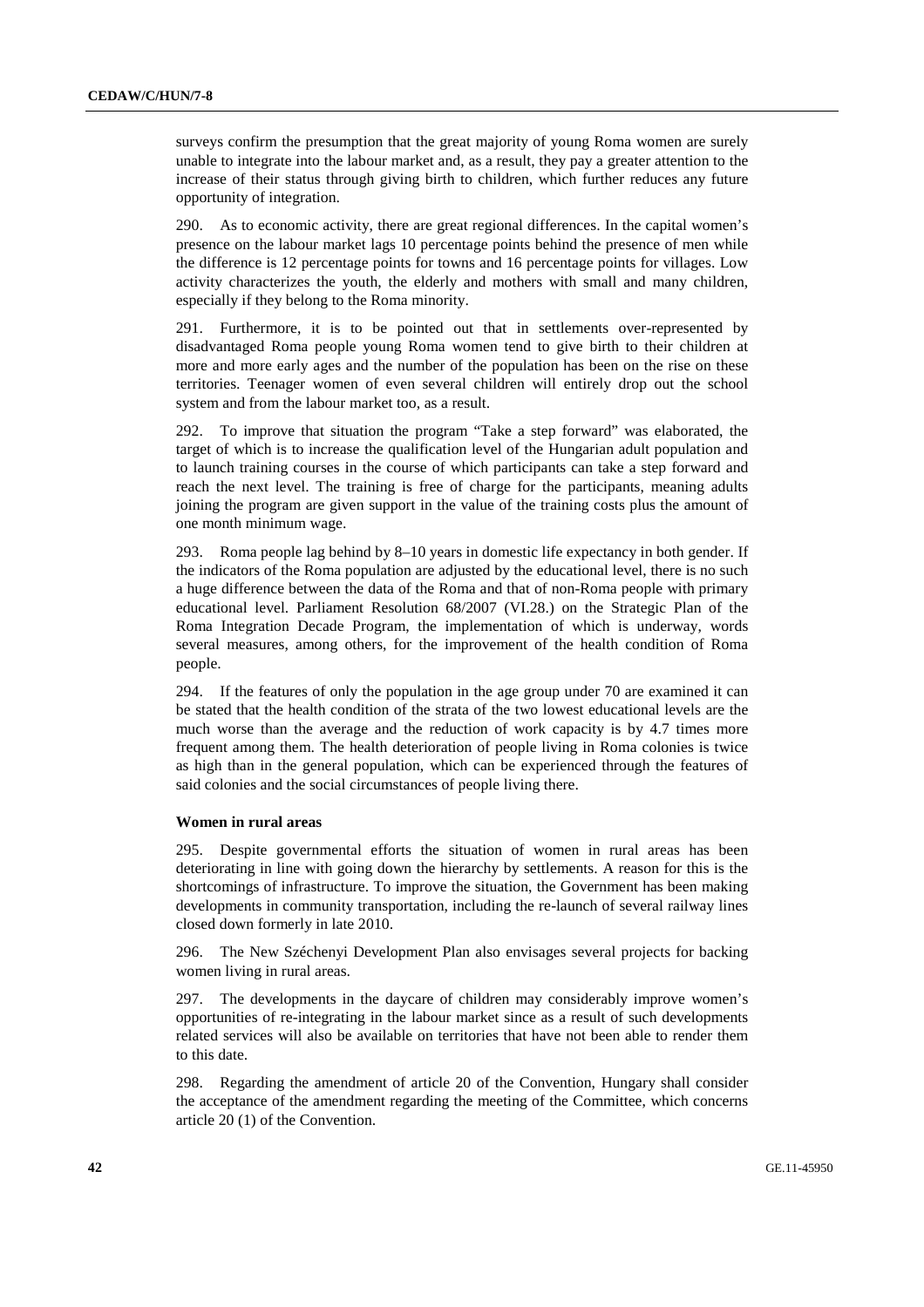surveys confirm the presumption that the great majority of young Roma women are surely unable to integrate into the labour market and, as a result, they pay a greater attention to the increase of their status through giving birth to children, which further reduces any future opportunity of integration.

290. As to economic activity, there are great regional differences. In the capital women's presence on the labour market lags 10 percentage points behind the presence of men while the difference is 12 percentage points for towns and 16 percentage points for villages. Low activity characterizes the youth, the elderly and mothers with small and many children, especially if they belong to the Roma minority.

291. Furthermore, it is to be pointed out that in settlements over-represented by disadvantaged Roma people young Roma women tend to give birth to their children at more and more early ages and the number of the population has been on the rise on these territories. Teenager women of even several children will entirely drop out the school system and from the labour market too, as a result.

292. To improve that situation the program "Take a step forward" was elaborated, the target of which is to increase the qualification level of the Hungarian adult population and to launch training courses in the course of which participants can take a step forward and reach the next level. The training is free of charge for the participants, meaning adults joining the program are given support in the value of the training costs plus the amount of one month minimum wage.

293. Roma people lag behind by 8–10 years in domestic life expectancy in both gender. If the indicators of the Roma population are adjusted by the educational level, there is no such a huge difference between the data of the Roma and that of non-Roma people with primary educational level. Parliament Resolution 68/2007 (VI.28.) on the Strategic Plan of the Roma Integration Decade Program, the implementation of which is underway, words several measures, among others, for the improvement of the health condition of Roma people.

294. If the features of only the population in the age group under 70 are examined it can be stated that the health condition of the strata of the two lowest educational levels are the much worse than the average and the reduction of work capacity is by 4.7 times more frequent among them. The health deterioration of people living in Roma colonies is twice as high than in the general population, which can be experienced through the features of said colonies and the social circumstances of people living there.

**Women in rural areas**

295. Despite governmental efforts the situation of women in rural areas has been deteriorating in line with going down the hierarchy by settlements. A reason for this is the shortcomings of infrastructure. To improve the situation, the Government has been making developments in community transportation, including the re-launch of several railway lines closed down formerly in late 2010.

296. The New Széchenyi Development Plan also envisages several projects for backing women living in rural areas.

297. The developments in the daycare of children may considerably improve women's opportunities of re-integrating in the labour market since as a result of such developments related services will also be available on territories that have not been able to render them to this date.

298. Regarding the amendment of article 20 of the Convention, Hungary shall consider the acceptance of the amendment regarding the meeting of the Committee, which concerns article 20 (1) of the Convention.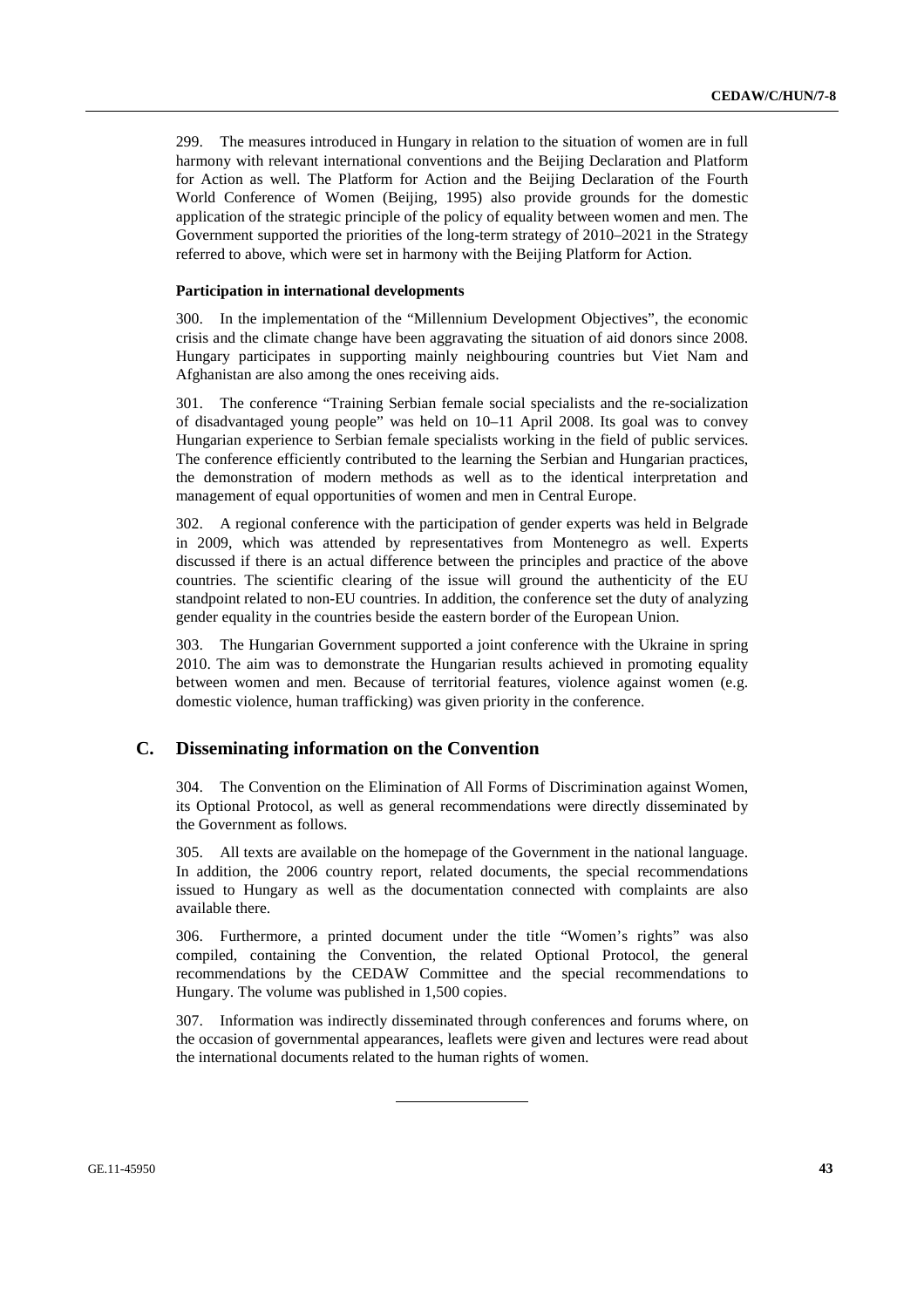299. The measures introduced in Hungary in relation to the situation of women are in full harmony with relevant international conventions and the Beijing Declaration and Platform for Action as well. The Platform for Action and the Beijing Declaration of the Fourth World Conference of Women (Beijing, 1995) also provide grounds for the domestic application of the strategic principle of the policy of equality between women and men. The Government supported the priorities of the long-term strategy of 2010–2021 in the Strategy referred to above, which were set in harmony with the Beijing Platform for Action.

#### Participation in international developments

300. In the implementation of the "Millennium Development Objectives", the economic crisis and the climate change have been aggravating the situation of aid donors since 2008. Hungary participates in supporting mainly neighbouring countries but Viet Nam and Afghanistan are also among the ones receiving aids.

301. The conference "Training Serbian female social specialists and the re-socialization of disadvantaged young people" was held on 10–11 April 2008. Its goal was to convey Hungarian experience to Serbian female specialists working in the field of public services. The conference efficiently contributed to the learning the Serbian and Hungarian practices, the demonstration of modern methods as well as to the identical interpretation and management of equal opportunities of women and men in Central Europe.

302. A regional conference with the participation of gender experts was held in Belgrade in 2009, which was attended by representatives from Montenegro as well. Experts discussed if there is an actual difference between the principles and practice of the above countries. The scientific clearing of the issue will ground the authenticity of the EU standpoint related to non-EU countries. In addition, the conference set the duty of analyzing gender equality in the countries beside the eastern border of the European Union.

303. The Hungarian Government supported a joint conference with the Ukraine in spring 2010. The aim was to demonstrate the Hungarian results achieved in promoting equality between women and men. Because of territorial features, violence against women (e.g. domestic violence, human trafficking) was given priority in the conference.

## C. Disseminating information on the Convention

304. The Convention on the Elimination of All Forms of Discrimination against Women, its Optional Protocol, as well as general recommendations were directly disseminated by the Government as follows.

305. All texts are available on the homepage of the Government in the national language. In addition, the 2006 country report, related documents, the special recommendations issued to Hungary as well as the documentation connected with complaints are also available there.

306. Furthermore, a printed document under the title "Women's rights" was also compiled, containing the Convention, the related Optional Protocol, the general recommendations by the CEDAW Committee and the special recommendations to Hungary. The volume was published in 1,500 copies.

307. Information was indirectly disseminated through conferences and forums where, on the occasion of governmental appearances, leaflets were given and lectures were read about the international documents related to the human rights of women.